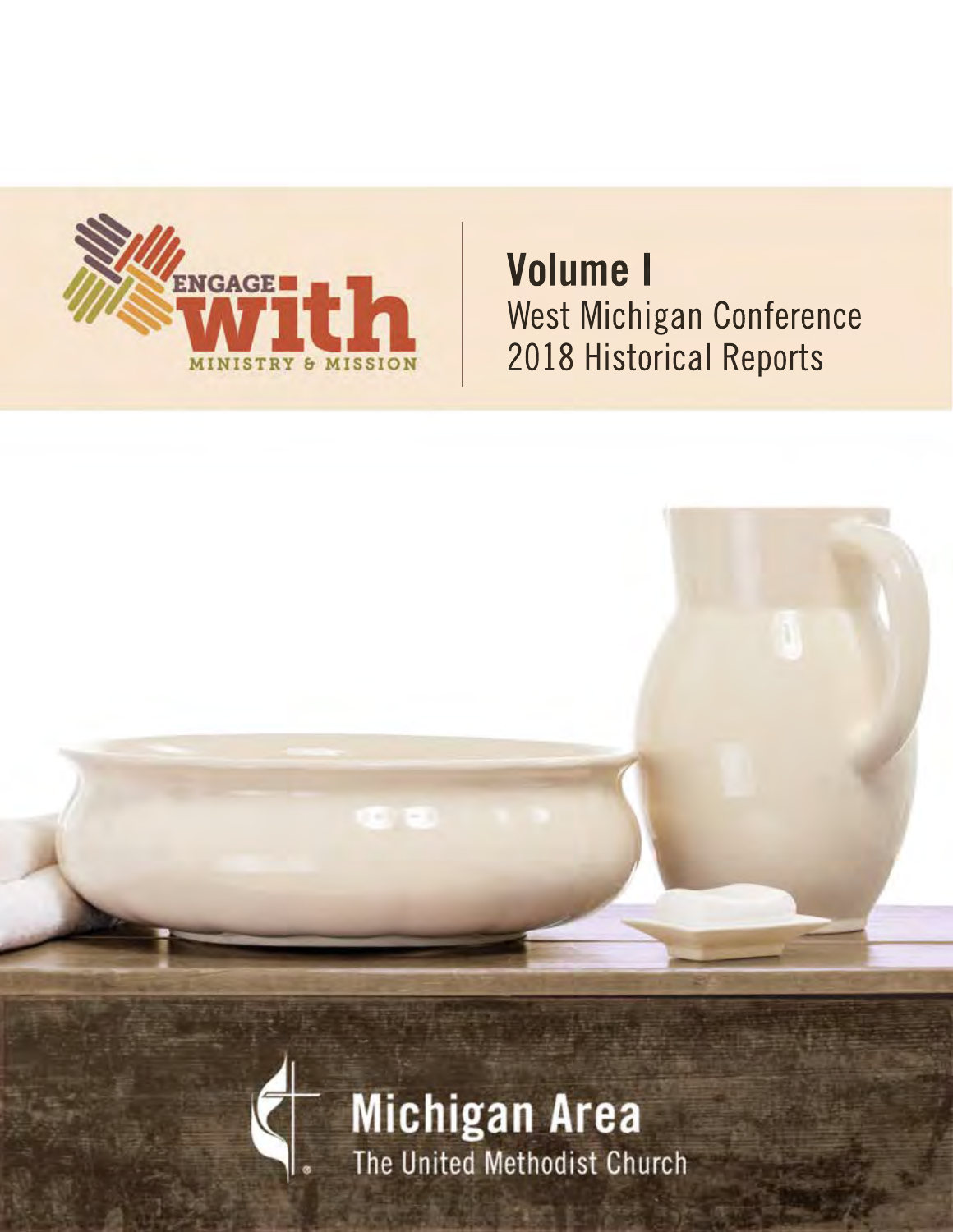ENGAGE with

MINISTRY & MISSION

# Volume I

## West Michigan Conference 2018 Historical Reports

Michigan Area

The United Methodist Church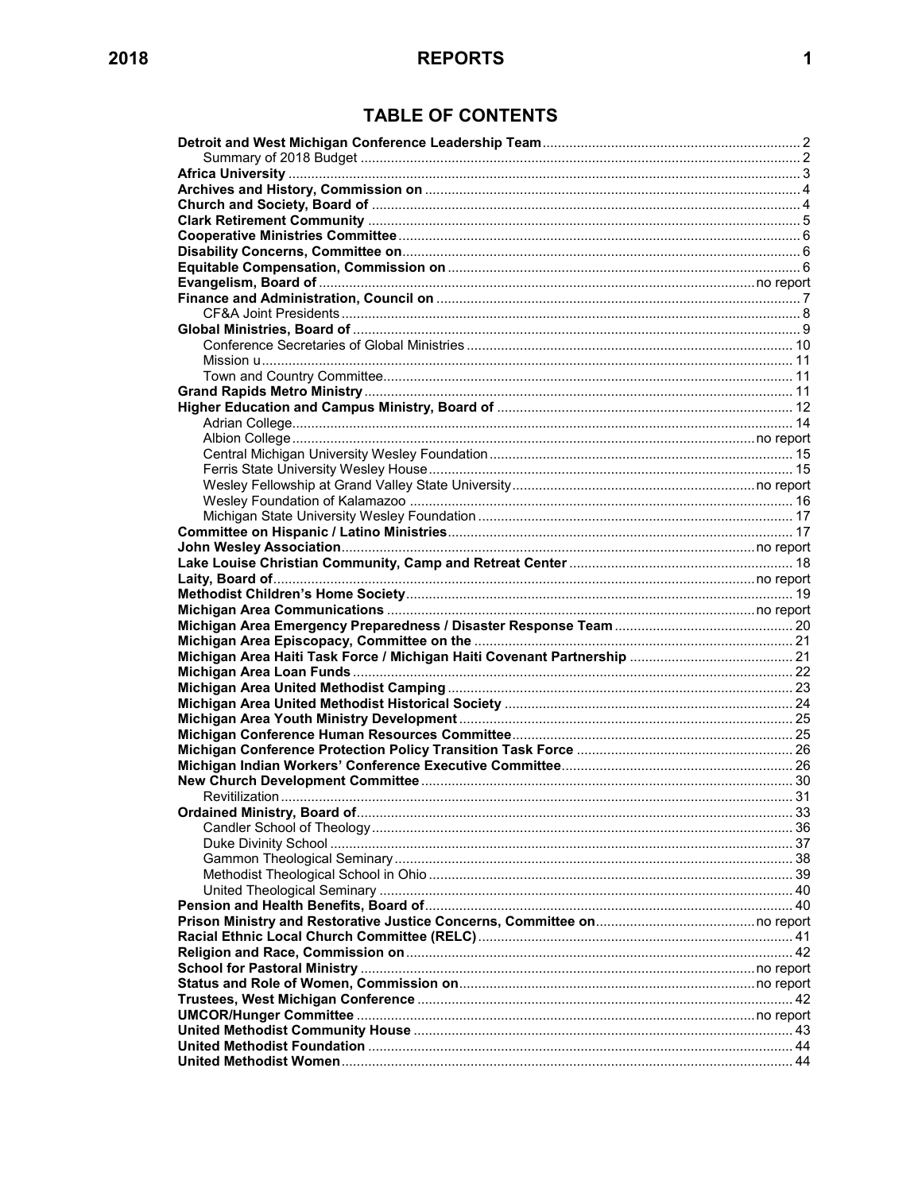# TABLE OF CONTENTS

| | |
|---|---|
| **Detroit and West Michigan Conference Leadership Team** | 2 |
| Summary of 2018 Budget | 2 |
| **Africa University** | 3 |
| **Archives and History, Commission on** | 4 |
| **Church and Society, Board of** | 4 |
| **Clark Retirement Community** | 5 |
| **Cooperative Ministries Committee** | 6 |
| **Disability Concerns, Committee on** | 6 |
| **Equitable Compensation, Commission on** | 6 |
| **Evangelism, Board of** | no report |
| **Finance and Administration, Council on** | 7 |
| CF&A Joint Presidents | 8 |
| **Global Ministries, Board of** | 9 |
| Conference Secretaries of Global Ministries | 10 |
| Mission u | 11 |
| Town and Country Committee | 11 |
| **Grand Rapids Metro Ministry** | 11 |
| **Higher Education and Campus Ministry, Board of** | 12 |
| Adrian College | 14 |
| Albion College | no report |
| Central Michigan University Wesley Foundation | 15 |
| Ferris State University Wesley House | 15 |
| Wesley Fellowship at Grand Valley State University | no report |
| Wesley Foundation of Kalamazoo | 16 |
| Michigan State University Wesley Foundation | 17 |
| **Committee on Hispanic / Latino Ministries** | 17 |
| **John Wesley Association** | no report |
| **Lake Louise Christian Community, Camp and Retreat Center** | 18 |
| **Laity, Board of** | no report |
| **Methodist Children's Home Society** | 19 |
| **Michigan Area Communications** | no report |
| **Michigan Area Emergency Preparedness / Disaster Response Team** | 20 |
| **Michigan Area Episcopacy, Committee on the** | 21 |
| **Michigan Area Haiti Task Force / Michigan Haiti Covenant Partnership** | 21 |
| **Michigan Area Loan Funds** | 22 |
| **Michigan Area United Methodist Camping** | 23 |
| **Michigan Area United Methodist Historical Society** | 24 |
| **Michigan Area Youth Ministry Development** | 25 |
| **Michigan Conference Human Resources Committee** | 25 |
| **Michigan Conference Protection Policy Transition Task Force** | 26 |
| **Michigan Indian Workers' Conference Executive Committee** | 26 |
| **New Church Development Committee** | 30 |
| Revitilization | 31 |
| **Ordained Ministry, Board of** | 33 |
| Candler School of Theology | 36 |
| Duke Divinity School | 37 |
| Gammon Theological Seminary | 38 |
| Methodist Theological School in Ohio | 39 |
| United Theological Seminary | 40 |
| **Pension and Health Benefits, Board of** | 40 |
| **Prison Ministry and Restorative Justice Concerns, Committee on** | no report |
| **Racial Ethnic Local Church Committee (RELC)** | 41 |
| **Religion and Race, Commission on** | 42 |
| **School for Pastoral Ministry** | no report |
| **Status and Role of Women, Commission on** | no report |
| **Trustees, West Michigan Conference** | 42 |
| **UMCOR/Hunger Committee** | no report |
| **United Methodist Community House** | 43 |
| **United Methodist Foundation** | 44 |
| **United Methodist Women** | 44 |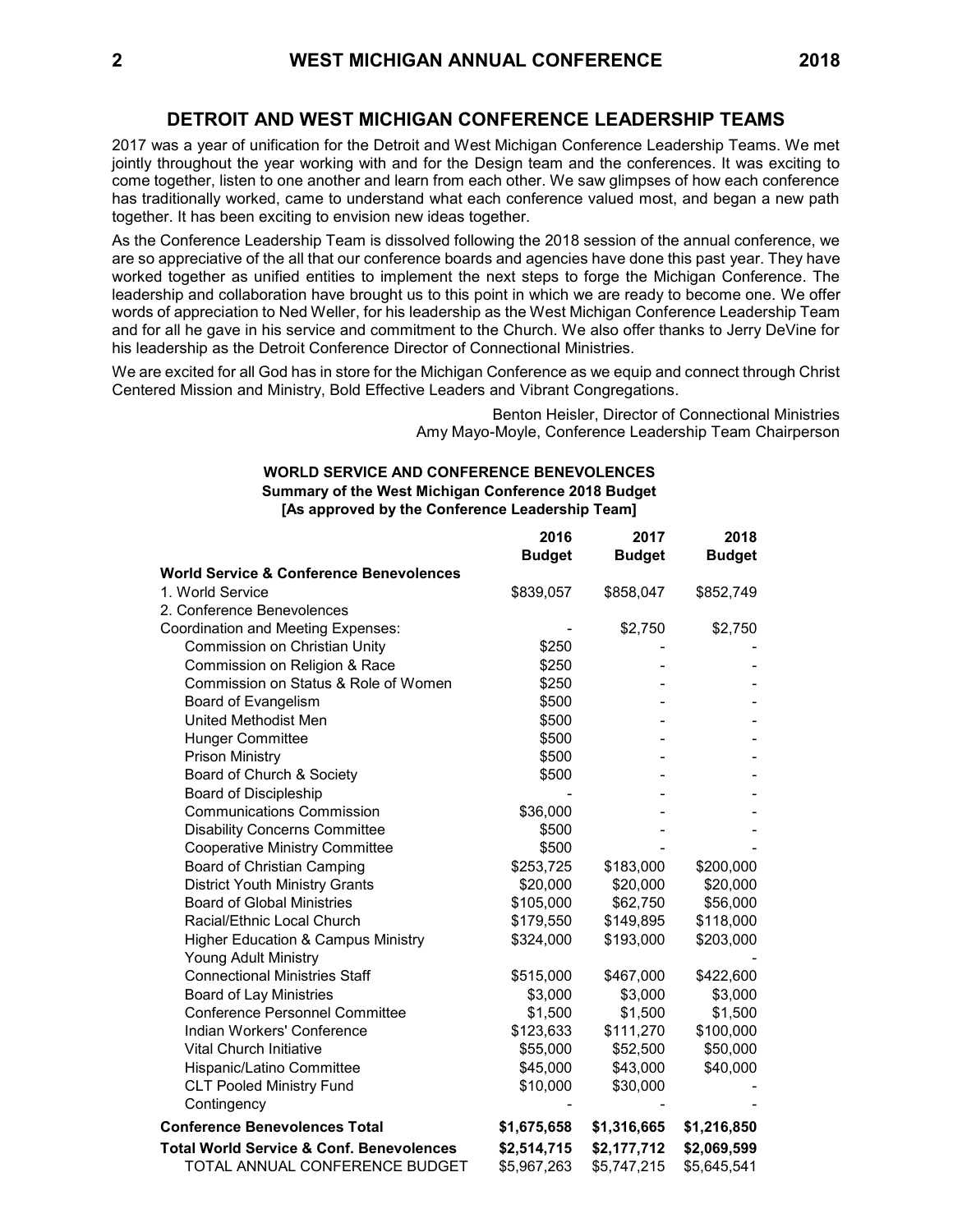## DETROIT AND WEST MICHIGAN CONFERENCE LEADERSHIP TEAMS

2017 was a year of unification for the Detroit and West Michigan Conference Leadership Teams. We met jointly throughout the year working with and for the Design team and the conferences. It was exciting to come together, listen to one another and learn from each other. We saw glimpses of how each conference has traditionally worked, came to understand what each conference valued most, and began a new path together. It has been exciting to envision new ideas together.

As the Conference Leadership Team is dissolved following the 2018 session of the annual conference, we are so appreciative of the all that our conference boards and agencies have done this past year. They have worked together as unified entities to implement the next steps to forge the Michigan Conference. The leadership and collaboration have brought us to this point in which we are ready to become one. We offer words of appreciation to Ned Weller, for his leadership as the West Michigan Conference Leadership Team and for all he gave in his service and commitment to the Church. We also offer thanks to Jerry DeVine for his leadership as the Detroit Conference Director of Connectional Ministries.

We are excited for all God has in store for the Michigan Conference as we equip and connect through Christ Centered Mission and Ministry, Bold Effective Leaders and Vibrant Congregations.

Benton Heisler, Director of Connectional Ministries
Amy Mayo-Moyle, Conference Leadership Team Chairperson

### WORLD SERVICE AND CONFERENCE BENEVOLENCES
**Summary of the West Michigan Conference 2018 Budget**
**[As approved by the Conference Leadership Team]**

| | 2016 Budget | 2017 Budget | 2018 Budget |
|---|---|---|---|
| **World Service & Conference Benevolences** | | | |
| 1. World Service | $839,057 | $858,047 | $852,749 |
| 2. Conference Benevolences | | | |
| Coordination and Meeting Expenses: | - | $2,750 | $2,750 |
| Commission on Christian Unity | $250 | - | - |
| Commission on Religion & Race | $250 | - | - |
| Commission on Status & Role of Women | $250 | - | - |
| Board of Evangelism | $500 | - | - |
| United Methodist Men | $500 | - | - |
| Hunger Committee | $500 | - | - |
| Prison Ministry | $500 | - | - |
| Board of Church & Society | $500 | - | - |
| Board of Discipleship | - | - | - |
| Communications Commission | $36,000 | - | - |
| Disability Concerns Committee | $500 | - | - |
| Cooperative Ministry Committee | $500 | - | - |
| Board of Christian Camping | $253,725 | $183,000 | $200,000 |
| District Youth Ministry Grants | $20,000 | $20,000 | $20,000 |
| Board of Global Ministries | $105,000 | $62,750 | $56,000 |
| Racial/Ethnic Local Church | $179,550 | $149,895 | $118,000 |
| Higher Education & Campus Ministry | $324,000 | $193,000 | $203,000 |
| Young Adult Ministry | | | - |
| Connectional Ministries Staff | $515,000 | $467,000 | $422,600 |
| Board of Lay Ministries | $3,000 | $3,000 | $3,000 |
| Conference Personnel Committee | $1,500 | $1,500 | $1,500 |
| Indian Workers' Conference | $123,633 | $111,270 | $100,000 |
| Vital Church Initiative | $55,000 | $52,500 | $50,000 |
| Hispanic/Latino Committee | $45,000 | $43,000 | $40,000 |
| CLT Pooled Ministry Fund | $10,000 | $30,000 | - |
| Contingency | - | - | - |
| **Conference Benevolences Total** | **$1,675,658** | **$1,316,665** | **$1,216,850** |
| **Total World Service & Conf. Benevolences** | **$2,514,715** | **$2,177,712** | **$2,069,599** |
| TOTAL ANNUAL CONFERENCE BUDGET | $5,967,263 | $5,747,215 | $5,645,541 |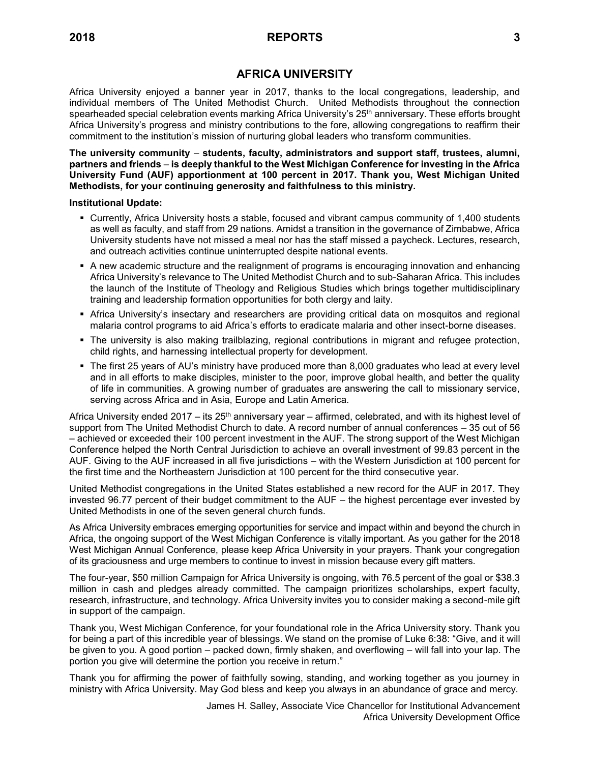# AFRICA UNIVERSITY

Africa University enjoyed a banner year in 2017, thanks to the local congregations, leadership, and individual members of The United Methodist Church. United Methodists throughout the connection spearheaded special celebration events marking Africa University's 25th anniversary. These efforts brought Africa University's progress and ministry contributions to the fore, allowing congregations to reaffirm their commitment to the institution's mission of nurturing global leaders who transform communities.

**The university community – students, faculty, administrators and support staff, trustees, alumni, partners and friends – is deeply thankful to the West Michigan Conference for investing in the Africa University Fund (AUF) apportionment at 100 percent in 2017. Thank you, West Michigan United Methodists, for your continuing generosity and faithfulness to this ministry.**

**Institutional Update:**

- Currently, Africa University hosts a stable, focused and vibrant campus community of 1,400 students as well as faculty, and staff from 29 nations. Amidst a transition in the governance of Zimbabwe, Africa University students have not missed a meal nor has the staff missed a paycheck. Lectures, research, and outreach activities continue uninterrupted despite national events.
- A new academic structure and the realignment of programs is encouraging innovation and enhancing Africa University's relevance to The United Methodist Church and to sub-Saharan Africa. This includes the launch of the Institute of Theology and Religious Studies which brings together multidisciplinary training and leadership formation opportunities for both clergy and laity.
- Africa University's insectary and researchers are providing critical data on mosquitos and regional malaria control programs to aid Africa's efforts to eradicate malaria and other insect-borne diseases.
- The university is also making trailblazing, regional contributions in migrant and refugee protection, child rights, and harnessing intellectual property for development.
- The first 25 years of AU's ministry have produced more than 8,000 graduates who lead at every level and in all efforts to make disciples, minister to the poor, improve global health, and better the quality of life in communities. A growing number of graduates are answering the call to missionary service, serving across Africa and in Asia, Europe and Latin America.

Africa University ended 2017 – its 25th anniversary year – affirmed, celebrated, and with its highest level of support from The United Methodist Church to date. A record number of annual conferences – 35 out of 56 – achieved or exceeded their 100 percent investment in the AUF. The strong support of the West Michigan Conference helped the North Central Jurisdiction to achieve an overall investment of 99.83 percent in the AUF. Giving to the AUF increased in all five jurisdictions – with the Western Jurisdiction at 100 percent for the first time and the Northeastern Jurisdiction at 100 percent for the third consecutive year.

United Methodist congregations in the United States established a new record for the AUF in 2017. They invested 96.77 percent of their budget commitment to the AUF – the highest percentage ever invested by United Methodists in one of the seven general church funds.

As Africa University embraces emerging opportunities for service and impact within and beyond the church in Africa, the ongoing support of the West Michigan Conference is vitally important. As you gather for the 2018 West Michigan Annual Conference, please keep Africa University in your prayers. Thank your congregation of its graciousness and urge members to continue to invest in mission because every gift matters.

The four-year, $50 million Campaign for Africa University is ongoing, with 76.5 percent of the goal or $38.3 million in cash and pledges already committed. The campaign prioritizes scholarships, expert faculty, research, infrastructure, and technology. Africa University invites you to consider making a second-mile gift in support of the campaign.

Thank you, West Michigan Conference, for your foundational role in the Africa University story. Thank you for being a part of this incredible year of blessings. We stand on the promise of Luke 6:38: "Give, and it will be given to you. A good portion – packed down, firmly shaken, and overflowing – will fall into your lap. The portion you give will determine the portion you receive in return."

Thank you for affirming the power of faithfully sowing, standing, and working together as you journey in ministry with Africa University. May God bless and keep you always in an abundance of grace and mercy.

James H. Salley, Associate Vice Chancellor for Institutional Advancement
Africa University Development Office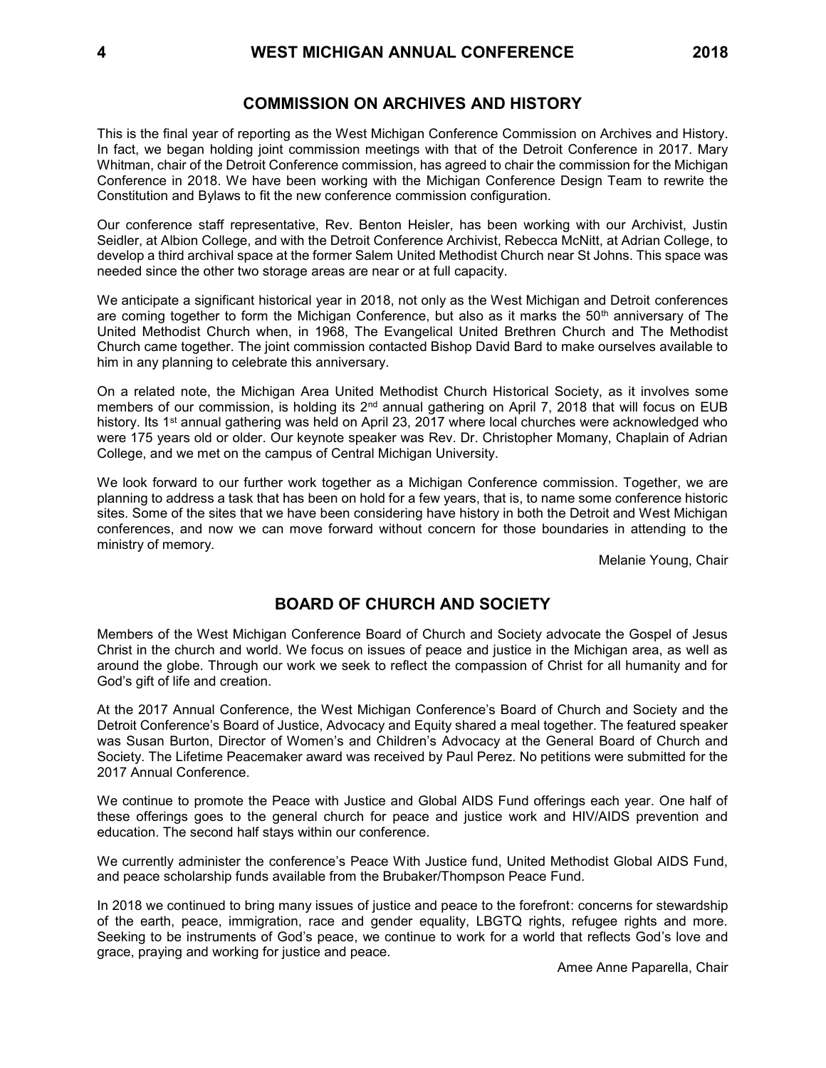## COMMISSION ON ARCHIVES AND HISTORY

This is the final year of reporting as the West Michigan Conference Commission on Archives and History. In fact, we began holding joint commission meetings with that of the Detroit Conference in 2017. Mary Whitman, chair of the Detroit Conference commission, has agreed to chair the commission for the Michigan Conference in 2018. We have been working with the Michigan Conference Design Team to rewrite the Constitution and Bylaws to fit the new conference commission configuration.

Our conference staff representative, Rev. Benton Heisler, has been working with our Archivist, Justin Seidler, at Albion College, and with the Detroit Conference Archivist, Rebecca McNitt, at Adrian College, to develop a third archival space at the former Salem United Methodist Church near St Johns. This space was needed since the other two storage areas are near or at full capacity.

We anticipate a significant historical year in 2018, not only as the West Michigan and Detroit conferences are coming together to form the Michigan Conference, but also as it marks the 50th anniversary of The United Methodist Church when, in 1968, The Evangelical United Brethren Church and The Methodist Church came together. The joint commission contacted Bishop David Bard to make ourselves available to him in any planning to celebrate this anniversary.

On a related note, the Michigan Area United Methodist Church Historical Society, as it involves some members of our commission, is holding its 2nd annual gathering on April 7, 2018 that will focus on EUB history. Its 1st annual gathering was held on April 23, 2017 where local churches were acknowledged who were 175 years old or older. Our keynote speaker was Rev. Dr. Christopher Momany, Chaplain of Adrian College, and we met on the campus of Central Michigan University.

We look forward to our further work together as a Michigan Conference commission. Together, we are planning to address a task that has been on hold for a few years, that is, to name some conference historic sites. Some of the sites that we have been considering have history in both the Detroit and West Michigan conferences, and now we can move forward without concern for those boundaries in attending to the ministry of memory.

Melanie Young, Chair

## BOARD OF CHURCH AND SOCIETY

Members of the West Michigan Conference Board of Church and Society advocate the Gospel of Jesus Christ in the church and world. We focus on issues of peace and justice in the Michigan area, as well as around the globe. Through our work we seek to reflect the compassion of Christ for all humanity and for God's gift of life and creation.

At the 2017 Annual Conference, the West Michigan Conference's Board of Church and Society and the Detroit Conference's Board of Justice, Advocacy and Equity shared a meal together. The featured speaker was Susan Burton, Director of Women's and Children's Advocacy at the General Board of Church and Society. The Lifetime Peacemaker award was received by Paul Perez. No petitions were submitted for the 2017 Annual Conference.

We continue to promote the Peace with Justice and Global AIDS Fund offerings each year. One half of these offerings goes to the general church for peace and justice work and HIV/AIDS prevention and education. The second half stays within our conference.

We currently administer the conference's Peace With Justice fund, United Methodist Global AIDS Fund, and peace scholarship funds available from the Brubaker/Thompson Peace Fund.

In 2018 we continued to bring many issues of justice and peace to the forefront: concerns for stewardship of the earth, peace, immigration, race and gender equality, LBGTQ rights, refugee rights and more. Seeking to be instruments of God's peace, we continue to work for a world that reflects God's love and grace, praying and working for justice and peace.

Amee Anne Paparella, Chair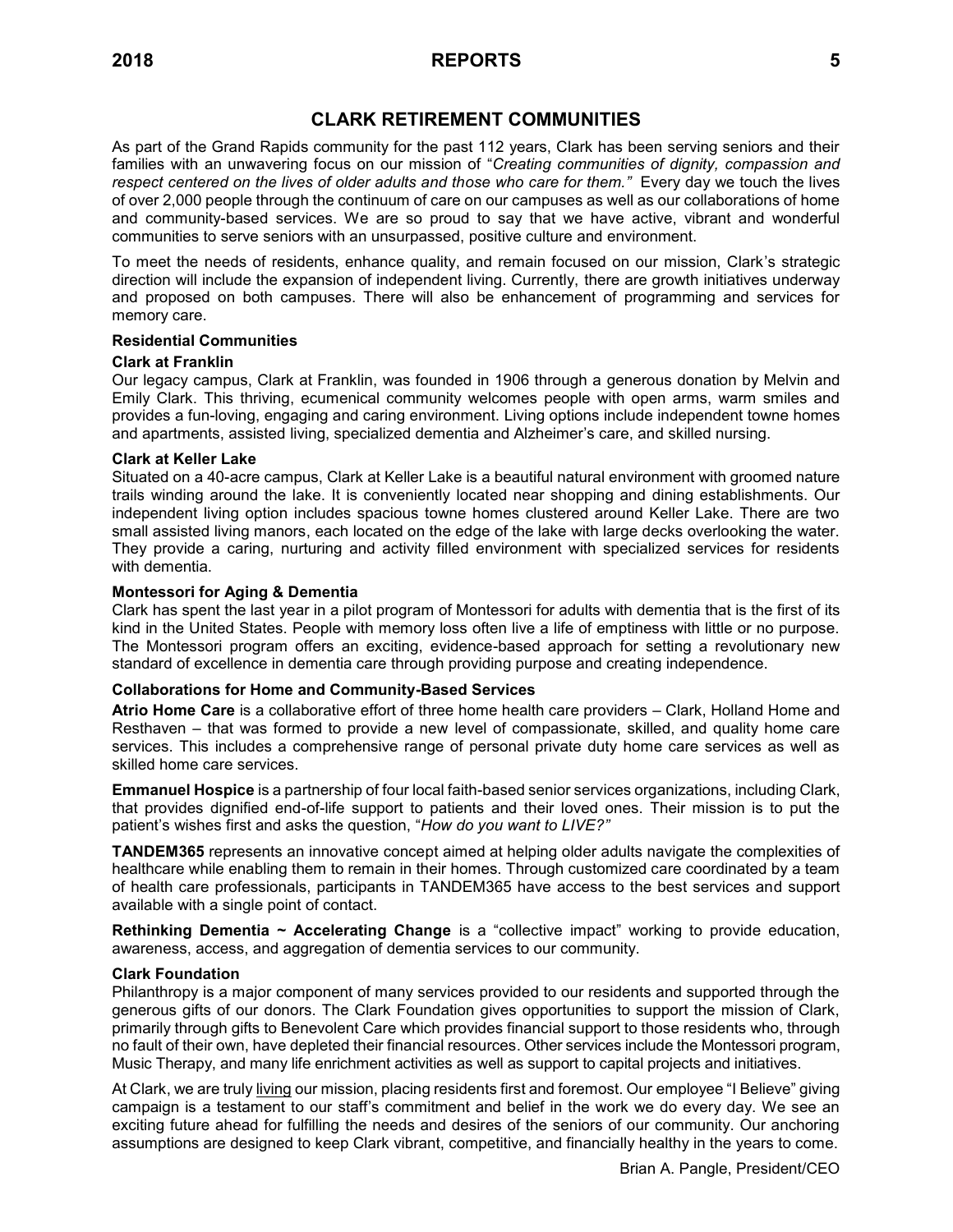# CLARK RETIREMENT COMMUNITIES

As part of the Grand Rapids community for the past 112 years, Clark has been serving seniors and their families with an unwavering focus on our mission of "*Creating communities of dignity, compassion and respect centered on the lives of older adults and those who care for them."* Every day we touch the lives of over 2,000 people through the continuum of care on our campuses as well as our collaborations of home and community-based services. We are so proud to say that we have active, vibrant and wonderful communities to serve seniors with an unsurpassed, positive culture and environment.

To meet the needs of residents, enhance quality, and remain focused on our mission, Clark's strategic direction will include the expansion of independent living. Currently, there are growth initiatives underway and proposed on both campuses. There will also be enhancement of programming and services for memory care.

**Residential Communities**

**Clark at Franklin**

Our legacy campus, Clark at Franklin, was founded in 1906 through a generous donation by Melvin and Emily Clark. This thriving, ecumenical community welcomes people with open arms, warm smiles and provides a fun-loving, engaging and caring environment. Living options include independent towne homes and apartments, assisted living, specialized dementia and Alzheimer's care, and skilled nursing.

**Clark at Keller Lake**

Situated on a 40-acre campus, Clark at Keller Lake is a beautiful natural environment with groomed nature trails winding around the lake. It is conveniently located near shopping and dining establishments. Our independent living option includes spacious towne homes clustered around Keller Lake. There are two small assisted living manors, each located on the edge of the lake with large decks overlooking the water. They provide a caring, nurturing and activity filled environment with specialized services for residents with dementia.

**Montessori for Aging & Dementia**

Clark has spent the last year in a pilot program of Montessori for adults with dementia that is the first of its kind in the United States. People with memory loss often live a life of emptiness with little or no purpose. The Montessori program offers an exciting, evidence-based approach for setting a revolutionary new standard of excellence in dementia care through providing purpose and creating independence.

**Collaborations for Home and Community-Based Services**

**Atrio Home Care** is a collaborative effort of three home health care providers – Clark, Holland Home and Resthaven – that was formed to provide a new level of compassionate, skilled, and quality home care services. This includes a comprehensive range of personal private duty home care services as well as skilled home care services.

**Emmanuel Hospice** is a partnership of four local faith-based senior services organizations, including Clark, that provides dignified end-of-life support to patients and their loved ones. Their mission is to put the patient's wishes first and asks the question, "*How do you want to LIVE?"*

**TANDEM365** represents an innovative concept aimed at helping older adults navigate the complexities of healthcare while enabling them to remain in their homes. Through customized care coordinated by a team of health care professionals, participants in TANDEM365 have access to the best services and support available with a single point of contact.

**Rethinking Dementia ~ Accelerating Change** is a "collective impact" working to provide education, awareness, access, and aggregation of dementia services to our community.

**Clark Foundation**

Philanthropy is a major component of many services provided to our residents and supported through the generous gifts of our donors. The Clark Foundation gives opportunities to support the mission of Clark, primarily through gifts to Benevolent Care which provides financial support to those residents who, through no fault of their own, have depleted their financial resources. Other services include the Montessori program, Music Therapy, and many life enrichment activities as well as support to capital projects and initiatives.

At Clark, we are truly <u>living</u> our mission, placing residents first and foremost. Our employee "I Believe" giving campaign is a testament to our staff's commitment and belief in the work we do every day. We see an exciting future ahead for fulfilling the needs and desires of the seniors of our community. Our anchoring assumptions are designed to keep Clark vibrant, competitive, and financially healthy in the years to come.

Brian A. Pangle, President/CEO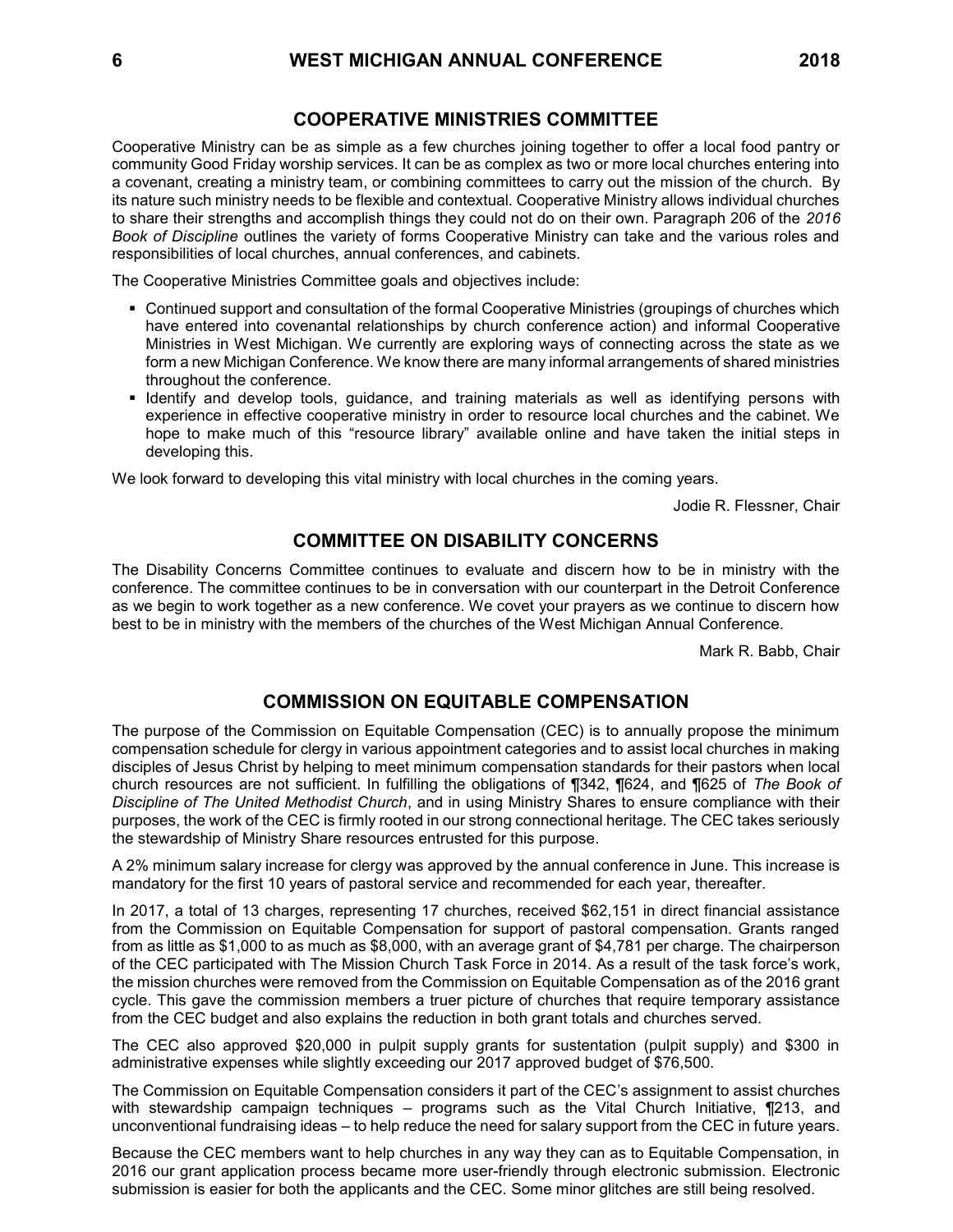## COOPERATIVE MINISTRIES COMMITTEE

Cooperative Ministry can be as simple as a few churches joining together to offer a local food pantry or community Good Friday worship services. It can be as complex as two or more local churches entering into a covenant, creating a ministry team, or combining committees to carry out the mission of the church. By its nature such ministry needs to be flexible and contextual. Cooperative Ministry allows individual churches to share their strengths and accomplish things they could not do on their own. Paragraph 206 of the *2016 Book of Discipline* outlines the variety of forms Cooperative Ministry can take and the various roles and responsibilities of local churches, annual conferences, and cabinets.

The Cooperative Ministries Committee goals and objectives include:

- Continued support and consultation of the formal Cooperative Ministries (groupings of churches which have entered into covenantal relationships by church conference action) and informal Cooperative Ministries in West Michigan. We currently are exploring ways of connecting across the state as we form a new Michigan Conference. We know there are many informal arrangements of shared ministries throughout the conference.
- Identify and develop tools, guidance, and training materials as well as identifying persons with experience in effective cooperative ministry in order to resource local churches and the cabinet. We hope to make much of this "resource library" available online and have taken the initial steps in developing this.

We look forward to developing this vital ministry with local churches in the coming years.

Jodie R. Flessner, Chair

## COMMITTEE ON DISABILITY CONCERNS

The Disability Concerns Committee continues to evaluate and discern how to be in ministry with the conference. The committee continues to be in conversation with our counterpart in the Detroit Conference as we begin to work together as a new conference. We covet your prayers as we continue to discern how best to be in ministry with the members of the churches of the West Michigan Annual Conference.

Mark R. Babb, Chair

## COMMISSION ON EQUITABLE COMPENSATION

The purpose of the Commission on Equitable Compensation (CEC) is to annually propose the minimum compensation schedule for clergy in various appointment categories and to assist local churches in making disciples of Jesus Christ by helping to meet minimum compensation standards for their pastors when local church resources are not sufficient. In fulfilling the obligations of ¶342, ¶624, and ¶625 of *The Book of Discipline of The United Methodist Church*, and in using Ministry Shares to ensure compliance with their purposes, the work of the CEC is firmly rooted in our strong connectional heritage. The CEC takes seriously the stewardship of Ministry Share resources entrusted for this purpose.

A 2% minimum salary increase for clergy was approved by the annual conference in June. This increase is mandatory for the first 10 years of pastoral service and recommended for each year, thereafter.

In 2017, a total of 13 charges, representing 17 churches, received $62,151 in direct financial assistance from the Commission on Equitable Compensation for support of pastoral compensation. Grants ranged from as little as $1,000 to as much as $8,000, with an average grant of $4,781 per charge. The chairperson of the CEC participated with The Mission Church Task Force in 2014. As a result of the task force's work, the mission churches were removed from the Commission on Equitable Compensation as of the 2016 grant cycle. This gave the commission members a truer picture of churches that require temporary assistance from the CEC budget and also explains the reduction in both grant totals and churches served.

The CEC also approved $20,000 in pulpit supply grants for sustentation (pulpit supply) and $300 in administrative expenses while slightly exceeding our 2017 approved budget of $76,500.

The Commission on Equitable Compensation considers it part of the CEC's assignment to assist churches with stewardship campaign techniques – programs such as the Vital Church Initiative, ¶213, and unconventional fundraising ideas – to help reduce the need for salary support from the CEC in future years.

Because the CEC members want to help churches in any way they can as to Equitable Compensation, in 2016 our grant application process became more user-friendly through electronic submission. Electronic submission is easier for both the applicants and the CEC. Some minor glitches are still being resolved.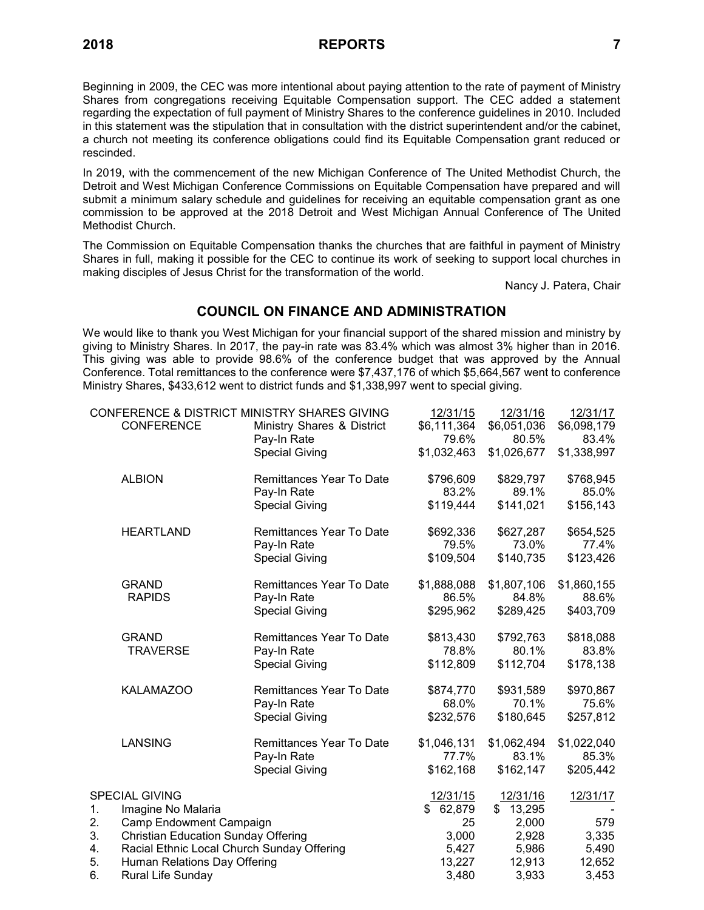Beginning in 2009, the CEC was more intentional about paying attention to the rate of payment of Ministry Shares from congregations receiving Equitable Compensation support. The CEC added a statement regarding the expectation of full payment of Ministry Shares to the conference guidelines in 2010. Included in this statement was the stipulation that in consultation with the district superintendent and/or the cabinet, a church not meeting its conference obligations could find its Equitable Compensation grant reduced or rescinded.

In 2019, with the commencement of the new Michigan Conference of The United Methodist Church, the Detroit and West Michigan Conference Commissions on Equitable Compensation have prepared and will submit a minimum salary schedule and guidelines for receiving an equitable compensation grant as one commission to be approved at the 2018 Detroit and West Michigan Annual Conference of The United Methodist Church.

The Commission on Equitable Compensation thanks the churches that are faithful in payment of Ministry Shares in full, making it possible for the CEC to continue its work of seeking to support local churches in making disciples of Jesus Christ for the transformation of the world.

Nancy J. Patera, Chair

## COUNCIL ON FINANCE AND ADMINISTRATION

We would like to thank you West Michigan for your financial support of the shared mission and ministry by giving to Ministry Shares. In 2017, the pay-in rate was 83.4% which was almost 3% higher than in 2016. This giving was able to provide 98.6% of the conference budget that was approved by the Annual Conference. Total remittances to the conference were $7,437,176 of which $5,664,567 went to conference Ministry Shares, $433,612 went to district funds and $1,338,997 went to special giving.

| CONFERENCE & DISTRICT MINISTRY SHARES GIVING | | 12/31/15 | 12/31/16 | 12/31/17 |
|---|---|---|---|---|
| CONFERENCE | Ministry Shares & District | $6,111,364 | $6,051,036 | $6,098,179 |
| | Pay-In Rate | 79.6% | 80.5% | 83.4% |
| | Special Giving | $1,032,463 | $1,026,677 | $1,338,997 |
| ALBION | Remittances Year To Date | $796,609 | $829,797 | $768,945 |
| | Pay-In Rate | 83.2% | 89.1% | 85.0% |
| | Special Giving | $119,444 | $141,021 | $156,143 |
| HEARTLAND | Remittances Year To Date | $692,336 | $627,287 | $654,525 |
| | Pay-In Rate | 79.5% | 73.0% | 77.4% |
| | Special Giving | $109,504 | $140,735 | $123,426 |
| GRAND RAPIDS | Remittances Year To Date | $1,888,088 | $1,807,106 | $1,860,155 |
| | Pay-In Rate | 86.5% | 84.8% | 88.6% |
| | Special Giving | $295,962 | $289,425 | $403,709 |
| GRAND TRAVERSE | Remittances Year To Date | $813,430 | $792,763 | $818,088 |
| | Pay-In Rate | 78.8% | 80.1% | 83.8% |
| | Special Giving | $112,809 | $112,704 | $178,138 |
| KALAMAZOO | Remittances Year To Date | $874,770 | $931,589 | $970,867 |
| | Pay-In Rate | 68.0% | 70.1% | 75.6% |
| | Special Giving | $232,576 | $180,645 | $257,812 |
| LANSING | Remittances Year To Date | $1,046,131 | $1,062,494 | $1,022,040 |
| | Pay-In Rate | 77.7% | 83.1% | 85.3% |
| | Special Giving | $162,168 | $162,147 | $205,442 |

| SPECIAL GIVING | 12/31/15 | 12/31/16 | 12/31/17 |
|---|---|---|---|
| 1. Imagine No Malaria | $ 62,879 | $ 13,295 | - |
| 2. Camp Endowment Campaign | 25 | 2,000 | 579 |
| 3. Christian Education Sunday Offering | 3,000 | 2,928 | 3,335 |
| 4. Racial Ethnic Local Church Sunday Offering | 5,427 | 5,986 | 5,490 |
| 5. Human Relations Day Offering | 13,227 | 12,913 | 12,652 |
| 6. Rural Life Sunday | 3,480 | 3,933 | 3,453 |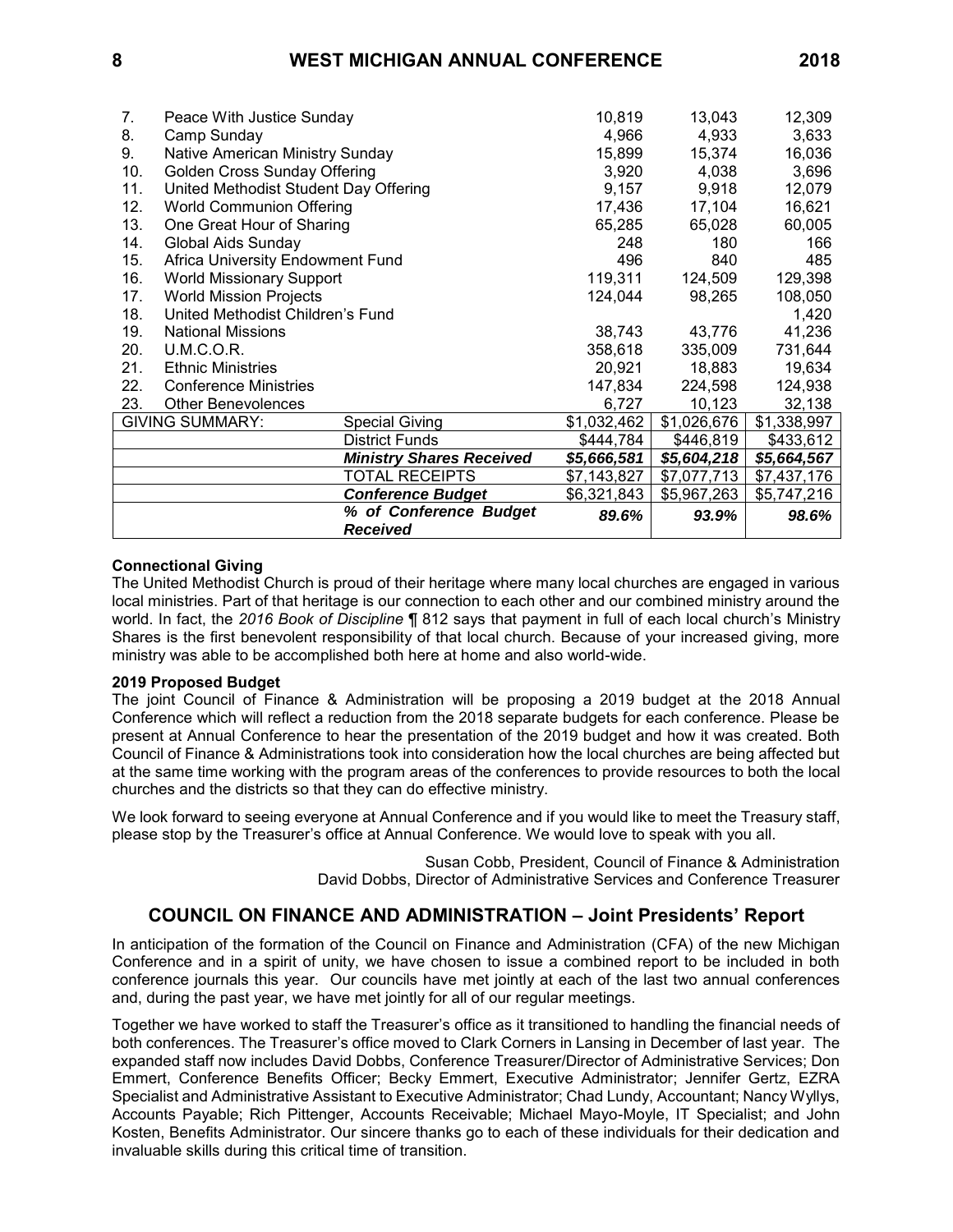| | | | | | |
|---|---|---|---|---|---|
| 7. | Peace With Justice Sunday | | 10,819 | 13,043 | 12,309 |
| 8. | Camp Sunday | | 4,966 | 4,933 | 3,633 |
| 9. | Native American Ministry Sunday | | 15,899 | 15,374 | 16,036 |
| 10. | Golden Cross Sunday Offering | | 3,920 | 4,038 | 3,696 |
| 11. | United Methodist Student Day Offering | | 9,157 | 9,918 | 12,079 |
| 12. | World Communion Offering | | 17,436 | 17,104 | 16,621 |
| 13. | One Great Hour of Sharing | | 65,285 | 65,028 | 60,005 |
| 14. | Global Aids Sunday | | 248 | 180 | 166 |
| 15. | Africa University Endowment Fund | | 496 | 840 | 485 |
| 16. | World Missionary Support | | 119,311 | 124,509 | 129,398 |
| 17. | World Mission Projects | | 124,044 | 98,265 | 108,050 |
| 18. | United Methodist Children's Fund | | | | 1,420 |
| 19. | National Missions | | 38,743 | 43,776 | 41,236 |
| 20. | U.M.C.O.R. | | 358,618 | 335,009 | 731,644 |
| 21. | Ethnic Ministries | | 20,921 | 18,883 | 19,634 |
| 22. | Conference Ministries | | 147,834 | 224,598 | 124,938 |
| 23. | Other Benevolences | | 6,727 | 10,123 | 32,138 |
| GIVING SUMMARY: | | Special Giving | $1,032,462 | $1,026,676 | $1,338,997 |
| | | District Funds | $444,784 | $446,819 | $433,612 |
| | | ***Ministry Shares Received*** | ***$5,666,581*** | ***$5,604,218*** | ***$5,664,567*** |
| | | TOTAL RECEIPTS | $7,143,827 | $7,077,713 | $7,437,176 |
| | | ***Conference Budget*** | $6,321,843 | $5,967,263 | $5,747,216 |
| | | ***% of Conference Budget Received*** | ***89.6%*** | ***93.9%*** | ***98.6%*** |

**Connectional Giving**

The United Methodist Church is proud of their heritage where many local churches are engaged in various local ministries. Part of that heritage is our connection to each other and our combined ministry around the world. In fact, the *2016 Book of Discipline* ¶ 812 says that payment in full of each local church's Ministry Shares is the first benevolent responsibility of that local church. Because of your increased giving, more ministry was able to be accomplished both here at home and also world-wide.

**2019 Proposed Budget**

The joint Council of Finance & Administration will be proposing a 2019 budget at the 2018 Annual Conference which will reflect a reduction from the 2018 separate budgets for each conference. Please be present at Annual Conference to hear the presentation of the 2019 budget and how it was created. Both Council of Finance & Administrations took into consideration how the local churches are being affected but at the same time working with the program areas of the conferences to provide resources to both the local churches and the districts so that they can do effective ministry.

We look forward to seeing everyone at Annual Conference and if you would like to meet the Treasury staff, please stop by the Treasurer's office at Annual Conference. We would love to speak with you all.

Susan Cobb, President, Council of Finance & Administration
David Dobbs, Director of Administrative Services and Conference Treasurer

## COUNCIL ON FINANCE AND ADMINISTRATION – Joint Presidents' Report

In anticipation of the formation of the Council on Finance and Administration (CFA) of the new Michigan Conference and in a spirit of unity, we have chosen to issue a combined report to be included in both conference journals this year. Our councils have met jointly at each of the last two annual conferences and, during the past year, we have met jointly for all of our regular meetings.

Together we have worked to staff the Treasurer's office as it transitioned to handling the financial needs of both conferences. The Treasurer's office moved to Clark Corners in Lansing in December of last year. The expanded staff now includes David Dobbs, Conference Treasurer/Director of Administrative Services; Don Emmert, Conference Benefits Officer; Becky Emmert, Executive Administrator; Jennifer Gertz, EZRA Specialist and Administrative Assistant to Executive Administrator; Chad Lundy, Accountant; Nancy Wyllys, Accounts Payable; Rich Pittenger, Accounts Receivable; Michael Mayo-Moyle, IT Specialist; and John Kosten, Benefits Administrator. Our sincere thanks go to each of these individuals for their dedication and invaluable skills during this critical time of transition.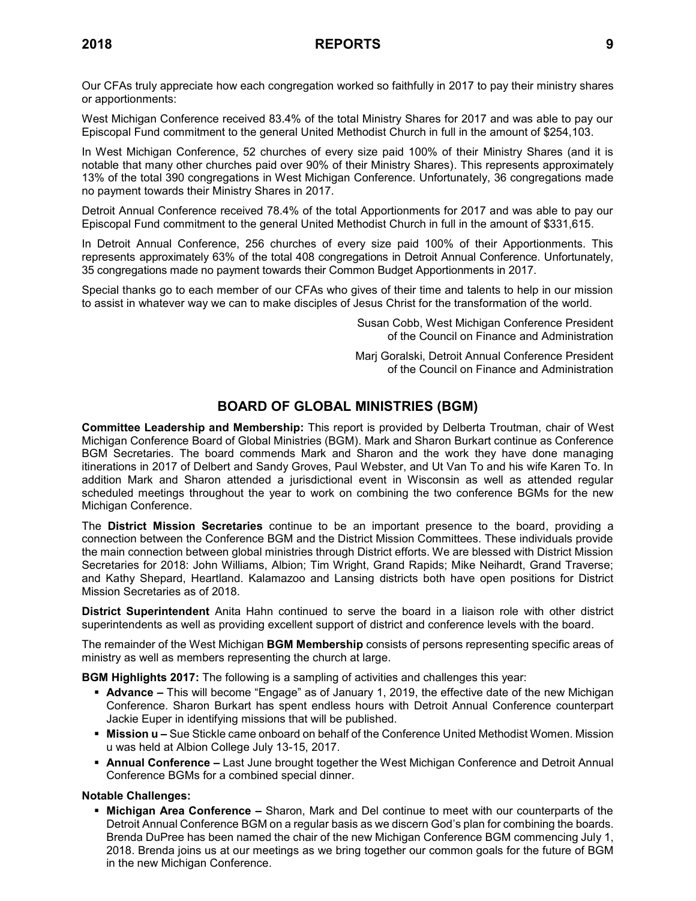Our CFAs truly appreciate how each congregation worked so faithfully in 2017 to pay their ministry shares or apportionments:

West Michigan Conference received 83.4% of the total Ministry Shares for 2017 and was able to pay our Episcopal Fund commitment to the general United Methodist Church in full in the amount of $254,103.

In West Michigan Conference, 52 churches of every size paid 100% of their Ministry Shares (and it is notable that many other churches paid over 90% of their Ministry Shares). This represents approximately 13% of the total 390 congregations in West Michigan Conference. Unfortunately, 36 congregations made no payment towards their Ministry Shares in 2017.

Detroit Annual Conference received 78.4% of the total Apportionments for 2017 and was able to pay our Episcopal Fund commitment to the general United Methodist Church in full in the amount of $331,615.

In Detroit Annual Conference, 256 churches of every size paid 100% of their Apportionments. This represents approximately 63% of the total 408 congregations in Detroit Annual Conference. Unfortunately, 35 congregations made no payment towards their Common Budget Apportionments in 2017.

Special thanks go to each member of our CFAs who gives of their time and talents to help in our mission to assist in whatever way we can to make disciples of Jesus Christ for the transformation of the world.

Susan Cobb, West Michigan Conference President
of the Council on Finance and Administration

Marj Goralski, Detroit Annual Conference President
of the Council on Finance and Administration

## BOARD OF GLOBAL MINISTRIES (BGM)

**Committee Leadership and Membership:** This report is provided by Delberta Troutman, chair of West Michigan Conference Board of Global Ministries (BGM). Mark and Sharon Burkart continue as Conference BGM Secretaries. The board commends Mark and Sharon and the work they have done managing itinerations in 2017 of Delbert and Sandy Groves, Paul Webster, and Ut Van To and his wife Karen To. In addition Mark and Sharon attended a jurisdictional event in Wisconsin as well as attended regular scheduled meetings throughout the year to work on combining the two conference BGMs for the new Michigan Conference.

The **District Mission Secretaries** continue to be an important presence to the board, providing a connection between the Conference BGM and the District Mission Committees. These individuals provide the main connection between global ministries through District efforts. We are blessed with District Mission Secretaries for 2018: John Williams, Albion; Tim Wright, Grand Rapids; Mike Neihardt, Grand Traverse; and Kathy Shepard, Heartland. Kalamazoo and Lansing districts both have open positions for District Mission Secretaries as of 2018.

**District Superintendent** Anita Hahn continued to serve the board in a liaison role with other district superintendents as well as providing excellent support of district and conference levels with the board.

The remainder of the West Michigan **BGM Membership** consists of persons representing specific areas of ministry as well as members representing the church at large.

**BGM Highlights 2017:** The following is a sampling of activities and challenges this year:

- **Advance –** This will become "Engage" as of January 1, 2019, the effective date of the new Michigan Conference. Sharon Burkart has spent endless hours with Detroit Annual Conference counterpart Jackie Euper in identifying missions that will be published.
- **Mission u –** Sue Stickle came onboard on behalf of the Conference United Methodist Women. Mission u was held at Albion College July 13-15, 2017.
- **Annual Conference –** Last June brought together the West Michigan Conference and Detroit Annual Conference BGMs for a combined special dinner.

**Notable Challenges:**

- **Michigan Area Conference –** Sharon, Mark and Del continue to meet with our counterparts of the Detroit Annual Conference BGM on a regular basis as we discern God's plan for combining the boards. Brenda DuPree has been named the chair of the new Michigan Conference BGM commencing July 1, 2018. Brenda joins us at our meetings as we bring together our common goals for the future of BGM in the new Michigan Conference.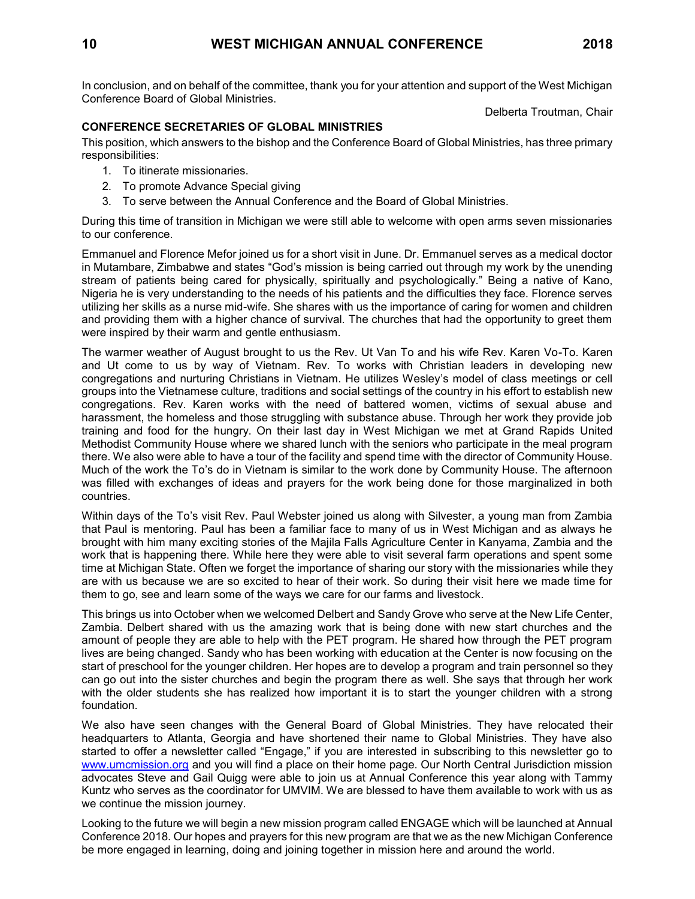In conclusion, and on behalf of the committee, thank you for your attention and support of the West Michigan Conference Board of Global Ministries.

Delberta Troutman, Chair

**CONFERENCE SECRETARIES OF GLOBAL MINISTRIES**

This position, which answers to the bishop and the Conference Board of Global Ministries, has three primary responsibilities:

1. To itinerate missionaries.
2. To promote Advance Special giving
3. To serve between the Annual Conference and the Board of Global Ministries.

During this time of transition in Michigan we were still able to welcome with open arms seven missionaries to our conference.

Emmanuel and Florence Mefor joined us for a short visit in June. Dr. Emmanuel serves as a medical doctor in Mutambare, Zimbabwe and states "God's mission is being carried out through my work by the unending stream of patients being cared for physically, spiritually and psychologically." Being a native of Kano, Nigeria he is very understanding to the needs of his patients and the difficulties they face. Florence serves utilizing her skills as a nurse mid-wife. She shares with us the importance of caring for women and children and providing them with a higher chance of survival. The churches that had the opportunity to greet them were inspired by their warm and gentle enthusiasm.

The warmer weather of August brought to us the Rev. Ut Van To and his wife Rev. Karen Vo-To. Karen and Ut come to us by way of Vietnam. Rev. To works with Christian leaders in developing new congregations and nurturing Christians in Vietnam. He utilizes Wesley's model of class meetings or cell groups into the Vietnamese culture, traditions and social settings of the country in his effort to establish new congregations. Rev. Karen works with the need of battered women, victims of sexual abuse and harassment, the homeless and those struggling with substance abuse. Through her work they provide job training and food for the hungry. On their last day in West Michigan we met at Grand Rapids United Methodist Community House where we shared lunch with the seniors who participate in the meal program there. We also were able to have a tour of the facility and spend time with the director of Community House. Much of the work the To's do in Vietnam is similar to the work done by Community House. The afternoon was filled with exchanges of ideas and prayers for the work being done for those marginalized in both countries.

Within days of the To's visit Rev. Paul Webster joined us along with Silvester, a young man from Zambia that Paul is mentoring. Paul has been a familiar face to many of us in West Michigan and as always he brought with him many exciting stories of the Majila Falls Agriculture Center in Kanyama, Zambia and the work that is happening there. While here they were able to visit several farm operations and spent some time at Michigan State. Often we forget the importance of sharing our story with the missionaries while they are with us because we are so excited to hear of their work. So during their visit here we made time for them to go, see and learn some of the ways we care for our farms and livestock.

This brings us into October when we welcomed Delbert and Sandy Grove who serve at the New Life Center, Zambia. Delbert shared with us the amazing work that is being done with new start churches and the amount of people they are able to help with the PET program. He shared how through the PET program lives are being changed. Sandy who has been working with education at the Center is now focusing on the start of preschool for the younger children. Her hopes are to develop a program and train personnel so they can go out into the sister churches and begin the program there as well. She says that through her work with the older students she has realized how important it is to start the younger children with a strong foundation.

We also have seen changes with the General Board of Global Ministries. They have relocated their headquarters to Atlanta, Georgia and have shortened their name to Global Ministries. They have also started to offer a newsletter called "Engage," if you are interested in subscribing to this newsletter go to [www.umcmission.org](http://www.umcmission.org) and you will find a place on their home page. Our North Central Jurisdiction mission advocates Steve and Gail Quigg were able to join us at Annual Conference this year along with Tammy Kuntz who serves as the coordinator for UMVIM. We are blessed to have them available to work with us as we continue the mission journey.

Looking to the future we will begin a new mission program called ENGAGE which will be launched at Annual Conference 2018. Our hopes and prayers for this new program are that we as the new Michigan Conference be more engaged in learning, doing and joining together in mission here and around the world.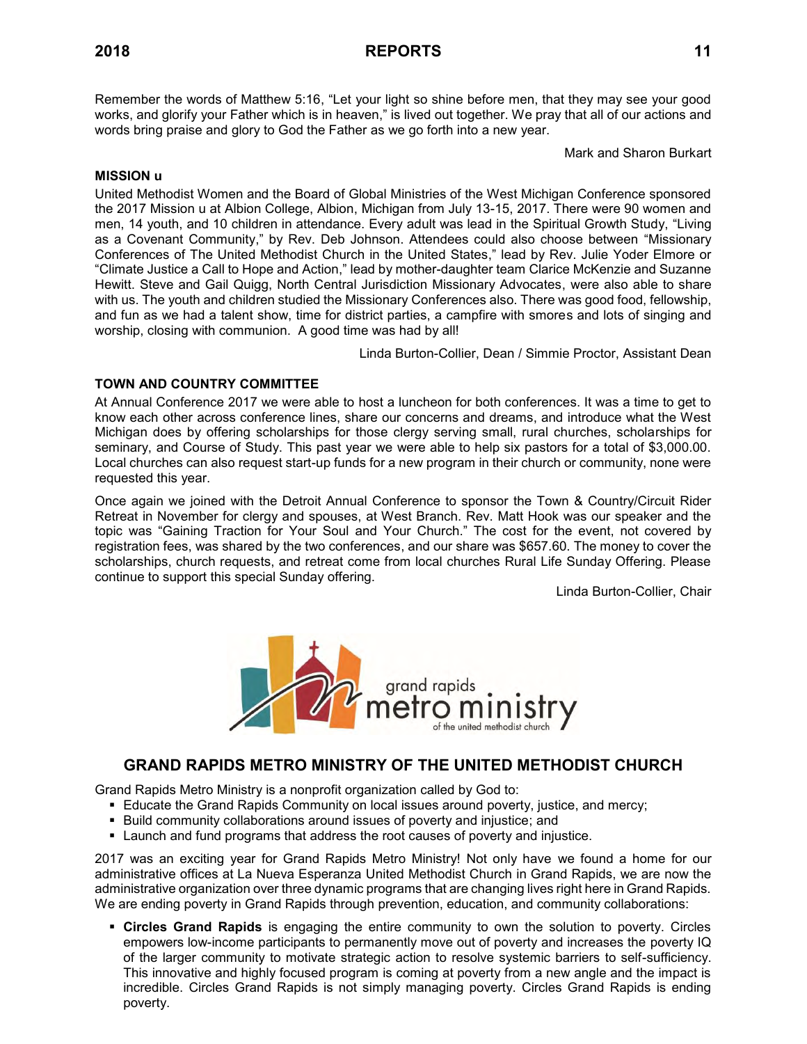Remember the words of Matthew 5:16, “Let your light so shine before men, that they may see your good works, and glorify your Father which is in heaven,” is lived out together. We pray that all of our actions and words bring praise and glory to God the Father as we go forth into a new year.

Mark and Sharon Burkart

**MISSION u**

United Methodist Women and the Board of Global Ministries of the West Michigan Conference sponsored the 2017 Mission u at Albion College, Albion, Michigan from July 13-15, 2017. There were 90 women and men, 14 youth, and 10 children in attendance. Every adult was lead in the Spiritual Growth Study, “Living as a Covenant Community,” by Rev. Deb Johnson. Attendees could also choose between “Missionary Conferences of The United Methodist Church in the United States,” lead by Rev. Julie Yoder Elmore or “Climate Justice a Call to Hope and Action,” lead by mother-daughter team Clarice McKenzie and Suzanne Hewitt. Steve and Gail Quigg, North Central Jurisdiction Missionary Advocates, were also able to share with us. The youth and children studied the Missionary Conferences also. There was good food, fellowship, and fun as we had a talent show, time for district parties, a campfire with smores and lots of singing and worship, closing with communion. A good time was had by all!

Linda Burton-Collier, Dean / Simmie Proctor, Assistant Dean

**TOWN AND COUNTRY COMMITTEE**

At Annual Conference 2017 we were able to host a luncheon for both conferences. It was a time to get to know each other across conference lines, share our concerns and dreams, and introduce what the West Michigan does by offering scholarships for those clergy serving small, rural churches, scholarships for seminary, and Course of Study. This past year we were able to help six pastors for a total of $3,000.00. Local churches can also request start-up funds for a new program in their church or community, none were requested this year.

Once again we joined with the Detroit Annual Conference to sponsor the Town & Country/Circuit Rider Retreat in November for clergy and spouses, at West Branch. Rev. Matt Hook was our speaker and the topic was “Gaining Traction for Your Soul and Your Church.” The cost for the event, not covered by registration fees, was shared by the two conferences, and our share was $657.60. The money to cover the scholarships, church requests, and retreat come from local churches Rural Life Sunday Offering. Please continue to support this special Sunday offering.

Linda Burton-Collier, Chair

grand rapids metro ministry of the united methodist church

## GRAND RAPIDS METRO MINISTRY OF THE UNITED METHODIST CHURCH

Grand Rapids Metro Ministry is a nonprofit organization called by God to:

- Educate the Grand Rapids Community on local issues around poverty, justice, and mercy;
- Build community collaborations around issues of poverty and injustice; and
- Launch and fund programs that address the root causes of poverty and injustice.

2017 was an exciting year for Grand Rapids Metro Ministry! Not only have we found a home for our administrative offices at La Nueva Esperanza United Methodist Church in Grand Rapids, we are now the administrative organization over three dynamic programs that are changing lives right here in Grand Rapids. We are ending poverty in Grand Rapids through prevention, education, and community collaborations:

- **Circles Grand Rapids** is engaging the entire community to own the solution to poverty. Circles empowers low-income participants to permanently move out of poverty and increases the poverty IQ of the larger community to motivate strategic action to resolve systemic barriers to self-sufficiency. This innovative and highly focused program is coming at poverty from a new angle and the impact is incredible. Circles Grand Rapids is not simply managing poverty. Circles Grand Rapids is ending poverty.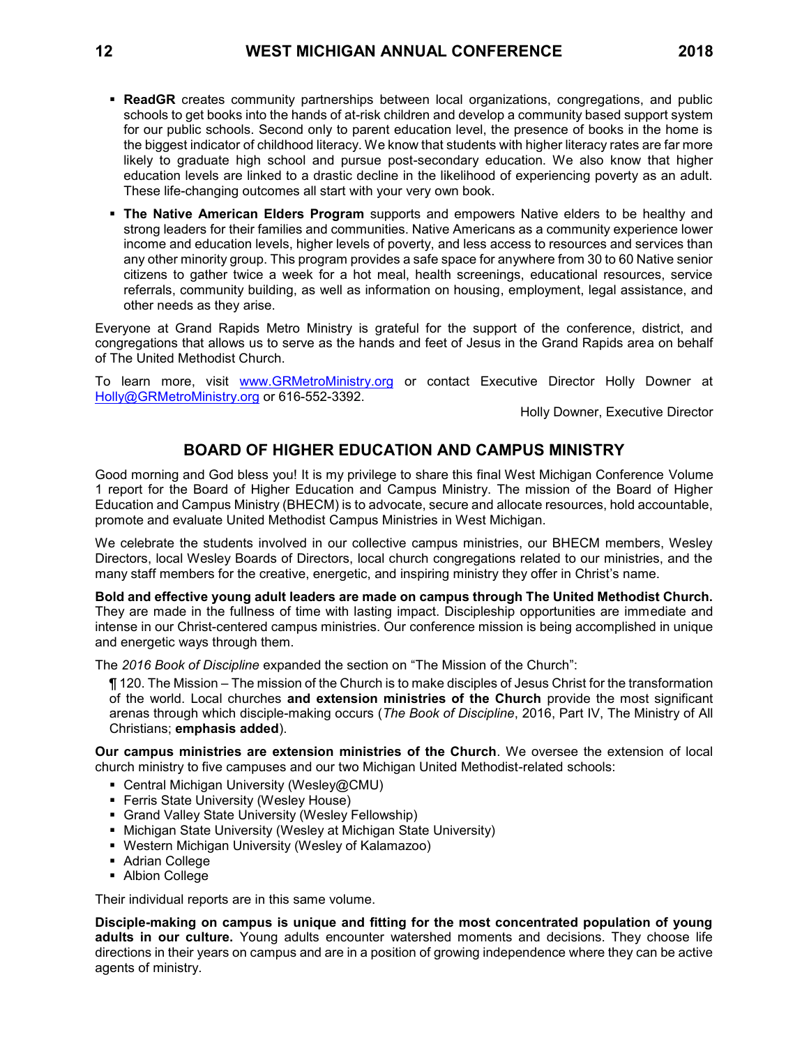- **ReadGR** creates community partnerships between local organizations, congregations, and public schools to get books into the hands of at-risk children and develop a community based support system for our public schools. Second only to parent education level, the presence of books in the home is the biggest indicator of childhood literacy. We know that students with higher literacy rates are far more likely to graduate high school and pursue post-secondary education. We also know that higher education levels are linked to a drastic decline in the likelihood of experiencing poverty as an adult. These life-changing outcomes all start with your very own book.
- **The Native American Elders Program** supports and empowers Native elders to be healthy and strong leaders for their families and communities. Native Americans as a community experience lower income and education levels, higher levels of poverty, and less access to resources and services than any other minority group. This program provides a safe space for anywhere from 30 to 60 Native senior citizens to gather twice a week for a hot meal, health screenings, educational resources, service referrals, community building, as well as information on housing, employment, legal assistance, and other needs as they arise.

Everyone at Grand Rapids Metro Ministry is grateful for the support of the conference, district, and congregations that allows us to serve as the hands and feet of Jesus in the Grand Rapids area on behalf of The United Methodist Church.

To learn more, visit www.GRMetroMinistry.org or contact Executive Director Holly Downer at Holly@GRMetroMinistry.org or 616-552-3392.

Holly Downer, Executive Director

## BOARD OF HIGHER EDUCATION AND CAMPUS MINISTRY

Good morning and God bless you! It is my privilege to share this final West Michigan Conference Volume 1 report for the Board of Higher Education and Campus Ministry. The mission of the Board of Higher Education and Campus Ministry (BHECM) is to advocate, secure and allocate resources, hold accountable, promote and evaluate United Methodist Campus Ministries in West Michigan.

We celebrate the students involved in our collective campus ministries, our BHECM members, Wesley Directors, local Wesley Boards of Directors, local church congregations related to our ministries, and the many staff members for the creative, energetic, and inspiring ministry they offer in Christ's name.

**Bold and effective young adult leaders are made on campus through The United Methodist Church.** They are made in the fullness of time with lasting impact. Discipleship opportunities are immediate and intense in our Christ-centered campus ministries. Our conference mission is being accomplished in unique and energetic ways through them.

The *2016 Book of Discipline* expanded the section on "The Mission of the Church":

> ¶ 120. The Mission – The mission of the Church is to make disciples of Jesus Christ for the transformation of the world. Local churches **and extension ministries of the Church** provide the most significant arenas through which disciple-making occurs (*The Book of Discipline*, 2016, Part IV, The Ministry of All Christians; **emphasis added**).

**Our campus ministries are extension ministries of the Church**. We oversee the extension of local church ministry to five campuses and our two Michigan United Methodist-related schools:

- Central Michigan University (Wesley@CMU)
- Ferris State University (Wesley House)
- Grand Valley State University (Wesley Fellowship)
- Michigan State University (Wesley at Michigan State University)
- Western Michigan University (Wesley of Kalamazoo)
- Adrian College
- Albion College

Their individual reports are in this same volume.

**Disciple-making on campus is unique and fitting for the most concentrated population of young adults in our culture.** Young adults encounter watershed moments and decisions. They choose life directions in their years on campus and are in a position of growing independence where they can be active agents of ministry.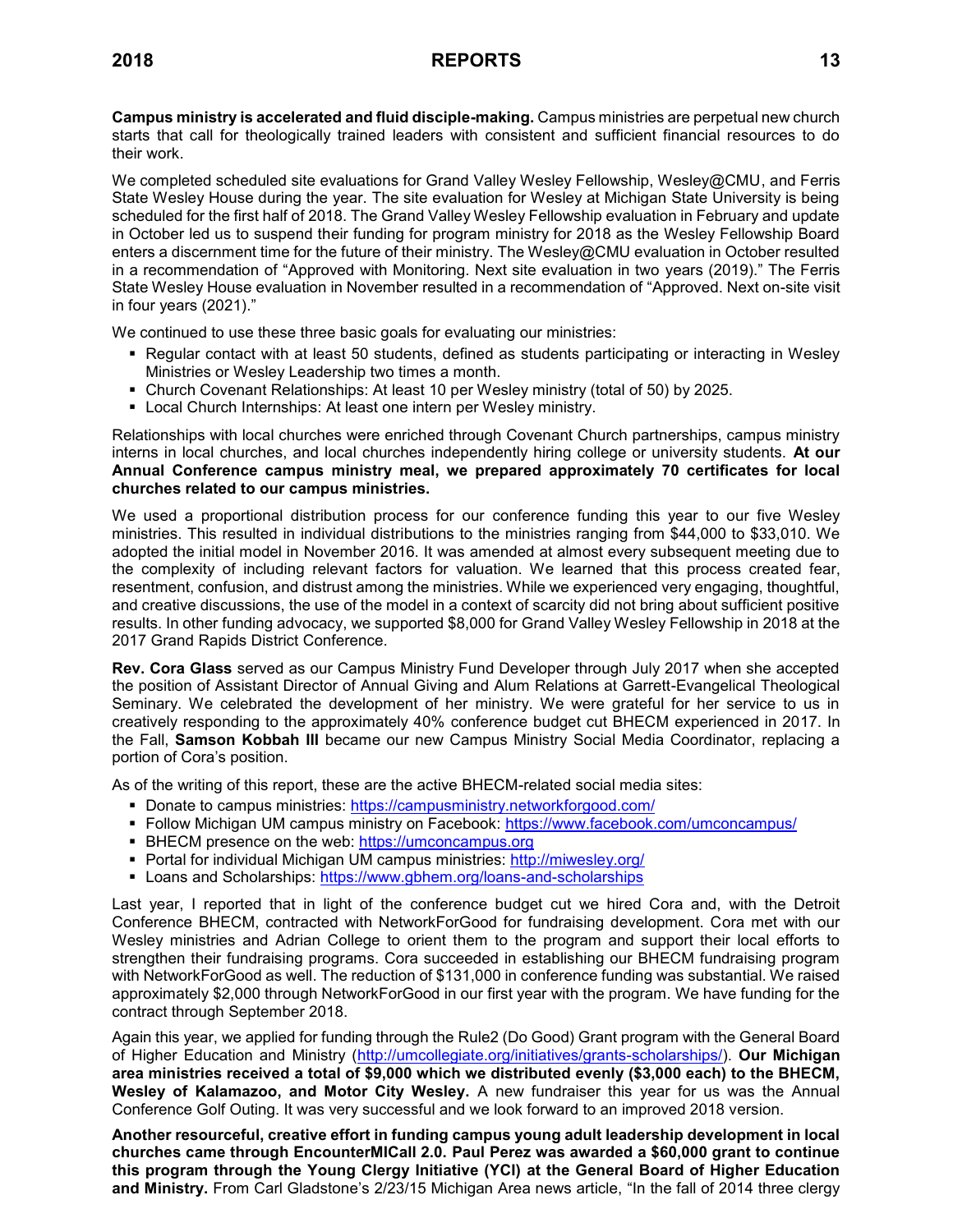**Campus ministry is accelerated and fluid disciple-making.** Campus ministries are perpetual new church starts that call for theologically trained leaders with consistent and sufficient financial resources to do their work.

We completed scheduled site evaluations for Grand Valley Wesley Fellowship, Wesley@CMU, and Ferris State Wesley House during the year. The site evaluation for Wesley at Michigan State University is being scheduled for the first half of 2018. The Grand Valley Wesley Fellowship evaluation in February and update in October led us to suspend their funding for program ministry for 2018 as the Wesley Fellowship Board enters a discernment time for the future of their ministry. The Wesley@CMU evaluation in October resulted in a recommendation of "Approved with Monitoring. Next site evaluation in two years (2019)." The Ferris State Wesley House evaluation in November resulted in a recommendation of "Approved. Next on-site visit in four years (2021)."

We continued to use these three basic goals for evaluating our ministries:

- Regular contact with at least 50 students, defined as students participating or interacting in Wesley Ministries or Wesley Leadership two times a month.
- Church Covenant Relationships: At least 10 per Wesley ministry (total of 50) by 2025.
- Local Church Internships: At least one intern per Wesley ministry.

Relationships with local churches were enriched through Covenant Church partnerships, campus ministry interns in local churches, and local churches independently hiring college or university students. **At our Annual Conference campus ministry meal, we prepared approximately 70 certificates for local churches related to our campus ministries.**

We used a proportional distribution process for our conference funding this year to our five Wesley ministries. This resulted in individual distributions to the ministries ranging from $44,000 to $33,010. We adopted the initial model in November 2016. It was amended at almost every subsequent meeting due to the complexity of including relevant factors for valuation. We learned that this process created fear, resentment, confusion, and distrust among the ministries. While we experienced very engaging, thoughtful, and creative discussions, the use of the model in a context of scarcity did not bring about sufficient positive results. In other funding advocacy, we supported $8,000 for Grand Valley Wesley Fellowship in 2018 at the 2017 Grand Rapids District Conference.

**Rev. Cora Glass** served as our Campus Ministry Fund Developer through July 2017 when she accepted the position of Assistant Director of Annual Giving and Alum Relations at Garrett-Evangelical Theological Seminary. We celebrated the development of her ministry. We were grateful for her service to us in creatively responding to the approximately 40% conference budget cut BHECM experienced in 2017. In the Fall, **Samson Kobbah III** became our new Campus Ministry Social Media Coordinator, replacing a portion of Cora's position.

As of the writing of this report, these are the active BHECM-related social media sites:

- Donate to campus ministries: https://campusministry.networkforgood.com/
- Follow Michigan UM campus ministry on Facebook: https://www.facebook.com/umconcampus/
- BHECM presence on the web: https://umconcampus.org
- Portal for individual Michigan UM campus ministries: http://miwesley.org/
- Loans and Scholarships: https://www.gbhem.org/loans-and-scholarships

Last year, I reported that in light of the conference budget cut we hired Cora and, with the Detroit Conference BHECM, contracted with NetworkForGood for fundraising development. Cora met with our Wesley ministries and Adrian College to orient them to the program and support their local efforts to strengthen their fundraising programs. Cora succeeded in establishing our BHECM fundraising program with NetworkForGood as well. The reduction of $131,000 in conference funding was substantial. We raised approximately $2,000 through NetworkForGood in our first year with the program. We have funding for the contract through September 2018.

Again this year, we applied for funding through the Rule2 (Do Good) Grant program with the General Board of Higher Education and Ministry (http://umcollegiate.org/initiatives/grants-scholarships/). **Our Michigan area ministries received a total of $9,000 which we distributed evenly ($3,000 each) to the BHECM, Wesley of Kalamazoo, and Motor City Wesley.** A new fundraiser this year for us was the Annual Conference Golf Outing. It was very successful and we look forward to an improved 2018 version.

**Another resourceful, creative effort in funding campus young adult leadership development in local churches came through EncounterMICall 2.0. Paul Perez was awarded a $60,000 grant to continue this program through the Young Clergy Initiative (YCI) at the General Board of Higher Education and Ministry.** From Carl Gladstone's 2/23/15 Michigan Area news article, "In the fall of 2014 three clergy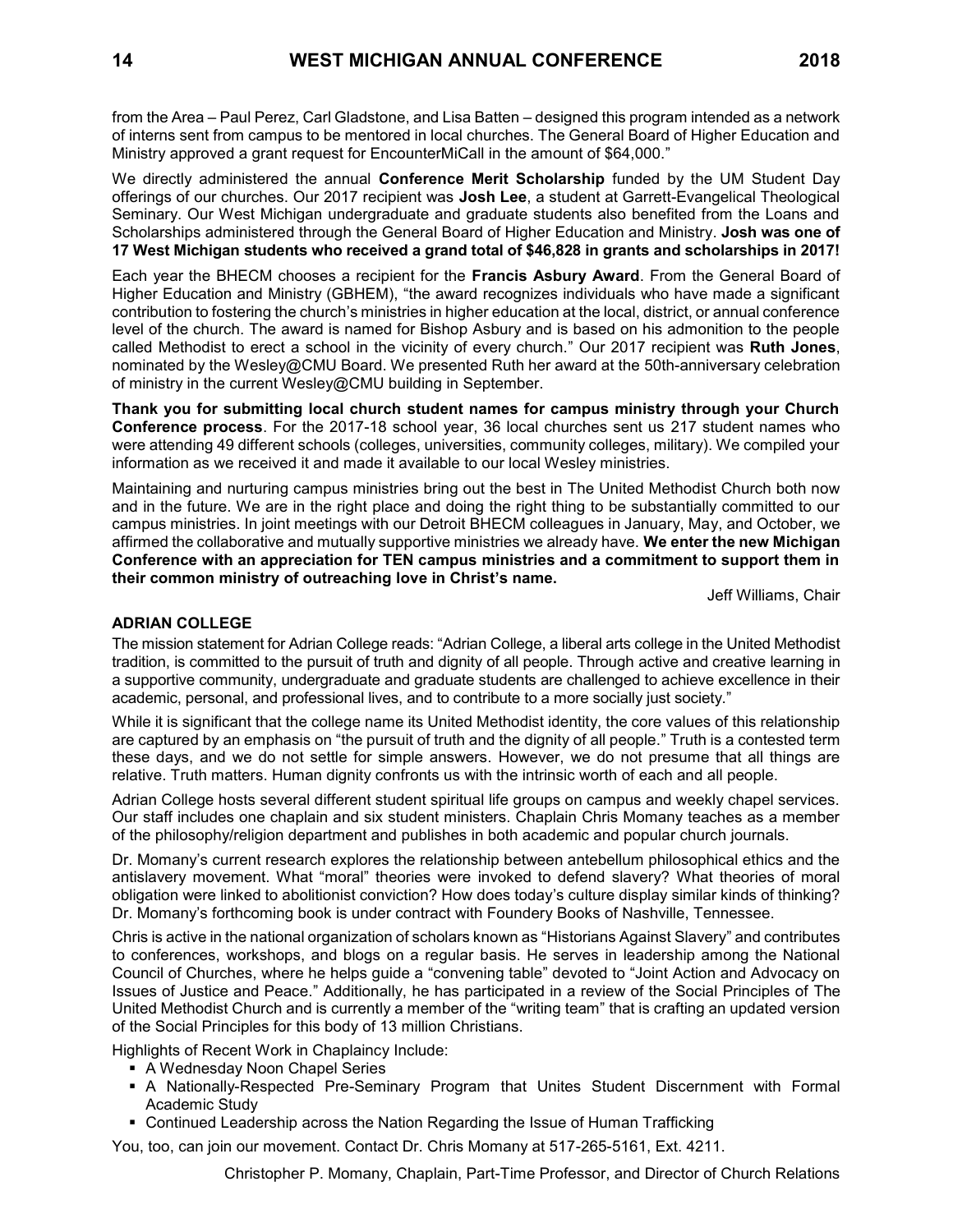from the Area – Paul Perez, Carl Gladstone, and Lisa Batten – designed this program intended as a network of interns sent from campus to be mentored in local churches. The General Board of Higher Education and Ministry approved a grant request for EncounterMiCall in the amount of $64,000."

We directly administered the annual **Conference Merit Scholarship** funded by the UM Student Day offerings of our churches. Our 2017 recipient was **Josh Lee**, a student at Garrett-Evangelical Theological Seminary. Our West Michigan undergraduate and graduate students also benefited from the Loans and Scholarships administered through the General Board of Higher Education and Ministry. **Josh was one of 17 West Michigan students who received a grand total of $46,828 in grants and scholarships in 2017!**

Each year the BHECM chooses a recipient for the **Francis Asbury Award**. From the General Board of Higher Education and Ministry (GBHEM), "the award recognizes individuals who have made a significant contribution to fostering the church's ministries in higher education at the local, district, or annual conference level of the church. The award is named for Bishop Asbury and is based on his admonition to the people called Methodist to erect a school in the vicinity of every church." Our 2017 recipient was **Ruth Jones**, nominated by the Wesley@CMU Board. We presented Ruth her award at the 50th-anniversary celebration of ministry in the current Wesley@CMU building in September.

**Thank you for submitting local church student names for campus ministry through your Church Conference process**. For the 2017-18 school year, 36 local churches sent us 217 student names who were attending 49 different schools (colleges, universities, community colleges, military). We compiled your information as we received it and made it available to our local Wesley ministries.

Maintaining and nurturing campus ministries bring out the best in The United Methodist Church both now and in the future. We are in the right place and doing the right thing to be substantially committed to our campus ministries. In joint meetings with our Detroit BHECM colleagues in January, May, and October, we affirmed the collaborative and mutually supportive ministries we already have. **We enter the new Michigan Conference with an appreciation for TEN campus ministries and a commitment to support them in their common ministry of outreaching love in Christ's name.**

Jeff Williams, Chair

### ADRIAN COLLEGE

The mission statement for Adrian College reads: "Adrian College, a liberal arts college in the United Methodist tradition, is committed to the pursuit of truth and dignity of all people. Through active and creative learning in a supportive community, undergraduate and graduate students are challenged to achieve excellence in their academic, personal, and professional lives, and to contribute to a more socially just society."

While it is significant that the college name its United Methodist identity, the core values of this relationship are captured by an emphasis on "the pursuit of truth and the dignity of all people." Truth is a contested term these days, and we do not settle for simple answers. However, we do not presume that all things are relative. Truth matters. Human dignity confronts us with the intrinsic worth of each and all people.

Adrian College hosts several different student spiritual life groups on campus and weekly chapel services. Our staff includes one chaplain and six student ministers. Chaplain Chris Momany teaches as a member of the philosophy/religion department and publishes in both academic and popular church journals.

Dr. Momany's current research explores the relationship between antebellum philosophical ethics and the antislavery movement. What "moral" theories were invoked to defend slavery? What theories of moral obligation were linked to abolitionist conviction? How does today's culture display similar kinds of thinking? Dr. Momany's forthcoming book is under contract with Foundery Books of Nashville, Tennessee.

Chris is active in the national organization of scholars known as "Historians Against Slavery" and contributes to conferences, workshops, and blogs on a regular basis. He serves in leadership among the National Council of Churches, where he helps guide a "convening table" devoted to "Joint Action and Advocacy on Issues of Justice and Peace." Additionally, he has participated in a review of the Social Principles of The United Methodist Church and is currently a member of the "writing team" that is crafting an updated version of the Social Principles for this body of 13 million Christians.

Highlights of Recent Work in Chaplaincy Include:

- A Wednesday Noon Chapel Series
- A Nationally-Respected Pre-Seminary Program that Unites Student Discernment with Formal Academic Study
- Continued Leadership across the Nation Regarding the Issue of Human Trafficking

You, too, can join our movement. Contact Dr. Chris Momany at 517-265-5161, Ext. 4211.

Christopher P. Momany, Chaplain, Part-Time Professor, and Director of Church Relations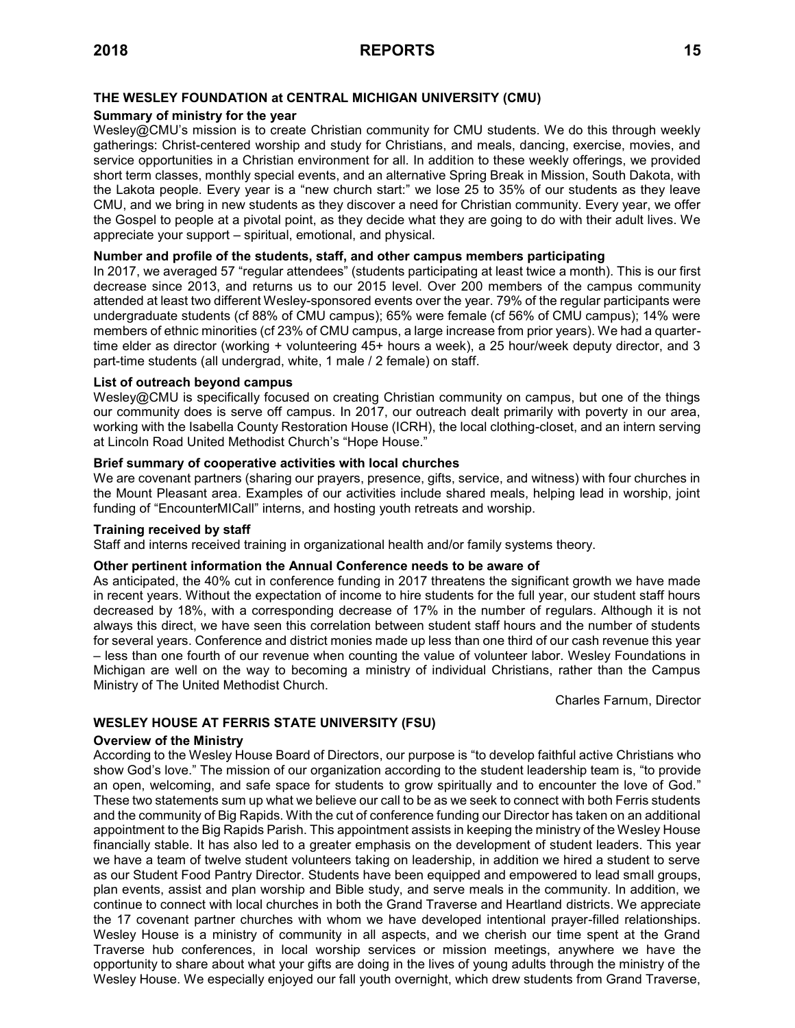## THE WESLEY FOUNDATION at CENTRAL MICHIGAN UNIVERSITY (CMU)

### Summary of ministry for the year

Wesley@CMU's mission is to create Christian community for CMU students. We do this through weekly gatherings: Christ-centered worship and study for Christians, and meals, dancing, exercise, movies, and service opportunities in a Christian environment for all. In addition to these weekly offerings, we provided short term classes, monthly special events, and an alternative Spring Break in Mission, South Dakota, with the Lakota people. Every year is a "new church start:" we lose 25 to 35% of our students as they leave CMU, and we bring in new students as they discover a need for Christian community. Every year, we offer the Gospel to people at a pivotal point, as they decide what they are going to do with their adult lives. We appreciate your support – spiritual, emotional, and physical.

### Number and profile of the students, staff, and other campus members participating

In 2017, we averaged 57 "regular attendees" (students participating at least twice a month). This is our first decrease since 2013, and returns us to our 2015 level. Over 200 members of the campus community attended at least two different Wesley-sponsored events over the year. 79% of the regular participants were undergraduate students (cf 88% of CMU campus); 65% were female (cf 56% of CMU campus); 14% were members of ethnic minorities (cf 23% of CMU campus, a large increase from prior years). We had a quarter-time elder as director (working + volunteering 45+ hours a week), a 25 hour/week deputy director, and 3 part-time students (all undergrad, white, 1 male / 2 female) on staff.

### List of outreach beyond campus

Wesley@CMU is specifically focused on creating Christian community on campus, but one of the things our community does is serve off campus. In 2017, our outreach dealt primarily with poverty in our area, working with the Isabella County Restoration House (ICRH), the local clothing-closet, and an intern serving at Lincoln Road United Methodist Church's "Hope House."

### Brief summary of cooperative activities with local churches

We are covenant partners (sharing our prayers, presence, gifts, service, and witness) with four churches in the Mount Pleasant area. Examples of our activities include shared meals, helping lead in worship, joint funding of "EncounterMICall" interns, and hosting youth retreats and worship.

### Training received by staff

Staff and interns received training in organizational health and/or family systems theory.

### Other pertinent information the Annual Conference needs to be aware of

As anticipated, the 40% cut in conference funding in 2017 threatens the significant growth we have made in recent years. Without the expectation of income to hire students for the full year, our student staff hours decreased by 18%, with a corresponding decrease of 17% in the number of regulars. Although it is not always this direct, we have seen this correlation between student staff hours and the number of students for several years. Conference and district monies made up less than one third of our cash revenue this year – less than one fourth of our revenue when counting the value of volunteer labor. Wesley Foundations in Michigan are well on the way to becoming a ministry of individual Christians, rather than the Campus Ministry of The United Methodist Church.

Charles Farnum, Director

## WESLEY HOUSE AT FERRIS STATE UNIVERSITY (FSU)

### Overview of the Ministry

According to the Wesley House Board of Directors, our purpose is "to develop faithful active Christians who show God's love." The mission of our organization according to the student leadership team is, "to provide an open, welcoming, and safe space for students to grow spiritually and to encounter the love of God." These two statements sum up what we believe our call to be as we seek to connect with both Ferris students and the community of Big Rapids. With the cut of conference funding our Director has taken on an additional appointment to the Big Rapids Parish. This appointment assists in keeping the ministry of the Wesley House financially stable. It has also led to a greater emphasis on the development of student leaders. This year we have a team of twelve student volunteers taking on leadership, in addition we hired a student to serve as our Student Food Pantry Director. Students have been equipped and empowered to lead small groups, plan events, assist and plan worship and Bible study, and serve meals in the community. In addition, we continue to connect with local churches in both the Grand Traverse and Heartland districts. We appreciate the 17 covenant partner churches with whom we have developed intentional prayer-filled relationships. Wesley House is a ministry of community in all aspects, and we cherish our time spent at the Grand Traverse hub conferences, in local worship services or mission meetings, anywhere we have the opportunity to share about what your gifts are doing in the lives of young adults through the ministry of the Wesley House. We especially enjoyed our fall youth overnight, which drew students from Grand Traverse,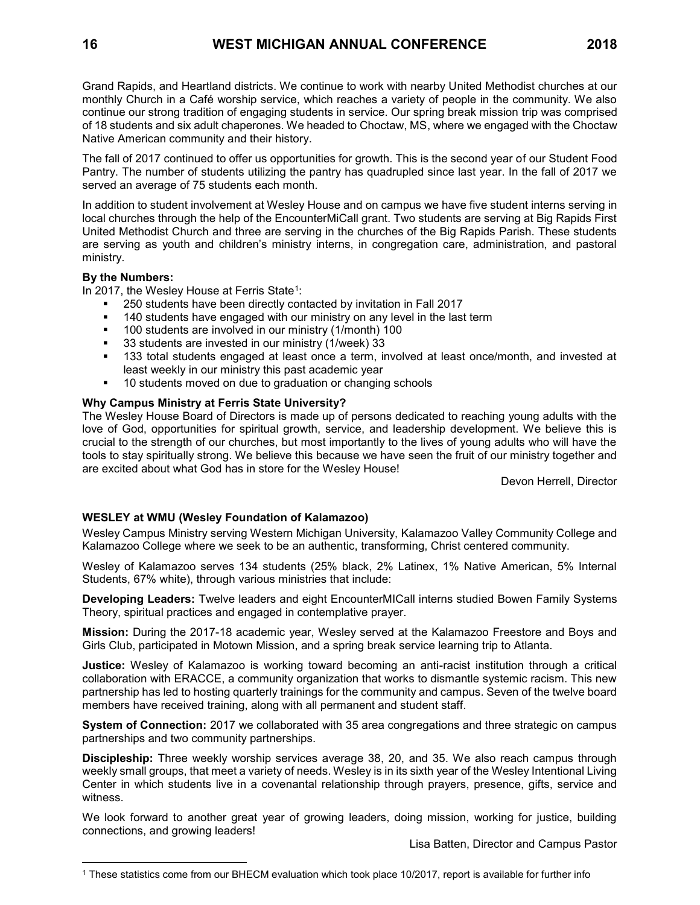Grand Rapids, and Heartland districts. We continue to work with nearby United Methodist churches at our monthly Church in a Café worship service, which reaches a variety of people in the community. We also continue our strong tradition of engaging students in service. Our spring break mission trip was comprised of 18 students and six adult chaperones. We headed to Choctaw, MS, where we engaged with the Choctaw Native American community and their history.

The fall of 2017 continued to offer us opportunities for growth. This is the second year of our Student Food Pantry. The number of students utilizing the pantry has quadrupled since last year. In the fall of 2017 we served an average of 75 students each month.

In addition to student involvement at Wesley House and on campus we have five student interns serving in local churches through the help of the EncounterMiCall grant. Two students are serving at Big Rapids First United Methodist Church and three are serving in the churches of the Big Rapids Parish. These students are serving as youth and children's ministry interns, in congregation care, administration, and pastoral ministry.

**By the Numbers:**

In 2017, the Wesley House at Ferris State[1]:

- 250 students have been directly contacted by invitation in Fall 2017
- 140 students have engaged with our ministry on any level in the last term
- 100 students are involved in our ministry (1/month) 100
- 33 students are invested in our ministry (1/week) 33
- 133 total students engaged at least once a term, involved at least once/month, and invested at least weekly in our ministry this past academic year
- 10 students moved on due to graduation or changing schools

**Why Campus Ministry at Ferris State University?**

The Wesley House Board of Directors is made up of persons dedicated to reaching young adults with the love of God, opportunities for spiritual growth, service, and leadership development. We believe this is crucial to the strength of our churches, but most importantly to the lives of young adults who will have the tools to stay spiritually strong. We believe this because we have seen the fruit of our ministry together and are excited about what God has in store for the Wesley House!

Devon Herrell, Director

**WESLEY at WMU (Wesley Foundation of Kalamazoo)**

Wesley Campus Ministry serving Western Michigan University, Kalamazoo Valley Community College and Kalamazoo College where we seek to be an authentic, transforming, Christ centered community.

Wesley of Kalamazoo serves 134 students (25% black, 2% Latinex, 1% Native American, 5% Internal Students, 67% white), through various ministries that include:

**Developing Leaders:** Twelve leaders and eight EncounterMICall interns studied Bowen Family Systems Theory, spiritual practices and engaged in contemplative prayer.

**Mission:** During the 2017-18 academic year, Wesley served at the Kalamazoo Freestore and Boys and Girls Club, participated in Motown Mission, and a spring break service learning trip to Atlanta.

**Justice:** Wesley of Kalamazoo is working toward becoming an anti-racist institution through a critical collaboration with ERACCE, a community organization that works to dismantle systemic racism. This new partnership has led to hosting quarterly trainings for the community and campus. Seven of the twelve board members have received training, along with all permanent and student staff.

**System of Connection:** 2017 we collaborated with 35 area congregations and three strategic on campus partnerships and two community partnerships.

**Discipleship:** Three weekly worship services average 38, 20, and 35. We also reach campus through weekly small groups, that meet a variety of needs. Wesley is in its sixth year of the Wesley Intentional Living Center in which students live in a covenantal relationship through prayers, presence, gifts, service and witness.

We look forward to another great year of growing leaders, doing mission, working for justice, building connections, and growing leaders!

Lisa Batten, Director and Campus Pastor

[1] These statistics come from our BHECM evaluation which took place 10/2017, report is available for further info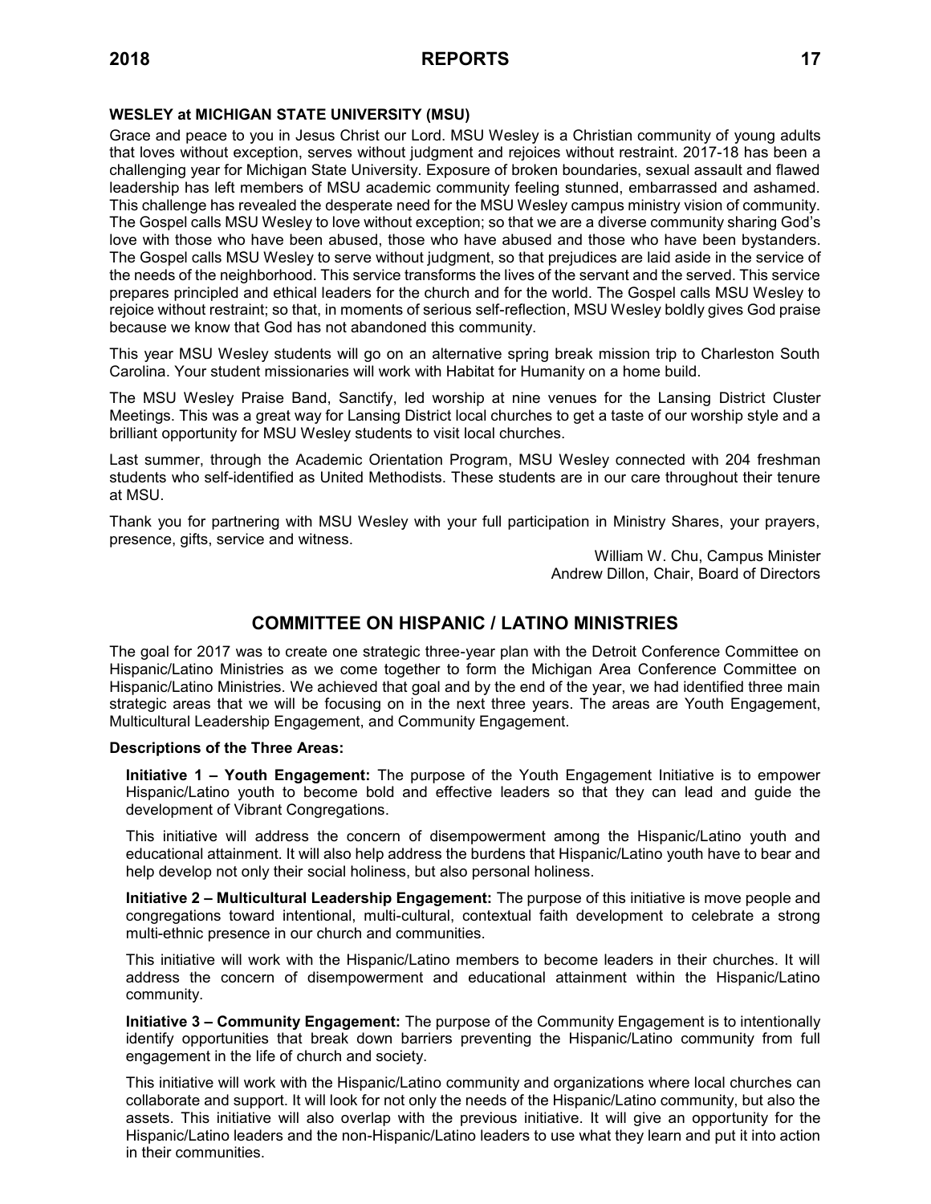### WESLEY at MICHIGAN STATE UNIVERSITY (MSU)

Grace and peace to you in Jesus Christ our Lord. MSU Wesley is a Christian community of young adults that loves without exception, serves without judgment and rejoices without restraint. 2017-18 has been a challenging year for Michigan State University. Exposure of broken boundaries, sexual assault and flawed leadership has left members of MSU academic community feeling stunned, embarrassed and ashamed. This challenge has revealed the desperate need for the MSU Wesley campus ministry vision of community. The Gospel calls MSU Wesley to love without exception; so that we are a diverse community sharing God's love with those who have been abused, those who have abused and those who have been bystanders. The Gospel calls MSU Wesley to serve without judgment, so that prejudices are laid aside in the service of the needs of the neighborhood. This service transforms the lives of the servant and the served. This service prepares principled and ethical leaders for the church and for the world. The Gospel calls MSU Wesley to rejoice without restraint; so that, in moments of serious self-reflection, MSU Wesley boldly gives God praise because we know that God has not abandoned this community.

This year MSU Wesley students will go on an alternative spring break mission trip to Charleston South Carolina. Your student missionaries will work with Habitat for Humanity on a home build.

The MSU Wesley Praise Band, Sanctify, led worship at nine venues for the Lansing District Cluster Meetings. This was a great way for Lansing District local churches to get a taste of our worship style and a brilliant opportunity for MSU Wesley students to visit local churches.

Last summer, through the Academic Orientation Program, MSU Wesley connected with 204 freshman students who self-identified as United Methodists. These students are in our care throughout their tenure at MSU.

Thank you for partnering with MSU Wesley with your full participation in Ministry Shares, your prayers, presence, gifts, service and witness.

William W. Chu, Campus Minister
Andrew Dillon, Chair, Board of Directors

## COMMITTEE ON HISPANIC / LATINO MINISTRIES

The goal for 2017 was to create one strategic three-year plan with the Detroit Conference Committee on Hispanic/Latino Ministries as we come together to form the Michigan Area Conference Committee on Hispanic/Latino Ministries. We achieved that goal and by the end of the year, we had identified three main strategic areas that we will be focusing on in the next three years. The areas are Youth Engagement, Multicultural Leadership Engagement, and Community Engagement.

**Descriptions of the Three Areas:**

**Initiative 1 – Youth Engagement:** The purpose of the Youth Engagement Initiative is to empower Hispanic/Latino youth to become bold and effective leaders so that they can lead and guide the development of Vibrant Congregations.

This initiative will address the concern of disempowerment among the Hispanic/Latino youth and educational attainment. It will also help address the burdens that Hispanic/Latino youth have to bear and help develop not only their social holiness, but also personal holiness.

**Initiative 2 – Multicultural Leadership Engagement:** The purpose of this initiative is move people and congregations toward intentional, multi-cultural, contextual faith development to celebrate a strong multi-ethnic presence in our church and communities.

This initiative will work with the Hispanic/Latino members to become leaders in their churches. It will address the concern of disempowerment and educational attainment within the Hispanic/Latino community.

**Initiative 3 – Community Engagement:** The purpose of the Community Engagement is to intentionally identify opportunities that break down barriers preventing the Hispanic/Latino community from full engagement in the life of church and society.

This initiative will work with the Hispanic/Latino community and organizations where local churches can collaborate and support. It will look for not only the needs of the Hispanic/Latino community, but also the assets. This initiative will also overlap with the previous initiative. It will give an opportunity for the Hispanic/Latino leaders and the non-Hispanic/Latino leaders to use what they learn and put it into action in their communities.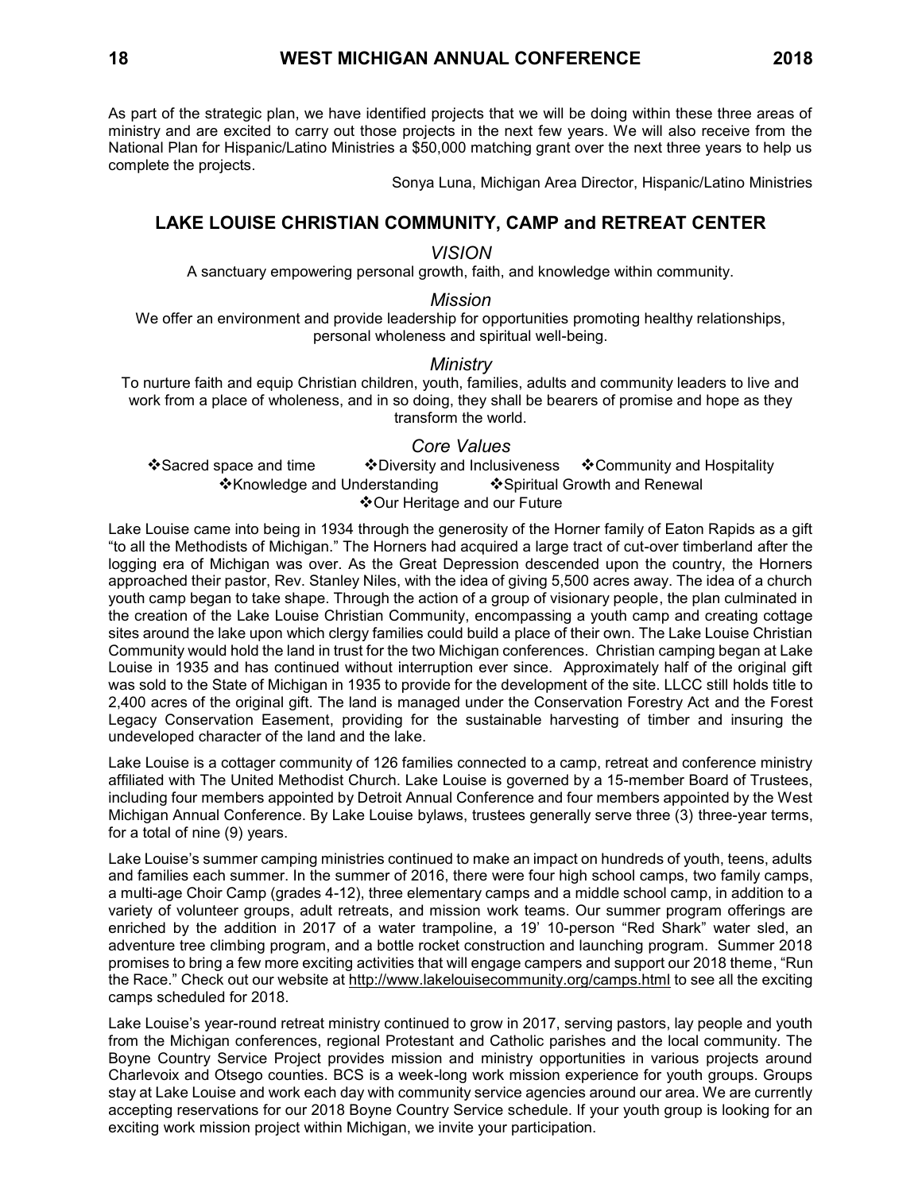As part of the strategic plan, we have identified projects that we will be doing within these three areas of ministry and are excited to carry out those projects in the next few years. We will also receive from the National Plan for Hispanic/Latino Ministries a $50,000 matching grant over the next three years to help us complete the projects.

Sonya Luna, Michigan Area Director, Hispanic/Latino Ministries

## LAKE LOUISE CHRISTIAN COMMUNITY, CAMP and RETREAT CENTER

### *VISION*

A sanctuary empowering personal growth, faith, and knowledge within community.

### *Mission*

We offer an environment and provide leadership for opportunities promoting healthy relationships, personal wholeness and spiritual well-being.

### *Ministry*

To nurture faith and equip Christian children, youth, families, adults and community leaders to live and work from a place of wholeness, and in so doing, they shall be bearers of promise and hope as they transform the world.

### *Core Values*

❖Sacred space and time ❖Diversity and Inclusiveness ❖Community and Hospitality
❖Knowledge and Understanding ❖Spiritual Growth and Renewal
❖Our Heritage and our Future

Lake Louise came into being in 1934 through the generosity of the Horner family of Eaton Rapids as a gift "to all the Methodists of Michigan." The Horners had acquired a large tract of cut-over timberland after the logging era of Michigan was over. As the Great Depression descended upon the country, the Horners approached their pastor, Rev. Stanley Niles, with the idea of giving 5,500 acres away. The idea of a church youth camp began to take shape. Through the action of a group of visionary people, the plan culminated in the creation of the Lake Louise Christian Community, encompassing a youth camp and creating cottage sites around the lake upon which clergy families could build a place of their own. The Lake Louise Christian Community would hold the land in trust for the two Michigan conferences. Christian camping began at Lake Louise in 1935 and has continued without interruption ever since. Approximately half of the original gift was sold to the State of Michigan in 1935 to provide for the development of the site. LLCC still holds title to 2,400 acres of the original gift. The land is managed under the Conservation Forestry Act and the Forest Legacy Conservation Easement, providing for the sustainable harvesting of timber and insuring the undeveloped character of the land and the lake.

Lake Louise is a cottager community of 126 families connected to a camp, retreat and conference ministry affiliated with The United Methodist Church. Lake Louise is governed by a 15-member Board of Trustees, including four members appointed by Detroit Annual Conference and four members appointed by the West Michigan Annual Conference. By Lake Louise bylaws, trustees generally serve three (3) three-year terms, for a total of nine (9) years.

Lake Louise's summer camping ministries continued to make an impact on hundreds of youth, teens, adults and families each summer. In the summer of 2016, there were four high school camps, two family camps, a multi-age Choir Camp (grades 4-12), three elementary camps and a middle school camp, in addition to a variety of volunteer groups, adult retreats, and mission work teams. Our summer program offerings are enriched by the addition in 2017 of a water trampoline, a 19' 10-person "Red Shark" water sled, an adventure tree climbing program, and a bottle rocket construction and launching program. Summer 2018 promises to bring a few more exciting activities that will engage campers and support our 2018 theme, "Run the Race." Check out our website at http://www.lakelouisecommunity.org/camps.html to see all the exciting camps scheduled for 2018.

Lake Louise's year-round retreat ministry continued to grow in 2017, serving pastors, lay people and youth from the Michigan conferences, regional Protestant and Catholic parishes and the local community. The Boyne Country Service Project provides mission and ministry opportunities in various projects around Charlevoix and Otsego counties. BCS is a week-long work mission experience for youth groups. Groups stay at Lake Louise and work each day with community service agencies around our area. We are currently accepting reservations for our 2018 Boyne Country Service schedule. If your youth group is looking for an exciting work mission project within Michigan, we invite your participation.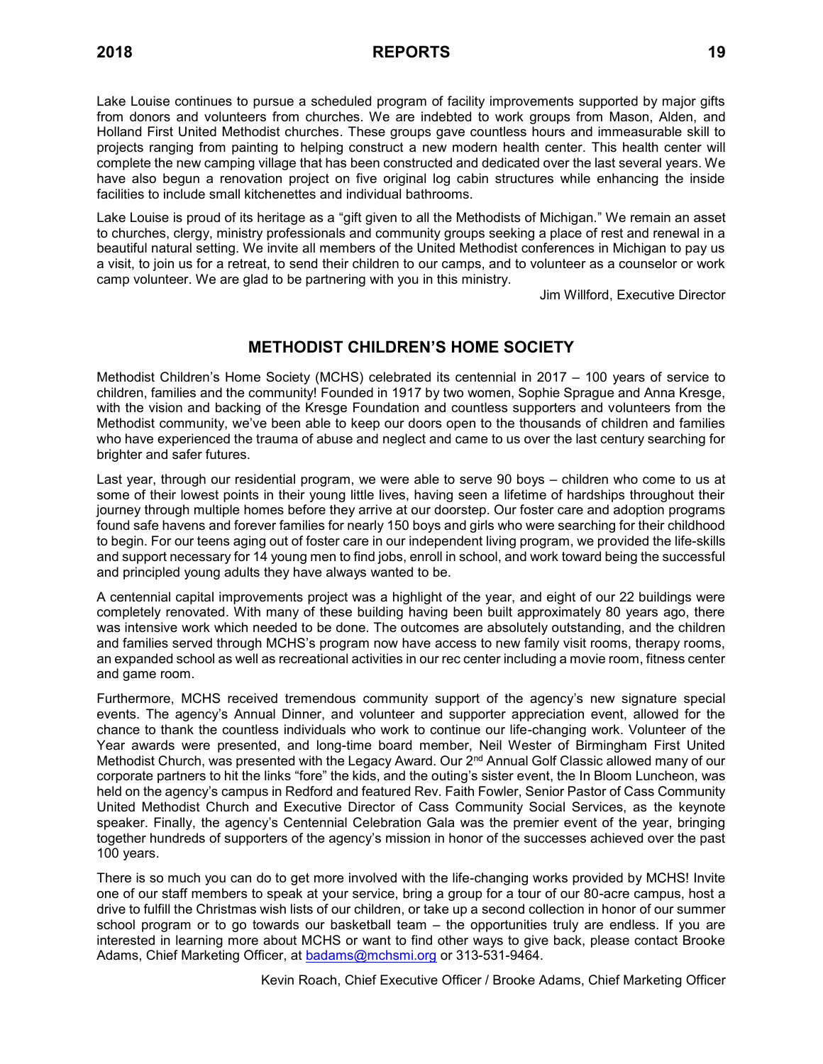Lake Louise continues to pursue a scheduled program of facility improvements supported by major gifts from donors and volunteers from churches. We are indebted to work groups from Mason, Alden, and Holland First United Methodist churches. These groups gave countless hours and immeasurable skill to projects ranging from painting to helping construct a new modern health center. This health center will complete the new camping village that has been constructed and dedicated over the last several years. We have also begun a renovation project on five original log cabin structures while enhancing the inside facilities to include small kitchenettes and individual bathrooms.

Lake Louise is proud of its heritage as a "gift given to all the Methodists of Michigan." We remain an asset to churches, clergy, ministry professionals and community groups seeking a place of rest and renewal in a beautiful natural setting. We invite all members of the United Methodist conferences in Michigan to pay us a visit, to join us for a retreat, to send their children to our camps, and to volunteer as a counselor or work camp volunteer. We are glad to be partnering with you in this ministry.

Jim Willford, Executive Director

## METHODIST CHILDREN'S HOME SOCIETY

Methodist Children's Home Society (MCHS) celebrated its centennial in 2017 – 100 years of service to children, families and the community! Founded in 1917 by two women, Sophie Sprague and Anna Kresge, with the vision and backing of the Kresge Foundation and countless supporters and volunteers from the Methodist community, we've been able to keep our doors open to the thousands of children and families who have experienced the trauma of abuse and neglect and came to us over the last century searching for brighter and safer futures.

Last year, through our residential program, we were able to serve 90 boys – children who come to us at some of their lowest points in their young little lives, having seen a lifetime of hardships throughout their journey through multiple homes before they arrive at our doorstep. Our foster care and adoption programs found safe havens and forever families for nearly 150 boys and girls who were searching for their childhood to begin. For our teens aging out of foster care in our independent living program, we provided the life-skills and support necessary for 14 young men to find jobs, enroll in school, and work toward being the successful and principled young adults they have always wanted to be.

A centennial capital improvements project was a highlight of the year, and eight of our 22 buildings were completely renovated. With many of these building having been built approximately 80 years ago, there was intensive work which needed to be done. The outcomes are absolutely outstanding, and the children and families served through MCHS's program now have access to new family visit rooms, therapy rooms, an expanded school as well as recreational activities in our rec center including a movie room, fitness center and game room.

Furthermore, MCHS received tremendous community support of the agency's new signature special events. The agency's Annual Dinner, and volunteer and supporter appreciation event, allowed for the chance to thank the countless individuals who work to continue our life-changing work. Volunteer of the Year awards were presented, and long-time board member, Neil Wester of Birmingham First United Methodist Church, was presented with the Legacy Award. Our 2nd Annual Golf Classic allowed many of our corporate partners to hit the links "fore" the kids, and the outing's sister event, the In Bloom Luncheon, was held on the agency's campus in Redford and featured Rev. Faith Fowler, Senior Pastor of Cass Community United Methodist Church and Executive Director of Cass Community Social Services, as the keynote speaker. Finally, the agency's Centennial Celebration Gala was the premier event of the year, bringing together hundreds of supporters of the agency's mission in honor of the successes achieved over the past 100 years.

There is so much you can do to get more involved with the life-changing works provided by MCHS! Invite one of our staff members to speak at your service, bring a group for a tour of our 80-acre campus, host a drive to fulfill the Christmas wish lists of our children, or take up a second collection in honor of our summer school program or to go towards our basketball team – the opportunities truly are endless. If you are interested in learning more about MCHS or want to find other ways to give back, please contact Brooke Adams, Chief Marketing Officer, at badams@mchsmi.org or 313-531-9464.

Kevin Roach, Chief Executive Officer / Brooke Adams, Chief Marketing Officer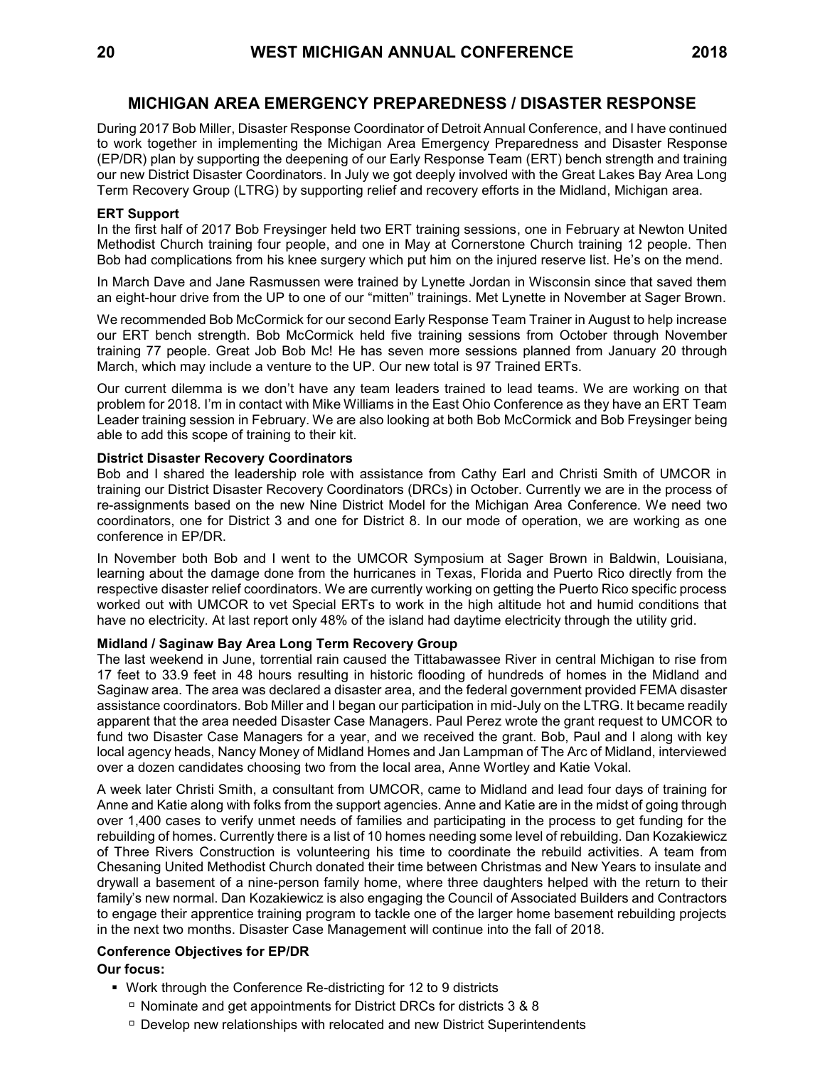## MICHIGAN AREA EMERGENCY PREPAREDNESS / DISASTER RESPONSE

During 2017 Bob Miller, Disaster Response Coordinator of Detroit Annual Conference, and I have continued to work together in implementing the Michigan Area Emergency Preparedness and Disaster Response (EP/DR) plan by supporting the deepening of our Early Response Team (ERT) bench strength and training our new District Disaster Coordinators. In July we got deeply involved with the Great Lakes Bay Area Long Term Recovery Group (LTRG) by supporting relief and recovery efforts in the Midland, Michigan area.

**ERT Support**

In the first half of 2017 Bob Freysinger held two ERT training sessions, one in February at Newton United Methodist Church training four people, and one in May at Cornerstone Church training 12 people. Then Bob had complications from his knee surgery which put him on the injured reserve list. He's on the mend.

In March Dave and Jane Rasmussen were trained by Lynette Jordan in Wisconsin since that saved them an eight-hour drive from the UP to one of our "mitten" trainings. Met Lynette in November at Sager Brown.

We recommended Bob McCormick for our second Early Response Team Trainer in August to help increase our ERT bench strength. Bob McCormick held five training sessions from October through November training 77 people. Great Job Bob Mc! He has seven more sessions planned from January 20 through March, which may include a venture to the UP. Our new total is 97 Trained ERTs.

Our current dilemma is we don't have any team leaders trained to lead teams. We are working on that problem for 2018. I'm in contact with Mike Williams in the East Ohio Conference as they have an ERT Team Leader training session in February. We are also looking at both Bob McCormick and Bob Freysinger being able to add this scope of training to their kit.

**District Disaster Recovery Coordinators**

Bob and I shared the leadership role with assistance from Cathy Earl and Christi Smith of UMCOR in training our District Disaster Recovery Coordinators (DRCs) in October. Currently we are in the process of re-assignments based on the new Nine District Model for the Michigan Area Conference. We need two coordinators, one for District 3 and one for District 8. In our mode of operation, we are working as one conference in EP/DR.

In November both Bob and I went to the UMCOR Symposium at Sager Brown in Baldwin, Louisiana, learning about the damage done from the hurricanes in Texas, Florida and Puerto Rico directly from the respective disaster relief coordinators. We are currently working on getting the Puerto Rico specific process worked out with UMCOR to vet Special ERTs to work in the high altitude hot and humid conditions that have no electricity. At last report only 48% of the island had daytime electricity through the utility grid.

**Midland / Saginaw Bay Area Long Term Recovery Group**

The last weekend in June, torrential rain caused the Tittabawassee River in central Michigan to rise from 17 feet to 33.9 feet in 48 hours resulting in historic flooding of hundreds of homes in the Midland and Saginaw area. The area was declared a disaster area, and the federal government provided FEMA disaster assistance coordinators. Bob Miller and I began our participation in mid-July on the LTRG. It became readily apparent that the area needed Disaster Case Managers. Paul Perez wrote the grant request to UMCOR to fund two Disaster Case Managers for a year, and we received the grant. Bob, Paul and I along with key local agency heads, Nancy Money of Midland Homes and Jan Lampman of The Arc of Midland, interviewed over a dozen candidates choosing two from the local area, Anne Wortley and Katie Vokal.

A week later Christi Smith, a consultant from UMCOR, came to Midland and lead four days of training for Anne and Katie along with folks from the support agencies. Anne and Katie are in the midst of going through over 1,400 cases to verify unmet needs of families and participating in the process to get funding for the rebuilding of homes. Currently there is a list of 10 homes needing some level of rebuilding. Dan Kozakiewicz of Three Rivers Construction is volunteering his time to coordinate the rebuild activities. A team from Chesaning United Methodist Church donated their time between Christmas and New Years to insulate and drywall a basement of a nine-person family home, where three daughters helped with the return to their family's new normal. Dan Kozakiewicz is also engaging the Council of Associated Builders and Contractors to engage their apprentice training program to tackle one of the larger home basement rebuilding projects in the next two months. Disaster Case Management will continue into the fall of 2018.

**Conference Objectives for EP/DR**

**Our focus:**

- Work through the Conference Re-districting for 12 to 9 districts
  - Nominate and get appointments for District DRCs for districts 3 & 8
  - Develop new relationships with relocated and new District Superintendents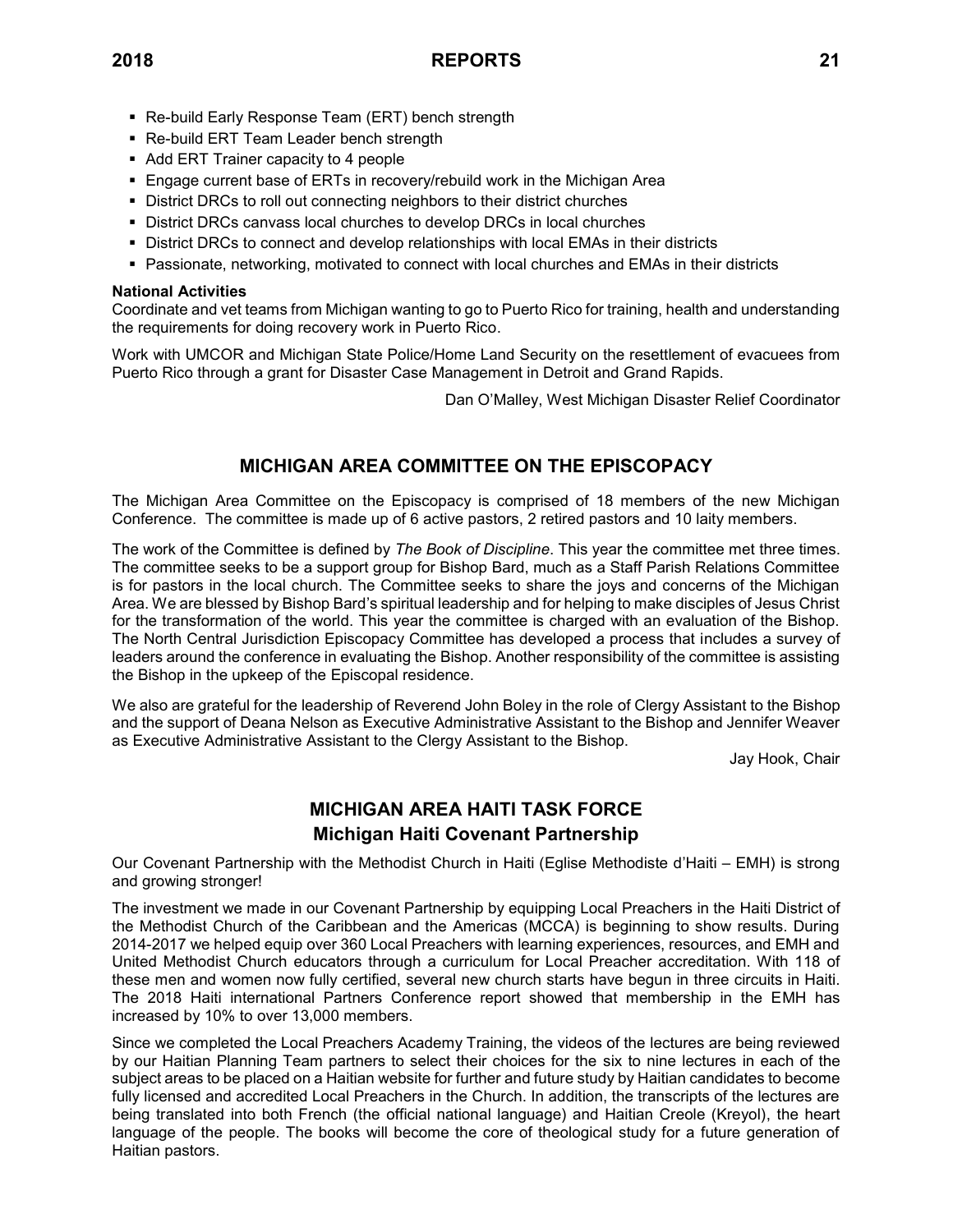- Re-build Early Response Team (ERT) bench strength
- Re-build ERT Team Leader bench strength
- Add ERT Trainer capacity to 4 people
- Engage current base of ERTs in recovery/rebuild work in the Michigan Area
- District DRCs to roll out connecting neighbors to their district churches
- District DRCs canvass local churches to develop DRCs in local churches
- District DRCs to connect and develop relationships with local EMAs in their districts
- Passionate, networking, motivated to connect with local churches and EMAs in their districts

**National Activities**

Coordinate and vet teams from Michigan wanting to go to Puerto Rico for training, health and understanding the requirements for doing recovery work in Puerto Rico.

Work with UMCOR and Michigan State Police/Home Land Security on the resettlement of evacuees from Puerto Rico through a grant for Disaster Case Management in Detroit and Grand Rapids.

Dan O'Malley, West Michigan Disaster Relief Coordinator

## MICHIGAN AREA COMMITTEE ON THE EPISCOPACY

The Michigan Area Committee on the Episcopacy is comprised of 18 members of the new Michigan Conference. The committee is made up of 6 active pastors, 2 retired pastors and 10 laity members.

The work of the Committee is defined by *The Book of Discipline*. This year the committee met three times. The committee seeks to be a support group for Bishop Bard, much as a Staff Parish Relations Committee is for pastors in the local church. The Committee seeks to share the joys and concerns of the Michigan Area. We are blessed by Bishop Bard's spiritual leadership and for helping to make disciples of Jesus Christ for the transformation of the world. This year the committee is charged with an evaluation of the Bishop. The North Central Jurisdiction Episcopacy Committee has developed a process that includes a survey of leaders around the conference in evaluating the Bishop. Another responsibility of the committee is assisting the Bishop in the upkeep of the Episcopal residence.

We also are grateful for the leadership of Reverend John Boley in the role of Clergy Assistant to the Bishop and the support of Deana Nelson as Executive Administrative Assistant to the Bishop and Jennifer Weaver as Executive Administrative Assistant to the Clergy Assistant to the Bishop.

Jay Hook, Chair

## MICHIGAN AREA HAITI TASK FORCE

### Michigan Haiti Covenant Partnership

Our Covenant Partnership with the Methodist Church in Haiti (Eglise Methodiste d'Haiti – EMH) is strong and growing stronger!

The investment we made in our Covenant Partnership by equipping Local Preachers in the Haiti District of the Methodist Church of the Caribbean and the Americas (MCCA) is beginning to show results. During 2014-2017 we helped equip over 360 Local Preachers with learning experiences, resources, and EMH and United Methodist Church educators through a curriculum for Local Preacher accreditation. With 118 of these men and women now fully certified, several new church starts have begun in three circuits in Haiti. The 2018 Haiti international Partners Conference report showed that membership in the EMH has increased by 10% to over 13,000 members.

Since we completed the Local Preachers Academy Training, the videos of the lectures are being reviewed by our Haitian Planning Team partners to select their choices for the six to nine lectures in each of the subject areas to be placed on a Haitian website for further and future study by Haitian candidates to become fully licensed and accredited Local Preachers in the Church. In addition, the transcripts of the lectures are being translated into both French (the official national language) and Haitian Creole (Kreyol), the heart language of the people. The books will become the core of theological study for a future generation of Haitian pastors.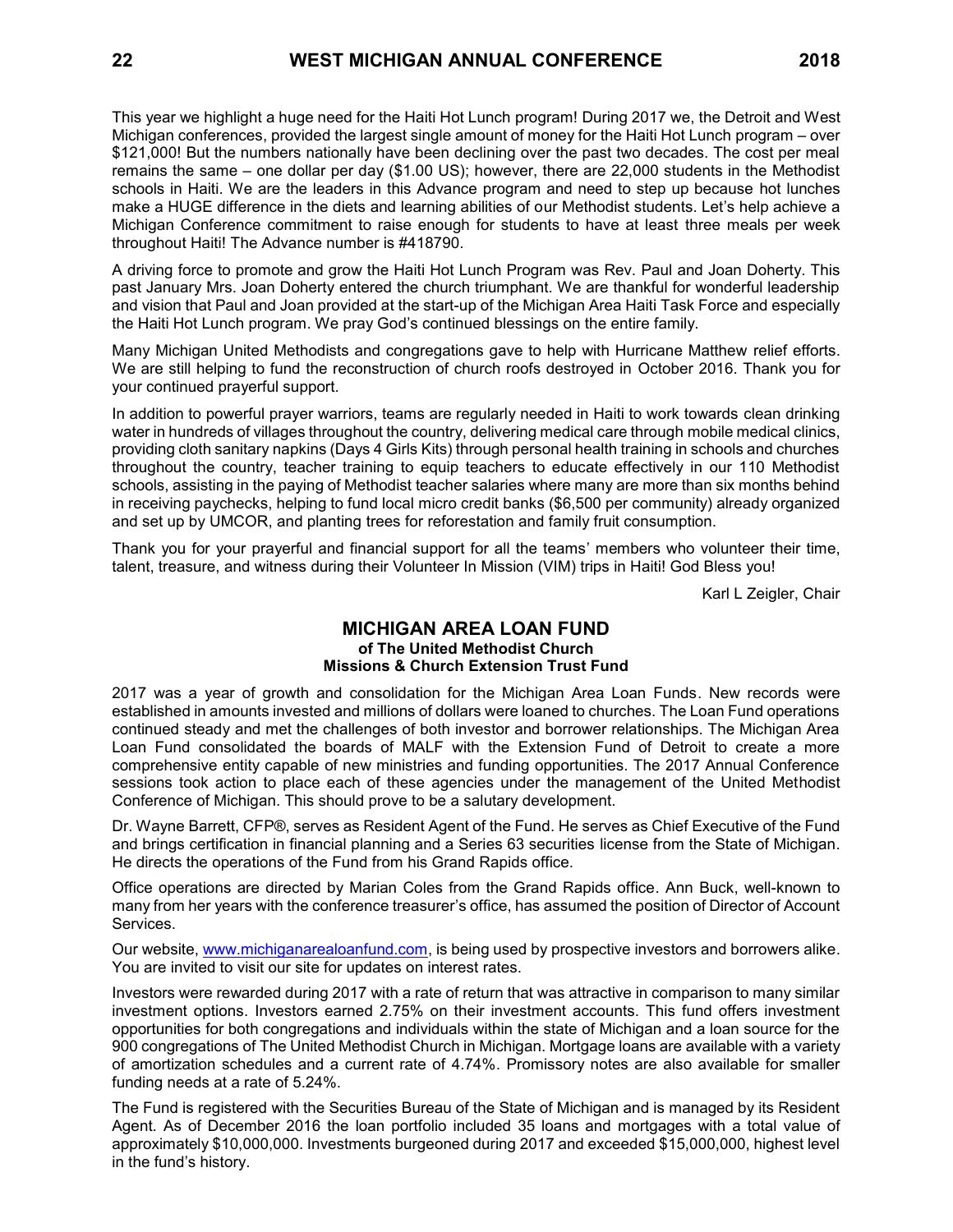This year we highlight a huge need for the Haiti Hot Lunch program! During 2017 we, the Detroit and West Michigan conferences, provided the largest single amount of money for the Haiti Hot Lunch program – over $121,000! But the numbers nationally have been declining over the past two decades. The cost per meal remains the same – one dollar per day ($1.00 US); however, there are 22,000 students in the Methodist schools in Haiti. We are the leaders in this Advance program and need to step up because hot lunches make a HUGE difference in the diets and learning abilities of our Methodist students. Let's help achieve a Michigan Conference commitment to raise enough for students to have at least three meals per week throughout Haiti! The Advance number is #418790.

A driving force to promote and grow the Haiti Hot Lunch Program was Rev. Paul and Joan Doherty. This past January Mrs. Joan Doherty entered the church triumphant. We are thankful for wonderful leadership and vision that Paul and Joan provided at the start-up of the Michigan Area Haiti Task Force and especially the Haiti Hot Lunch program. We pray God's continued blessings on the entire family.

Many Michigan United Methodists and congregations gave to help with Hurricane Matthew relief efforts. We are still helping to fund the reconstruction of church roofs destroyed in October 2016. Thank you for your continued prayerful support.

In addition to powerful prayer warriors, teams are regularly needed in Haiti to work towards clean drinking water in hundreds of villages throughout the country, delivering medical care through mobile medical clinics, providing cloth sanitary napkins (Days 4 Girls Kits) through personal health training in schools and churches throughout the country, teacher training to equip teachers to educate effectively in our 110 Methodist schools, assisting in the paying of Methodist teacher salaries where many are more than six months behind in receiving paychecks, helping to fund local micro credit banks ($6,500 per community) already organized and set up by UMCOR, and planting trees for reforestation and family fruit consumption.

Thank you for your prayerful and financial support for all the teams' members who volunteer their time, talent, treasure, and witness during their Volunteer In Mission (VIM) trips in Haiti! God Bless you!

Karl L Zeigler, Chair

## MICHIGAN AREA LOAN FUND
### of The United Methodist Church
### Missions & Church Extension Trust Fund

2017 was a year of growth and consolidation for the Michigan Area Loan Funds. New records were established in amounts invested and millions of dollars were loaned to churches. The Loan Fund operations continued steady and met the challenges of both investor and borrower relationships. The Michigan Area Loan Fund consolidated the boards of MALF with the Extension Fund of Detroit to create a more comprehensive entity capable of new ministries and funding opportunities. The 2017 Annual Conference sessions took action to place each of these agencies under the management of the United Methodist Conference of Michigan. This should prove to be a salutary development.

Dr. Wayne Barrett, CFP®, serves as Resident Agent of the Fund. He serves as Chief Executive of the Fund and brings certification in financial planning and a Series 63 securities license from the State of Michigan. He directs the operations of the Fund from his Grand Rapids office.

Office operations are directed by Marian Coles from the Grand Rapids office. Ann Buck, well-known to many from her years with the conference treasurer's office, has assumed the position of Director of Account Services.

Our website, www.michiganarealoanfund.com, is being used by prospective investors and borrowers alike. You are invited to visit our site for updates on interest rates.

Investors were rewarded during 2017 with a rate of return that was attractive in comparison to many similar investment options. Investors earned 2.75% on their investment accounts. This fund offers investment opportunities for both congregations and individuals within the state of Michigan and a loan source for the 900 congregations of The United Methodist Church in Michigan. Mortgage loans are available with a variety of amortization schedules and a current rate of 4.74%. Promissory notes are also available for smaller funding needs at a rate of 5.24%.

The Fund is registered with the Securities Bureau of the State of Michigan and is managed by its Resident Agent. As of December 2016 the loan portfolio included 35 loans and mortgages with a total value of approximately $10,000,000. Investments burgeoned during 2017 and exceeded $15,000,000, highest level in the fund's history.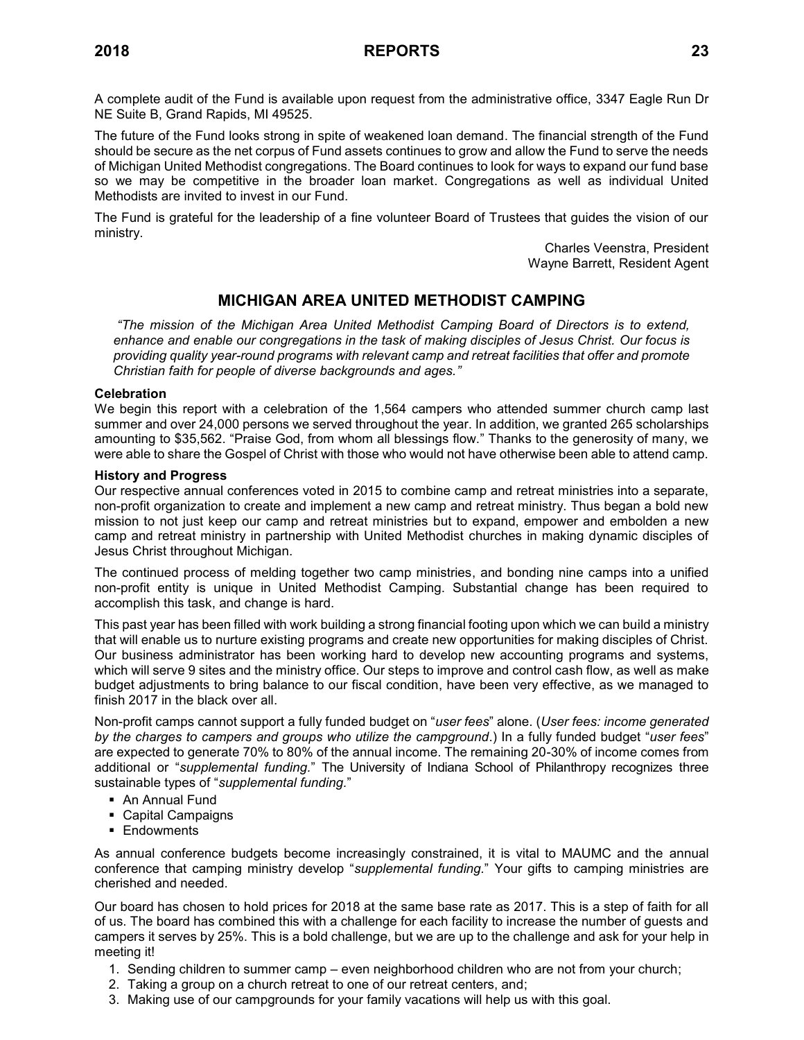A complete audit of the Fund is available upon request from the administrative office, 3347 Eagle Run Dr NE Suite B, Grand Rapids, MI 49525.

The future of the Fund looks strong in spite of weakened loan demand. The financial strength of the Fund should be secure as the net corpus of Fund assets continues to grow and allow the Fund to serve the needs of Michigan United Methodist congregations. The Board continues to look for ways to expand our fund base so we may be competitive in the broader loan market. Congregations as well as individual United Methodists are invited to invest in our Fund.

The Fund is grateful for the leadership of a fine volunteer Board of Trustees that guides the vision of our ministry.

Charles Veenstra, President
Wayne Barrett, Resident Agent

## MICHIGAN AREA UNITED METHODIST CAMPING

*"The mission of the Michigan Area United Methodist Camping Board of Directors is to extend, enhance and enable our congregations in the task of making disciples of Jesus Christ. Our focus is providing quality year-round programs with relevant camp and retreat facilities that offer and promote Christian faith for people of diverse backgrounds and ages."*

**Celebration**

We begin this report with a celebration of the 1,564 campers who attended summer church camp last summer and over 24,000 persons we served throughout the year. In addition, we granted 265 scholarships amounting to $35,562. "Praise God, from whom all blessings flow." Thanks to the generosity of many, we were able to share the Gospel of Christ with those who would not have otherwise been able to attend camp.

**History and Progress**

Our respective annual conferences voted in 2015 to combine camp and retreat ministries into a separate, non-profit organization to create and implement a new camp and retreat ministry. Thus began a bold new mission to not just keep our camp and retreat ministries but to expand, empower and embolden a new camp and retreat ministry in partnership with United Methodist churches in making dynamic disciples of Jesus Christ throughout Michigan.

The continued process of melding together two camp ministries, and bonding nine camps into a unified non-profit entity is unique in United Methodist Camping. Substantial change has been required to accomplish this task, and change is hard.

This past year has been filled with work building a strong financial footing upon which we can build a ministry that will enable us to nurture existing programs and create new opportunities for making disciples of Christ. Our business administrator has been working hard to develop new accounting programs and systems, which will serve 9 sites and the ministry office. Our steps to improve and control cash flow, as well as make budget adjustments to bring balance to our fiscal condition, have been very effective, as we managed to finish 2017 in the black over all.

Non-profit camps cannot support a fully funded budget on "*user fees*" alone. (*User fees: income generated by the charges to campers and groups who utilize the campground*.) In a fully funded budget "*user fees*" are expected to generate 70% to 80% of the annual income. The remaining 20-30% of income comes from additional or "*supplemental funding*." The University of Indiana School of Philanthropy recognizes three sustainable types of "*supplemental funding*."

- An Annual Fund
- Capital Campaigns
- Endowments

As annual conference budgets become increasingly constrained, it is vital to MAUMC and the annual conference that camping ministry develop "*supplemental funding*." Your gifts to camping ministries are cherished and needed.

Our board has chosen to hold prices for 2018 at the same base rate as 2017. This is a step of faith for all of us. The board has combined this with a challenge for each facility to increase the number of guests and campers it serves by 25%. This is a bold challenge, but we are up to the challenge and ask for your help in meeting it!

1. Sending children to summer camp – even neighborhood children who are not from your church;
2. Taking a group on a church retreat to one of our retreat centers, and;
3. Making use of our campgrounds for your family vacations will help us with this goal.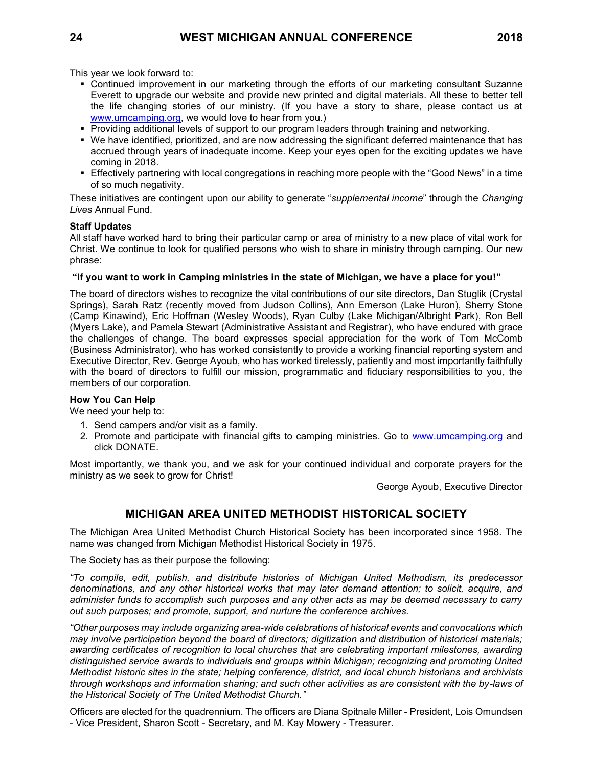This year we look forward to:

- Continued improvement in our marketing through the efforts of our marketing consultant Suzanne Everett to upgrade our website and provide new printed and digital materials. All these to better tell the life changing stories of our ministry. (If you have a story to share, please contact us at www.umcamping.org, we would love to hear from you.)
- Providing additional levels of support to our program leaders through training and networking.
- We have identified, prioritized, and are now addressing the significant deferred maintenance that has accrued through years of inadequate income. Keep your eyes open for the exciting updates we have coming in 2018.
- Effectively partnering with local congregations in reaching more people with the "Good News" in a time of so much negativity.

These initiatives are contingent upon our ability to generate "*supplemental income*" through the *Changing Lives* Annual Fund.

**Staff Updates**

All staff have worked hard to bring their particular camp or area of ministry to a new place of vital work for Christ. We continue to look for qualified persons who wish to share in ministry through camping. Our new phrase:

**"If you want to work in Camping ministries in the state of Michigan, we have a place for you!"**

The board of directors wishes to recognize the vital contributions of our site directors, Dan Stuglik (Crystal Springs), Sarah Ratz (recently moved from Judson Collins), Ann Emerson (Lake Huron), Sherry Stone (Camp Kinawind), Eric Hoffman (Wesley Woods), Ryan Culby (Lake Michigan/Albright Park), Ron Bell (Myers Lake), and Pamela Stewart (Administrative Assistant and Registrar), who have endured with grace the challenges of change. The board expresses special appreciation for the work of Tom McComb (Business Administrator), who has worked consistently to provide a working financial reporting system and Executive Director, Rev. George Ayoub, who has worked tirelessly, patiently and most importantly faithfully with the board of directors to fulfill our mission, programmatic and fiduciary responsibilities to you, the members of our corporation.

**How You Can Help**

We need your help to:

1. Send campers and/or visit as a family.
2. Promote and participate with financial gifts to camping ministries. Go to www.umcamping.org and click DONATE.

Most importantly, we thank you, and we ask for your continued individual and corporate prayers for the ministry as we seek to grow for Christ!

George Ayoub, Executive Director

## MICHIGAN AREA UNITED METHODIST HISTORICAL SOCIETY

The Michigan Area United Methodist Church Historical Society has been incorporated since 1958. The name was changed from Michigan Methodist Historical Society in 1975.

The Society has as their purpose the following:

*"To compile, edit, publish, and distribute histories of Michigan United Methodism, its predecessor denominations, and any other historical works that may later demand attention; to solicit, acquire, and administer funds to accomplish such purposes and any other acts as may be deemed necessary to carry out such purposes; and promote, support, and nurture the conference archives.*

*"Other purposes may include organizing area-wide celebrations of historical events and convocations which may involve participation beyond the board of directors; digitization and distribution of historical materials; awarding certificates of recognition to local churches that are celebrating important milestones, awarding distinguished service awards to individuals and groups within Michigan; recognizing and promoting United Methodist historic sites in the state; helping conference, district, and local church historians and archivists through workshops and information sharing; and such other activities as are consistent with the by-laws of the Historical Society of The United Methodist Church."*

Officers are elected for the quadrennium. The officers are Diana Spitnale Miller - President, Lois Omundsen - Vice President, Sharon Scott - Secretary, and M. Kay Mowery - Treasurer.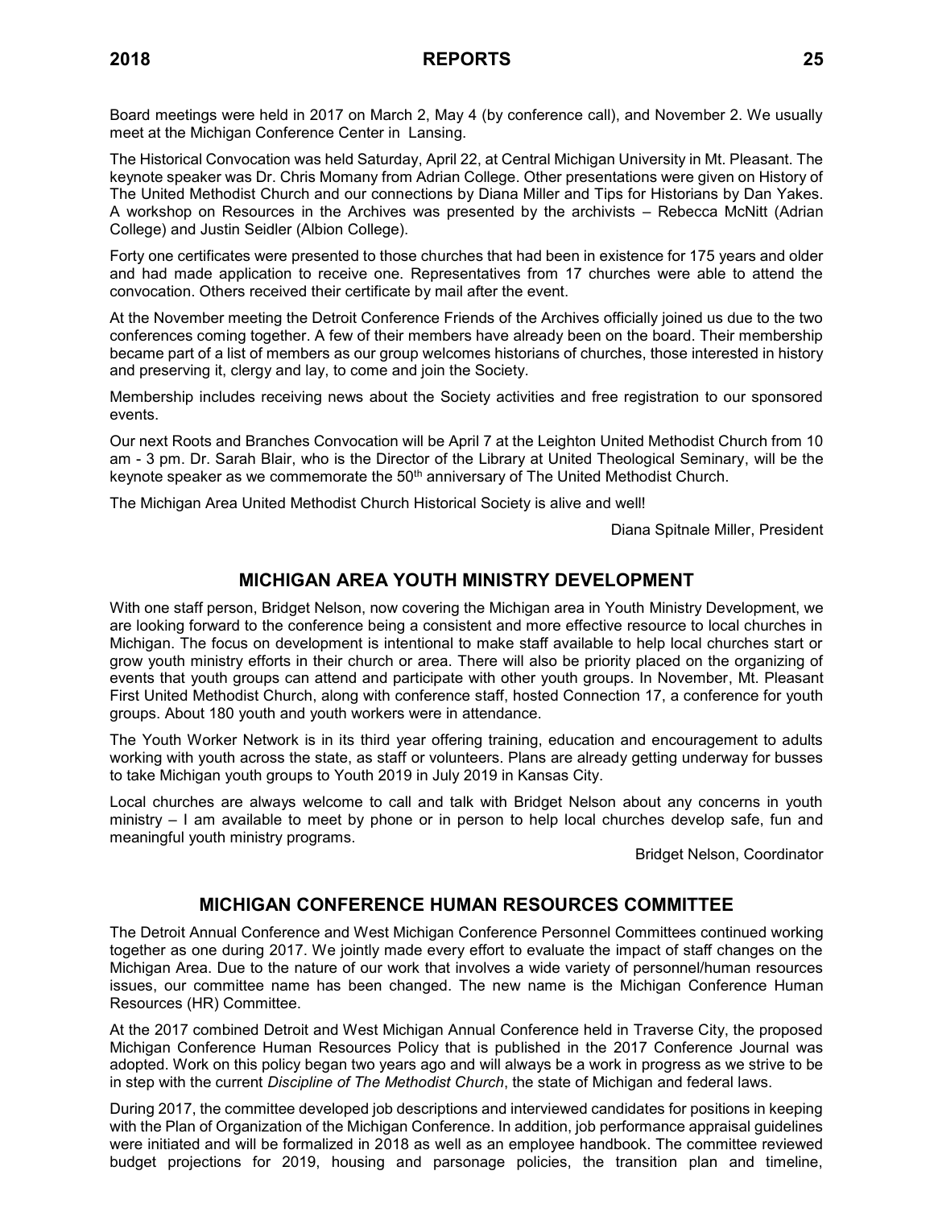Board meetings were held in 2017 on March 2, May 4 (by conference call), and November 2. We usually meet at the Michigan Conference Center in Lansing.

The Historical Convocation was held Saturday, April 22, at Central Michigan University in Mt. Pleasant. The keynote speaker was Dr. Chris Momany from Adrian College. Other presentations were given on History of The United Methodist Church and our connections by Diana Miller and Tips for Historians by Dan Yakes. A workshop on Resources in the Archives was presented by the archivists – Rebecca McNitt (Adrian College) and Justin Seidler (Albion College).

Forty one certificates were presented to those churches that had been in existence for 175 years and older and had made application to receive one. Representatives from 17 churches were able to attend the convocation. Others received their certificate by mail after the event.

At the November meeting the Detroit Conference Friends of the Archives officially joined us due to the two conferences coming together. A few of their members have already been on the board. Their membership became part of a list of members as our group welcomes historians of churches, those interested in history and preserving it, clergy and lay, to come and join the Society.

Membership includes receiving news about the Society activities and free registration to our sponsored events.

Our next Roots and Branches Convocation will be April 7 at the Leighton United Methodist Church from 10 am - 3 pm. Dr. Sarah Blair, who is the Director of the Library at United Theological Seminary, will be the keynote speaker as we commemorate the 50th anniversary of The United Methodist Church.

The Michigan Area United Methodist Church Historical Society is alive and well!

Diana Spitnale Miller, President

## MICHIGAN AREA YOUTH MINISTRY DEVELOPMENT

With one staff person, Bridget Nelson, now covering the Michigan area in Youth Ministry Development, we are looking forward to the conference being a consistent and more effective resource to local churches in Michigan. The focus on development is intentional to make staff available to help local churches start or grow youth ministry efforts in their church or area. There will also be priority placed on the organizing of events that youth groups can attend and participate with other youth groups. In November, Mt. Pleasant First United Methodist Church, along with conference staff, hosted Connection 17, a conference for youth groups. About 180 youth and youth workers were in attendance.

The Youth Worker Network is in its third year offering training, education and encouragement to adults working with youth across the state, as staff or volunteers. Plans are already getting underway for busses to take Michigan youth groups to Youth 2019 in July 2019 in Kansas City.

Local churches are always welcome to call and talk with Bridget Nelson about any concerns in youth ministry – I am available to meet by phone or in person to help local churches develop safe, fun and meaningful youth ministry programs.

Bridget Nelson, Coordinator

## MICHIGAN CONFERENCE HUMAN RESOURCES COMMITTEE

The Detroit Annual Conference and West Michigan Conference Personnel Committees continued working together as one during 2017. We jointly made every effort to evaluate the impact of staff changes on the Michigan Area. Due to the nature of our work that involves a wide variety of personnel/human resources issues, our committee name has been changed. The new name is the Michigan Conference Human Resources (HR) Committee.

At the 2017 combined Detroit and West Michigan Annual Conference held in Traverse City, the proposed Michigan Conference Human Resources Policy that is published in the 2017 Conference Journal was adopted. Work on this policy began two years ago and will always be a work in progress as we strive to be in step with the current *Discipline of The Methodist Church*, the state of Michigan and federal laws.

During 2017, the committee developed job descriptions and interviewed candidates for positions in keeping with the Plan of Organization of the Michigan Conference. In addition, job performance appraisal guidelines were initiated and will be formalized in 2018 as well as an employee handbook. The committee reviewed budget projections for 2019, housing and parsonage policies, the transition plan and timeline,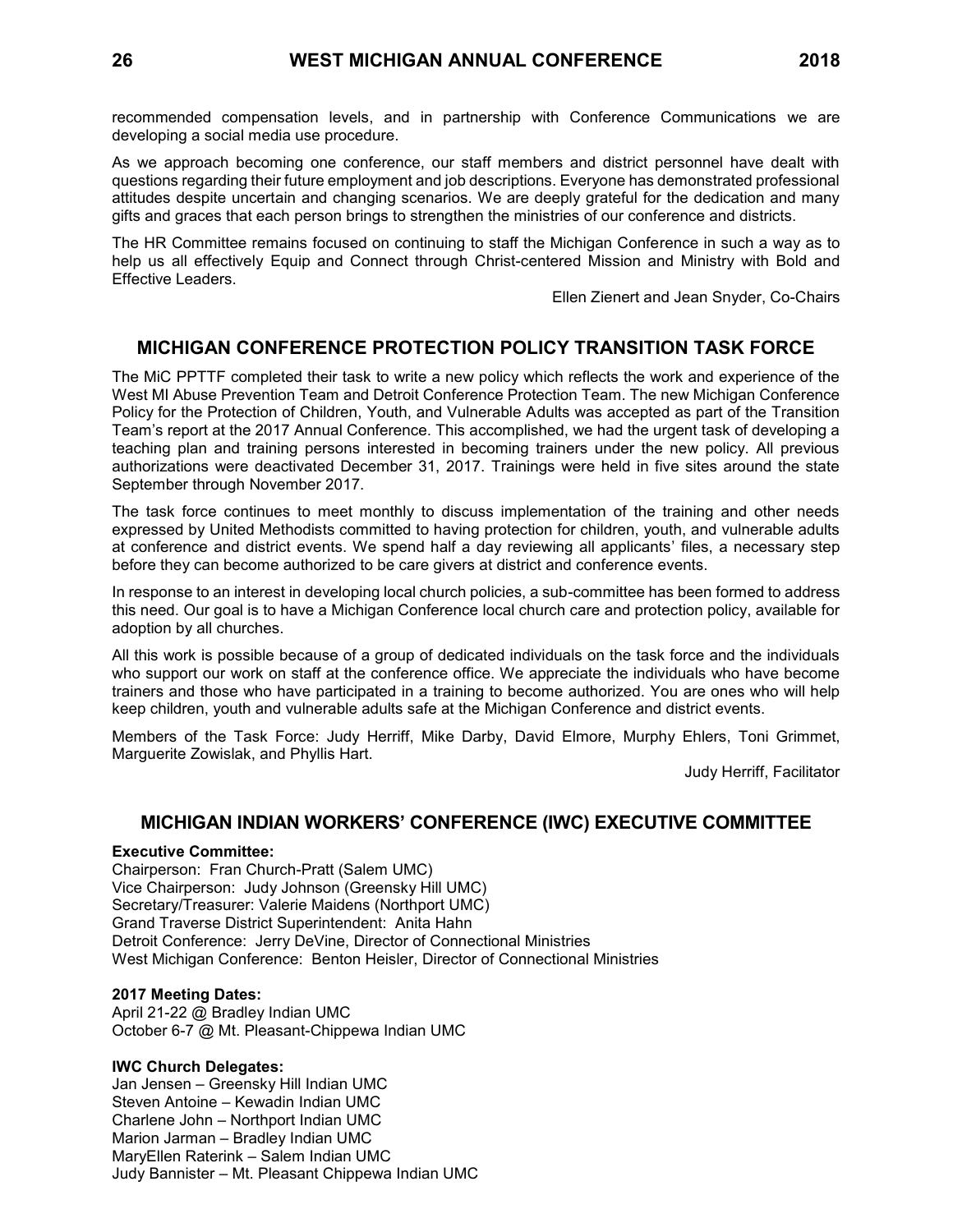recommended compensation levels, and in partnership with Conference Communications we are developing a social media use procedure.

As we approach becoming one conference, our staff members and district personnel have dealt with questions regarding their future employment and job descriptions. Everyone has demonstrated professional attitudes despite uncertain and changing scenarios. We are deeply grateful for the dedication and many gifts and graces that each person brings to strengthen the ministries of our conference and districts.

The HR Committee remains focused on continuing to staff the Michigan Conference in such a way as to help us all effectively Equip and Connect through Christ-centered Mission and Ministry with Bold and Effective Leaders.

Ellen Zienert and Jean Snyder, Co-Chairs

## MICHIGAN CONFERENCE PROTECTION POLICY TRANSITION TASK FORCE

The MiC PPTTF completed their task to write a new policy which reflects the work and experience of the West MI Abuse Prevention Team and Detroit Conference Protection Team. The new Michigan Conference Policy for the Protection of Children, Youth, and Vulnerable Adults was accepted as part of the Transition Team's report at the 2017 Annual Conference. This accomplished, we had the urgent task of developing a teaching plan and training persons interested in becoming trainers under the new policy. All previous authorizations were deactivated December 31, 2017. Trainings were held in five sites around the state September through November 2017.

The task force continues to meet monthly to discuss implementation of the training and other needs expressed by United Methodists committed to having protection for children, youth, and vulnerable adults at conference and district events. We spend half a day reviewing all applicants' files, a necessary step before they can become authorized to be care givers at district and conference events.

In response to an interest in developing local church policies, a sub-committee has been formed to address this need. Our goal is to have a Michigan Conference local church care and protection policy, available for adoption by all churches.

All this work is possible because of a group of dedicated individuals on the task force and the individuals who support our work on staff at the conference office. We appreciate the individuals who have become trainers and those who have participated in a training to become authorized. You are ones who will help keep children, youth and vulnerable adults safe at the Michigan Conference and district events.

Members of the Task Force: Judy Herriff, Mike Darby, David Elmore, Murphy Ehlers, Toni Grimmet, Marguerite Zowislak, and Phyllis Hart.

Judy Herriff, Facilitator

## MICHIGAN INDIAN WORKERS' CONFERENCE (IWC) EXECUTIVE COMMITTEE

**Executive Committee:**
Chairperson: Fran Church-Pratt (Salem UMC)
Vice Chairperson: Judy Johnson (Greensky Hill UMC)
Secretary/Treasurer: Valerie Maidens (Northport UMC)
Grand Traverse District Superintendent: Anita Hahn
Detroit Conference: Jerry DeVine, Director of Connectional Ministries
West Michigan Conference: Benton Heisler, Director of Connectional Ministries

**2017 Meeting Dates:**
April 21-22 @ Bradley Indian UMC
October 6-7 @ Mt. Pleasant-Chippewa Indian UMC

**IWC Church Delegates:**
Jan Jensen – Greensky Hill Indian UMC
Steven Antoine – Kewadin Indian UMC
Charlene John – Northport Indian UMC
Marion Jarman – Bradley Indian UMC
MaryEllen Raterink – Salem Indian UMC
Judy Bannister – Mt. Pleasant Chippewa Indian UMC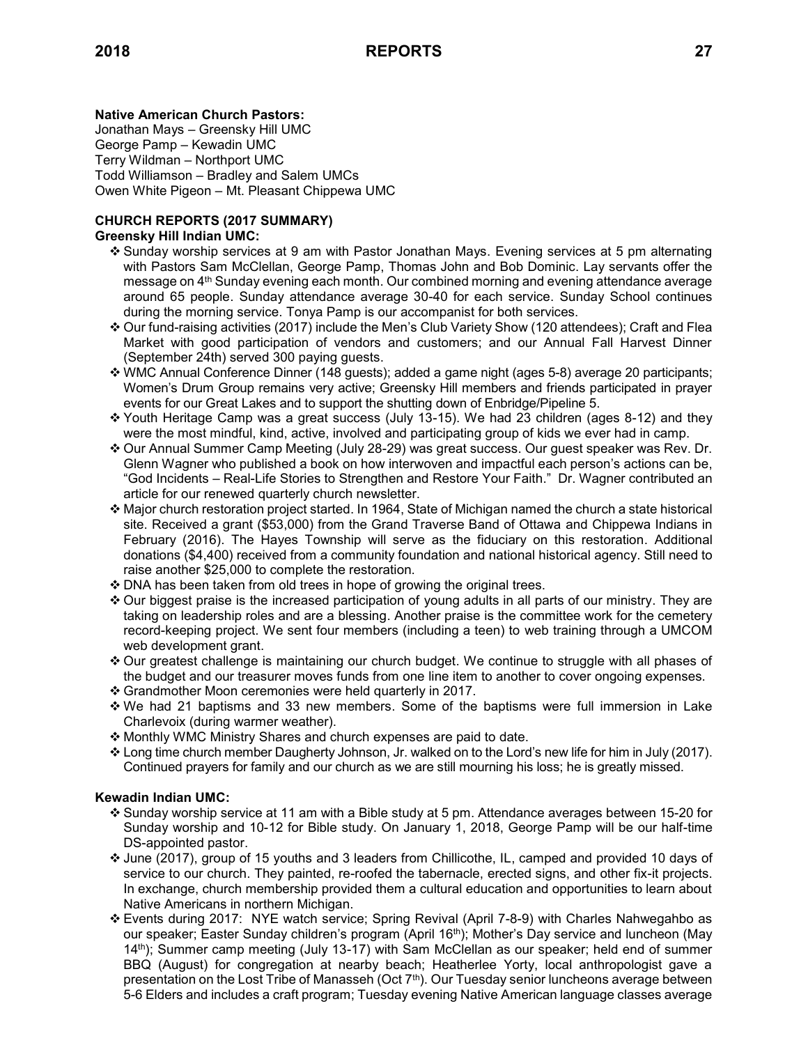**Native American Church Pastors:**
Jonathan Mays – Greensky Hill UMC
George Pamp – Kewadin UMC
Terry Wildman – Northport UMC
Todd Williamson – Bradley and Salem UMCs
Owen White Pigeon – Mt. Pleasant Chippewa UMC

**CHURCH REPORTS (2017 SUMMARY)**

**Greensky Hill Indian UMC:**

- Sunday worship services at 9 am with Pastor Jonathan Mays. Evening services at 5 pm alternating with Pastors Sam McClellan, George Pamp, Thomas John and Bob Dominic. Lay servants offer the message on 4th Sunday evening each month. Our combined morning and evening attendance average around 65 people. Sunday attendance average 30-40 for each service. Sunday School continues during the morning service. Tonya Pamp is our accompanist for both services.
- Our fund-raising activities (2017) include the Men's Club Variety Show (120 attendees); Craft and Flea Market with good participation of vendors and customers; and our Annual Fall Harvest Dinner (September 24th) served 300 paying guests.
- WMC Annual Conference Dinner (148 guests); added a game night (ages 5-8) average 20 participants; Women's Drum Group remains very active; Greensky Hill members and friends participated in prayer events for our Great Lakes and to support the shutting down of Enbridge/Pipeline 5.
- Youth Heritage Camp was a great success (July 13-15). We had 23 children (ages 8-12) and they were the most mindful, kind, active, involved and participating group of kids we ever had in camp.
- Our Annual Summer Camp Meeting (July 28-29) was great success. Our guest speaker was Rev. Dr. Glenn Wagner who published a book on how interwoven and impactful each person's actions can be, "God Incidents – Real-Life Stories to Strengthen and Restore Your Faith." Dr. Wagner contributed an article for our renewed quarterly church newsletter.
- Major church restoration project started. In 1964, State of Michigan named the church a state historical site. Received a grant ($53,000) from the Grand Traverse Band of Ottawa and Chippewa Indians in February (2016). The Hayes Township will serve as the fiduciary on this restoration. Additional donations ($4,400) received from a community foundation and national historical agency. Still need to raise another $25,000 to complete the restoration.
- DNA has been taken from old trees in hope of growing the original trees.
- Our biggest praise is the increased participation of young adults in all parts of our ministry. They are taking on leadership roles and are a blessing. Another praise is the committee work for the cemetery record-keeping project. We sent four members (including a teen) to web training through a UMCOM web development grant.
- Our greatest challenge is maintaining our church budget. We continue to struggle with all phases of the budget and our treasurer moves funds from one line item to another to cover ongoing expenses.
- Grandmother Moon ceremonies were held quarterly in 2017.
- We had 21 baptisms and 33 new members. Some of the baptisms were full immersion in Lake Charlevoix (during warmer weather).
- Monthly WMC Ministry Shares and church expenses are paid to date.
- Long time church member Daugherty Johnson, Jr. walked on to the Lord's new life for him in July (2017). Continued prayers for family and our church as we are still mourning his loss; he is greatly missed.

**Kewadin Indian UMC:**

- Sunday worship service at 11 am with a Bible study at 5 pm. Attendance averages between 15-20 for Sunday worship and 10-12 for Bible study. On January 1, 2018, George Pamp will be our half-time DS-appointed pastor.
- June (2017), group of 15 youths and 3 leaders from Chillicothe, IL, camped and provided 10 days of service to our church. They painted, re-roofed the tabernacle, erected signs, and other fix-it projects. In exchange, church membership provided them a cultural education and opportunities to learn about Native Americans in northern Michigan.
- Events during 2017: NYE watch service; Spring Revival (April 7-8-9) with Charles Nahwegahbo as our speaker; Easter Sunday children's program (April 16th); Mother's Day service and luncheon (May 14th); Summer camp meeting (July 13-17) with Sam McClellan as our speaker; held end of summer BBQ (August) for congregation at nearby beach; Heatherlee Yorty, local anthropologist gave a presentation on the Lost Tribe of Manasseh (Oct 7th). Our Tuesday senior luncheons average between 5-6 Elders and includes a craft program; Tuesday evening Native American language classes average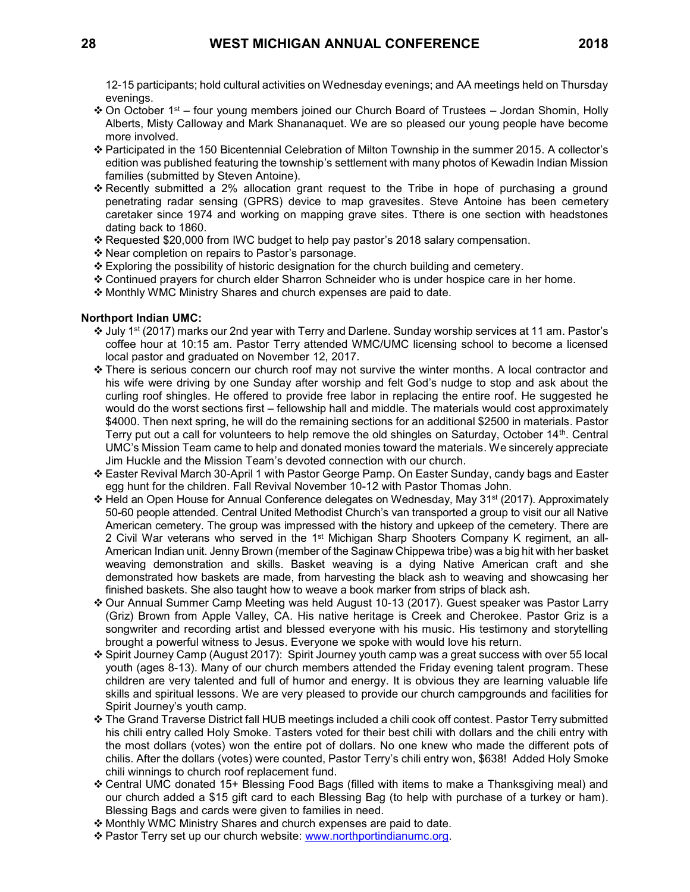12-15 participants; hold cultural activities on Wednesday evenings; and AA meetings held on Thursday evenings.

- On October 1st – four young members joined our Church Board of Trustees – Jordan Shomin, Holly Alberts, Misty Calloway and Mark Shananaquet. We are so pleased our young people have become more involved.
- Participated in the 150 Bicentennial Celebration of Milton Township in the summer 2015. A collector's edition was published featuring the township's settlement with many photos of Kewadin Indian Mission families (submitted by Steven Antoine).
- Recently submitted a 2% allocation grant request to the Tribe in hope of purchasing a ground penetrating radar sensing (GPRS) device to map gravesites. Steve Antoine has been cemetery caretaker since 1974 and working on mapping grave sites. Tthere is one section with headstones dating back to 1860.
- Requested $20,000 from IWC budget to help pay pastor's 2018 salary compensation.
- Near completion on repairs to Pastor's parsonage.
- Exploring the possibility of historic designation for the church building and cemetery.
- Continued prayers for church elder Sharron Schneider who is under hospice care in her home.
- Monthly WMC Ministry Shares and church expenses are paid to date.

**Northport Indian UMC:**

- July 1st (2017) marks our 2nd year with Terry and Darlene. Sunday worship services at 11 am. Pastor's coffee hour at 10:15 am. Pastor Terry attended WMC/UMC licensing school to become a licensed local pastor and graduated on November 12, 2017.
- There is serious concern our church roof may not survive the winter months. A local contractor and his wife were driving by one Sunday after worship and felt God's nudge to stop and ask about the curling roof shingles. He offered to provide free labor in replacing the entire roof. He suggested he would do the worst sections first – fellowship hall and middle. The materials would cost approximately $4000. Then next spring, he will do the remaining sections for an additional $2500 in materials. Pastor Terry put out a call for volunteers to help remove the old shingles on Saturday, October 14th. Central UMC's Mission Team came to help and donated monies toward the materials. We sincerely appreciate Jim Huckle and the Mission Team's devoted connection with our church.
- Easter Revival March 30-April 1 with Pastor George Pamp. On Easter Sunday, candy bags and Easter egg hunt for the children. Fall Revival November 10-12 with Pastor Thomas John.
- Held an Open House for Annual Conference delegates on Wednesday, May 31st (2017). Approximately 50-60 people attended. Central United Methodist Church's van transported a group to visit our all Native American cemetery. The group was impressed with the history and upkeep of the cemetery. There are 2 Civil War veterans who served in the 1st Michigan Sharp Shooters Company K regiment, an all-American Indian unit. Jenny Brown (member of the Saginaw Chippewa tribe) was a big hit with her basket weaving demonstration and skills. Basket weaving is a dying Native American craft and she demonstrated how baskets are made, from harvesting the black ash to weaving and showcasing her finished baskets. She also taught how to weave a book marker from strips of black ash.
- Our Annual Summer Camp Meeting was held August 10-13 (2017). Guest speaker was Pastor Larry (Griz) Brown from Apple Valley, CA. His native heritage is Creek and Cherokee. Pastor Griz is a songwriter and recording artist and blessed everyone with his music. His testimony and storytelling brought a powerful witness to Jesus. Everyone we spoke with would love his return.
- Spirit Journey Camp (August 2017): Spirit Journey youth camp was a great success with over 55 local youth (ages 8-13). Many of our church members attended the Friday evening talent program. These children are very talented and full of humor and energy. It is obvious they are learning valuable life skills and spiritual lessons. We are very pleased to provide our church campgrounds and facilities for Spirit Journey's youth camp.
- The Grand Traverse District fall HUB meetings included a chili cook off contest. Pastor Terry submitted his chili entry called Holy Smoke. Tasters voted for their best chili with dollars and the chili entry with the most dollars (votes) won the entire pot of dollars. No one knew who made the different pots of chilis. After the dollars (votes) were counted, Pastor Terry's chili entry won, $638! Added Holy Smoke chili winnings to church roof replacement fund.
- Central UMC donated 15+ Blessing Food Bags (filled with items to make a Thanksgiving meal) and our church added a $15 gift card to each Blessing Bag (to help with purchase of a turkey or ham). Blessing Bags and cards were given to families in need.
- Monthly WMC Ministry Shares and church expenses are paid to date.
- Pastor Terry set up our church website: www.northportindianumc.org.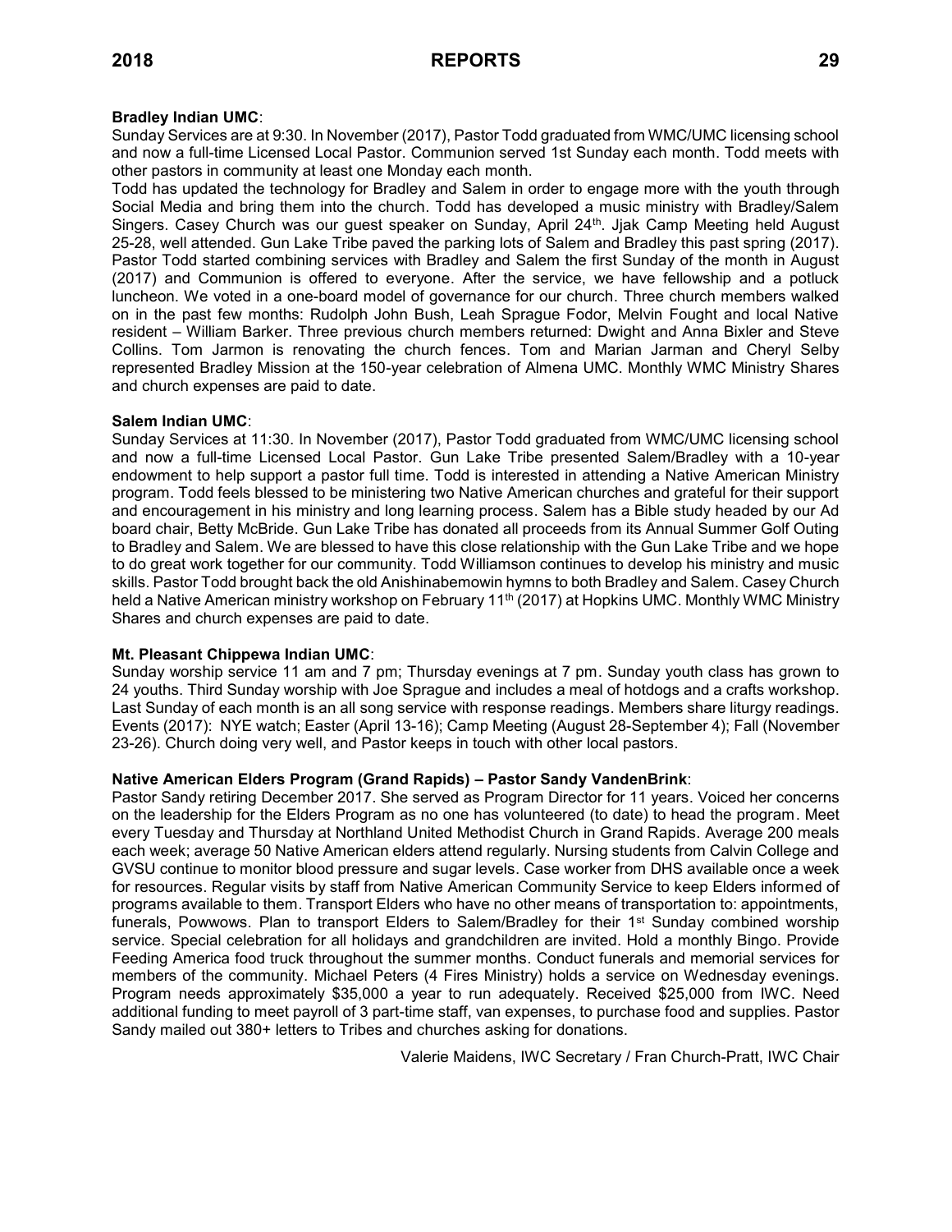**Bradley Indian UMC**:
Sunday Services are at 9:30. In November (2017), Pastor Todd graduated from WMC/UMC licensing school and now a full-time Licensed Local Pastor. Communion served 1st Sunday each month. Todd meets with other pastors in community at least one Monday each month.
Todd has updated the technology for Bradley and Salem in order to engage more with the youth through Social Media and bring them into the church. Todd has developed a music ministry with Bradley/Salem Singers. Casey Church was our guest speaker on Sunday, April 24th. Jjak Camp Meeting held August 25-28, well attended. Gun Lake Tribe paved the parking lots of Salem and Bradley this past spring (2017). Pastor Todd started combining services with Bradley and Salem the first Sunday of the month in August (2017) and Communion is offered to everyone. After the service, we have fellowship and a potluck luncheon. We voted in a one-board model of governance for our church. Three church members walked on in the past few months: Rudolph John Bush, Leah Sprague Fodor, Melvin Fought and local Native resident – William Barker. Three previous church members returned: Dwight and Anna Bixler and Steve Collins. Tom Jarmon is renovating the church fences. Tom and Marian Jarman and Cheryl Selby represented Bradley Mission at the 150-year celebration of Almena UMC. Monthly WMC Ministry Shares and church expenses are paid to date.

**Salem Indian UMC**:
Sunday Services at 11:30. In November (2017), Pastor Todd graduated from WMC/UMC licensing school and now a full-time Licensed Local Pastor. Gun Lake Tribe presented Salem/Bradley with a 10-year endowment to help support a pastor full time. Todd is interested in attending a Native American Ministry program. Todd feels blessed to be ministering two Native American churches and grateful for their support and encouragement in his ministry and long learning process. Salem has a Bible study headed by our Ad board chair, Betty McBride. Gun Lake Tribe has donated all proceeds from its Annual Summer Golf Outing to Bradley and Salem. We are blessed to have this close relationship with the Gun Lake Tribe and we hope to do great work together for our community. Todd Williamson continues to develop his ministry and music skills. Pastor Todd brought back the old Anishinabemowin hymns to both Bradley and Salem. Casey Church held a Native American ministry workshop on February 11th (2017) at Hopkins UMC. Monthly WMC Ministry Shares and church expenses are paid to date.

**Mt. Pleasant Chippewa Indian UMC**:
Sunday worship service 11 am and 7 pm; Thursday evenings at 7 pm. Sunday youth class has grown to 24 youths. Third Sunday worship with Joe Sprague and includes a meal of hotdogs and a crafts workshop. Last Sunday of each month is an all song service with response readings. Members share liturgy readings. Events (2017): NYE watch; Easter (April 13-16); Camp Meeting (August 28-September 4); Fall (November 23-26). Church doing very well, and Pastor keeps in touch with other local pastors.

**Native American Elders Program (Grand Rapids) – Pastor Sandy VandenBrink**:
Pastor Sandy retiring December 2017. She served as Program Director for 11 years. Voiced her concerns on the leadership for the Elders Program as no one has volunteered (to date) to head the program. Meet every Tuesday and Thursday at Northland United Methodist Church in Grand Rapids. Average 200 meals each week; average 50 Native American elders attend regularly. Nursing students from Calvin College and GVSU continue to monitor blood pressure and sugar levels. Case worker from DHS available once a week for resources. Regular visits by staff from Native American Community Service to keep Elders informed of programs available to them. Transport Elders who have no other means of transportation to: appointments, funerals, Powwows. Plan to transport Elders to Salem/Bradley for their 1st Sunday combined worship service. Special celebration for all holidays and grandchildren are invited. Hold a monthly Bingo. Provide Feeding America food truck throughout the summer months. Conduct funerals and memorial services for members of the community. Michael Peters (4 Fires Ministry) holds a service on Wednesday evenings. Program needs approximately $35,000 a year to run adequately. Received $25,000 from IWC. Need additional funding to meet payroll of 3 part-time staff, van expenses, to purchase food and supplies. Pastor Sandy mailed out 380+ letters to Tribes and churches asking for donations.

Valerie Maidens, IWC Secretary / Fran Church-Pratt, IWC Chair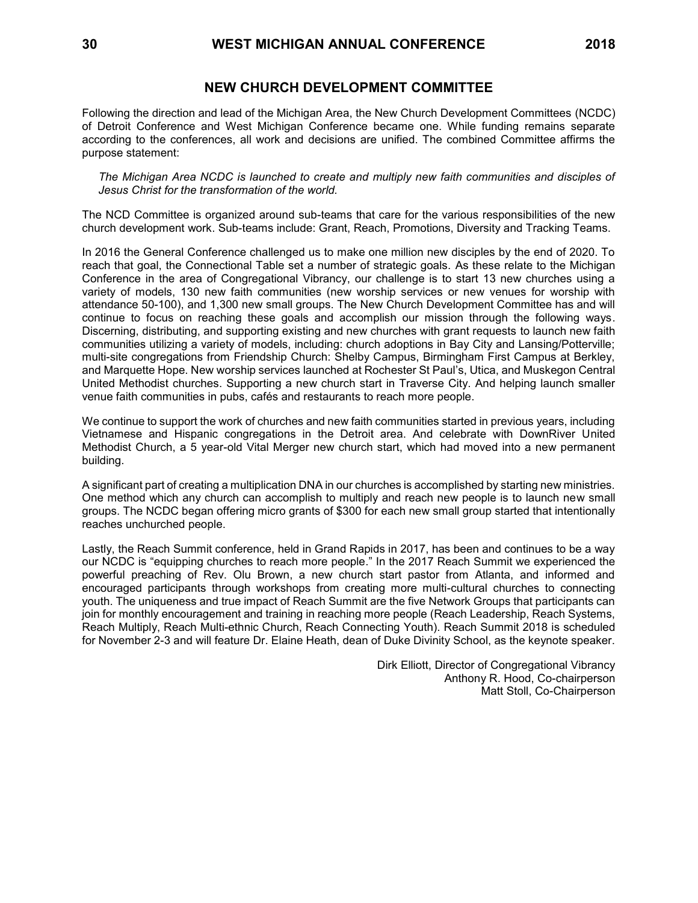## NEW CHURCH DEVELOPMENT COMMITTEE

Following the direction and lead of the Michigan Area, the New Church Development Committees (NCDC) of Detroit Conference and West Michigan Conference became one. While funding remains separate according to the conferences, all work and decisions are unified. The combined Committee affirms the purpose statement:

*The Michigan Area NCDC is launched to create and multiply new faith communities and disciples of Jesus Christ for the transformation of the world.*

The NCD Committee is organized around sub-teams that care for the various responsibilities of the new church development work. Sub-teams include: Grant, Reach, Promotions, Diversity and Tracking Teams.

In 2016 the General Conference challenged us to make one million new disciples by the end of 2020. To reach that goal, the Connectional Table set a number of strategic goals. As these relate to the Michigan Conference in the area of Congregational Vibrancy, our challenge is to start 13 new churches using a variety of models, 130 new faith communities (new worship services or new venues for worship with attendance 50-100), and 1,300 new small groups. The New Church Development Committee has and will continue to focus on reaching these goals and accomplish our mission through the following ways. Discerning, distributing, and supporting existing and new churches with grant requests to launch new faith communities utilizing a variety of models, including: church adoptions in Bay City and Lansing/Potterville; multi-site congregations from Friendship Church: Shelby Campus, Birmingham First Campus at Berkley, and Marquette Hope. New worship services launched at Rochester St Paul's, Utica, and Muskegon Central United Methodist churches. Supporting a new church start in Traverse City. And helping launch smaller venue faith communities in pubs, cafés and restaurants to reach more people.

We continue to support the work of churches and new faith communities started in previous years, including Vietnamese and Hispanic congregations in the Detroit area. And celebrate with DownRiver United Methodist Church, a 5 year-old Vital Merger new church start, which had moved into a new permanent building.

A significant part of creating a multiplication DNA in our churches is accomplished by starting new ministries. One method which any church can accomplish to multiply and reach new people is to launch new small groups. The NCDC began offering micro grants of $300 for each new small group started that intentionally reaches unchurched people.

Lastly, the Reach Summit conference, held in Grand Rapids in 2017, has been and continues to be a way our NCDC is "equipping churches to reach more people." In the 2017 Reach Summit we experienced the powerful preaching of Rev. Olu Brown, a new church start pastor from Atlanta, and informed and encouraged participants through workshops from creating more multi-cultural churches to connecting youth. The uniqueness and true impact of Reach Summit are the five Network Groups that participants can join for monthly encouragement and training in reaching more people (Reach Leadership, Reach Systems, Reach Multiply, Reach Multi-ethnic Church, Reach Connecting Youth). Reach Summit 2018 is scheduled for November 2-3 and will feature Dr. Elaine Heath, dean of Duke Divinity School, as the keynote speaker.

Dirk Elliott, Director of Congregational Vibrancy
Anthony R. Hood, Co-chairperson
Matt Stoll, Co-Chairperson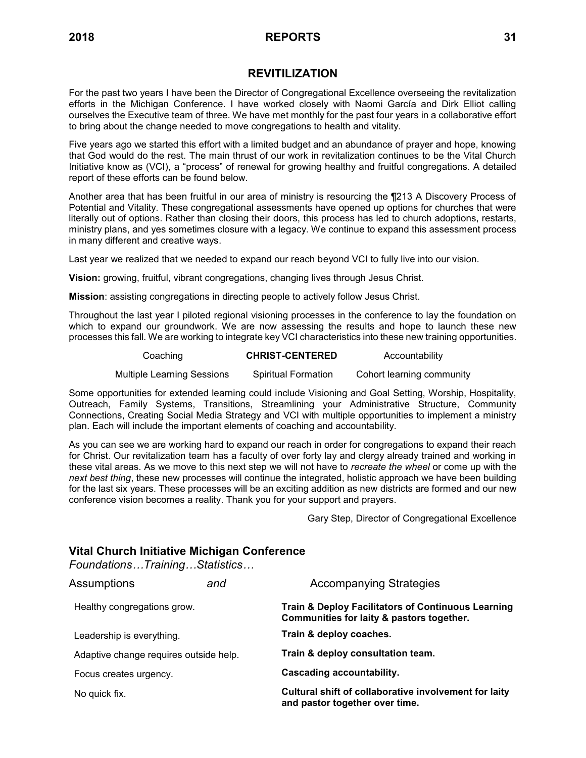## REVITILIZATION

For the past two years I have been the Director of Congregational Excellence overseeing the revitalization efforts in the Michigan Conference. I have worked closely with Naomi García and Dirk Elliot calling ourselves the Executive team of three. We have met monthly for the past four years in a collaborative effort to bring about the change needed to move congregations to health and vitality.

Five years ago we started this effort with a limited budget and an abundance of prayer and hope, knowing that God would do the rest. The main thrust of our work in revitalization continues to be the Vital Church Initiative know as (VCI), a "process" of renewal for growing healthy and fruitful congregations. A detailed report of these efforts can be found below.

Another area that has been fruitful in our area of ministry is resourcing the ¶213 A Discovery Process of Potential and Vitality. These congregational assessments have opened up options for churches that were literally out of options. Rather than closing their doors, this process has led to church adoptions, restarts, ministry plans, and yes sometimes closure with a legacy. We continue to expand this assessment process in many different and creative ways.

Last year we realized that we needed to expand our reach beyond VCI to fully live into our vision.

**Vision:** growing, fruitful, vibrant congregations, changing lives through Jesus Christ.

**Mission**: assisting congregations in directing people to actively follow Jesus Christ.

Throughout the last year I piloted regional visioning processes in the conference to lay the foundation on which to expand our groundwork. We are now assessing the results and hope to launch these new processes this fall. We are working to integrate key VCI characteristics into these new training opportunities.

| Coaching | **CHRIST-CENTERED** | Accountability |
|---|---|---|
| Multiple Learning Sessions | Spiritual Formation | Cohort learning community |

Some opportunities for extended learning could include Visioning and Goal Setting, Worship, Hospitality, Outreach, Family Systems, Transitions, Streamlining your Administrative Structure, Community Connections, Creating Social Media Strategy and VCI with multiple opportunities to implement a ministry plan. Each will include the important elements of coaching and accountability.

As you can see we are working hard to expand our reach in order for congregations to expand their reach for Christ. Our revitalization team has a faculty of over forty lay and clergy already trained and working in these vital areas. As we move to this next step we will not have to *recreate the wheel* or come up with the *next best thing*, these new processes will continue the integrated, holistic approach we have been building for the last six years. These processes will be an exciting addition as new districts are formed and our new conference vision becomes a reality. Thank you for your support and prayers.

Gary Step, Director of Congregational Excellence

### Vital Church Initiative Michigan Conference

*Foundations…Training…Statistics…*

| Assumptions *and* | Accompanying Strategies |
|---|---|
| Healthy congregations grow. | **Train & Deploy Facilitators of Continuous Learning Communities for laity & pastors together.** |
| Leadership is everything. | **Train & deploy coaches.** |
| Adaptive change requires outside help. | **Train & deploy consultation team.** |
| Focus creates urgency. | **Cascading accountability.** |
| No quick fix. | **Cultural shift of collaborative involvement for laity and pastor together over time.** |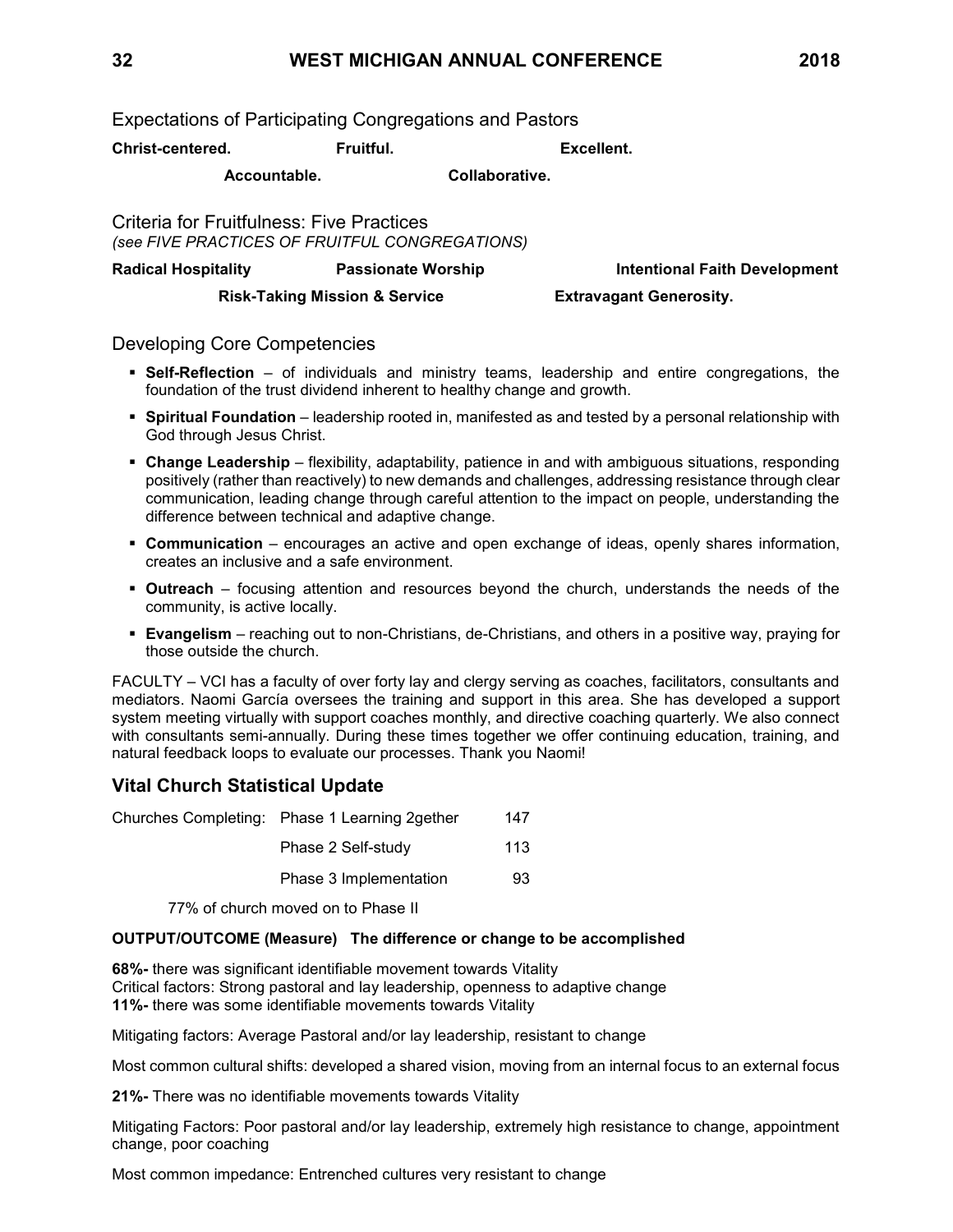Expectations of Participating Congregations and Pastors

**Christ-centered. Fruitful. Excellent.**

**Accountable. Collaborative.**

Criteria for Fruitfulness: Five Practices
*(see FIVE PRACTICES OF FRUITFUL CONGREGATIONS)*

**Radical Hospitality Passionate Worship Intentional Faith Development**

**Risk-Taking Mission & Service Extravagant Generosity.**

Developing Core Competencies

- **Self-Reflection** – of individuals and ministry teams, leadership and entire congregations, the foundation of the trust dividend inherent to healthy change and growth.
- **Spiritual Foundation** – leadership rooted in, manifested as and tested by a personal relationship with God through Jesus Christ.
- **Change Leadership** – flexibility, adaptability, patience in and with ambiguous situations, responding positively (rather than reactively) to new demands and challenges, addressing resistance through clear communication, leading change through careful attention to the impact on people, understanding the difference between technical and adaptive change.
- **Communication** – encourages an active and open exchange of ideas, openly shares information, creates an inclusive and a safe environment.
- **Outreach** – focusing attention and resources beyond the church, understands the needs of the community, is active locally.
- **Evangelism** – reaching out to non-Christians, de-Christians, and others in a positive way, praying for those outside the church.

FACULTY – VCI has a faculty of over forty lay and clergy serving as coaches, facilitators, consultants and mediators. Naomi García oversees the training and support in this area. She has developed a support system meeting virtually with support coaches monthly, and directive coaching quarterly. We also connect with consultants semi-annually. During these times together we offer continuing education, training, and natural feedback loops to evaluate our processes. Thank you Naomi!

## Vital Church Statistical Update

| Churches Completing: | Phase 1 Learning 2gether | 147 |
|---|---|---|
| | Phase 2 Self-study | 113 |
| | Phase 3 Implementation | 93 |

77% of church moved on to Phase II

**OUTPUT/OUTCOME (Measure) The difference or change to be accomplished**

**68%-** there was significant identifiable movement towards Vitality
Critical factors: Strong pastoral and lay leadership, openness to adaptive change
**11%-** there was some identifiable movements towards Vitality

Mitigating factors: Average Pastoral and/or lay leadership, resistant to change

Most common cultural shifts: developed a shared vision, moving from an internal focus to an external focus

**21%-** There was no identifiable movements towards Vitality

Mitigating Factors: Poor pastoral and/or lay leadership, extremely high resistance to change, appointment change, poor coaching

Most common impedance: Entrenched cultures very resistant to change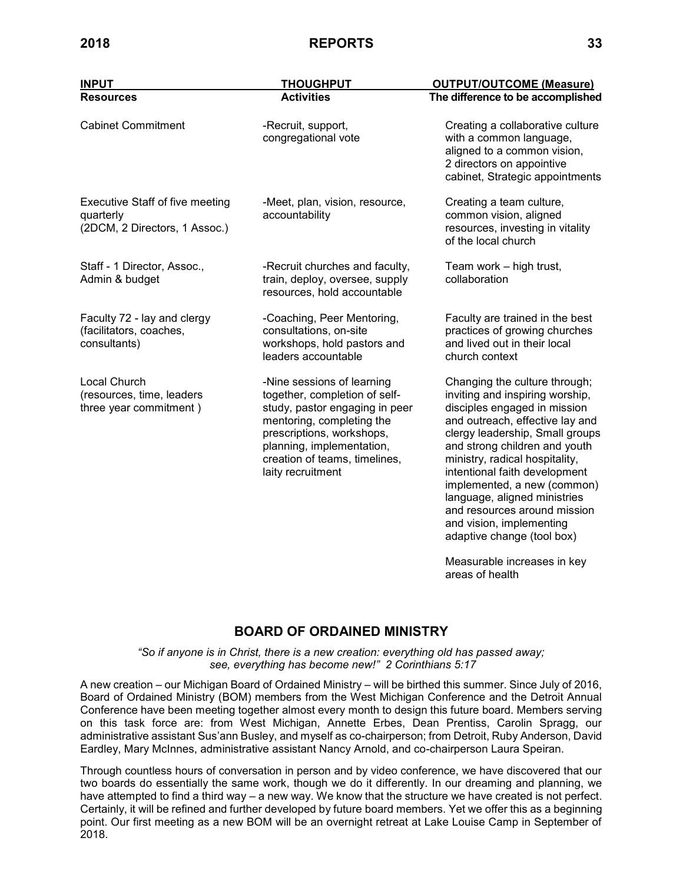| INPUT | THOUGHPUT | OUTPUT/OUTCOME (Measure) |
|---|---|---|
| **Resources** | **Activities** | **The difference to be accomplished** |
| Cabinet Commitment | -Recruit, support, congregational vote | Creating a collaborative culture with a common language, aligned to a common vision, 2 directors on appointive cabinet, Strategic appointments |
| Executive Staff of five meeting quarterly (2DCM, 2 Directors, 1 Assoc.) | -Meet, plan, vision, resource, accountability | Creating a team culture, common vision, aligned resources, investing in vitality of the local church |
| Staff - 1 Director, Assoc., Admin & budget | -Recruit churches and faculty, train, deploy, oversee, supply resources, hold accountable | Team work – high trust, collaboration |
| Faculty 72 - lay and clergy (facilitators, coaches, consultants) | -Coaching, Peer Mentoring, consultations, on-site workshops, hold pastors and leaders accountable | Faculty are trained in the best practices of growing churches and lived out in their local church context |
| Local Church (resources, time, leaders three year commitment ) | -Nine sessions of learning together, completion of self-study, pastor engaging in peer mentoring, completing the prescriptions, workshops, planning, implementation, creation of teams, timelines, laity recruitment | Changing the culture through; inviting and inspiring worship, disciples engaged in mission and outreach, effective lay and clergy leadership, Small groups and strong children and youth ministry, radical hospitality, intentional faith development implemented, a new (common) language, aligned ministries and resources around mission and vision, implementing adaptive change (tool box)<br><br>Measurable increases in key areas of health |

## BOARD OF ORDAINED MINISTRY

*"So if anyone is in Christ, there is a new creation: everything old has passed away; see, everything has become new!" 2 Corinthians 5:17*

A new creation – our Michigan Board of Ordained Ministry – will be birthed this summer. Since July of 2016, Board of Ordained Ministry (BOM) members from the West Michigan Conference and the Detroit Annual Conference have been meeting together almost every month to design this future board. Members serving on this task force are: from West Michigan, Annette Erbes, Dean Prentiss, Carolin Spragg, our administrative assistant Sus'ann Busley, and myself as co-chairperson; from Detroit, Ruby Anderson, David Eardley, Mary McInnes, administrative assistant Nancy Arnold, and co-chairperson Laura Speiran.

Through countless hours of conversation in person and by video conference, we have discovered that our two boards do essentially the same work, though we do it differently. In our dreaming and planning, we have attempted to find a third way – a new way. We know that the structure we have created is not perfect. Certainly, it will be refined and further developed by future board members. Yet we offer this as a beginning point. Our first meeting as a new BOM will be an overnight retreat at Lake Louise Camp in September of 2018.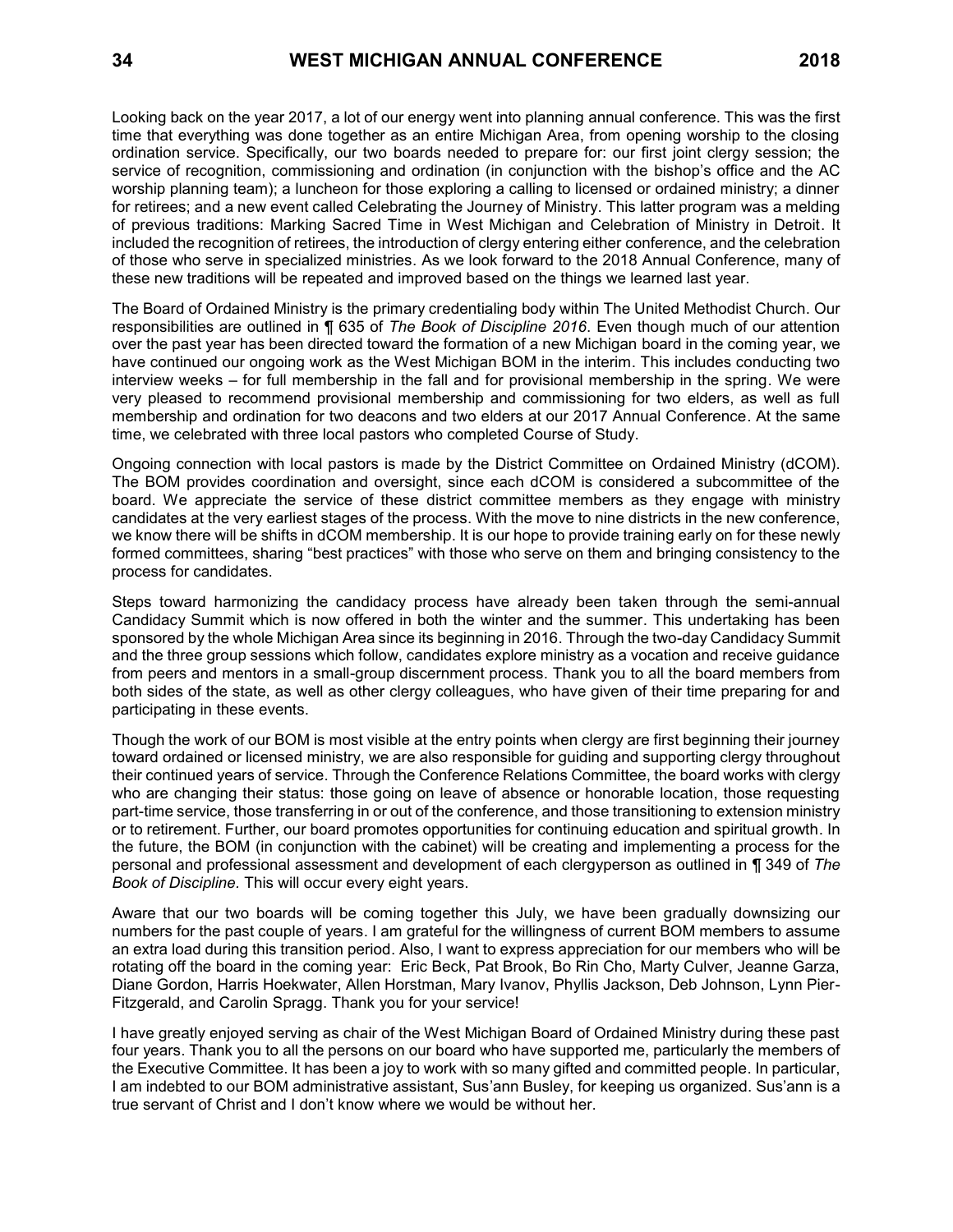Looking back on the year 2017, a lot of our energy went into planning annual conference. This was the first time that everything was done together as an entire Michigan Area, from opening worship to the closing ordination service. Specifically, our two boards needed to prepare for: our first joint clergy session; the service of recognition, commissioning and ordination (in conjunction with the bishop's office and the AC worship planning team); a luncheon for those exploring a calling to licensed or ordained ministry; a dinner for retirees; and a new event called Celebrating the Journey of Ministry. This latter program was a melding of previous traditions: Marking Sacred Time in West Michigan and Celebration of Ministry in Detroit. It included the recognition of retirees, the introduction of clergy entering either conference, and the celebration of those who serve in specialized ministries. As we look forward to the 2018 Annual Conference, many of these new traditions will be repeated and improved based on the things we learned last year.

The Board of Ordained Ministry is the primary credentialing body within The United Methodist Church. Our responsibilities are outlined in ¶ 635 of *The Book of Discipline 2016*. Even though much of our attention over the past year has been directed toward the formation of a new Michigan board in the coming year, we have continued our ongoing work as the West Michigan BOM in the interim. This includes conducting two interview weeks – for full membership in the fall and for provisional membership in the spring. We were very pleased to recommend provisional membership and commissioning for two elders, as well as full membership and ordination for two deacons and two elders at our 2017 Annual Conference. At the same time, we celebrated with three local pastors who completed Course of Study.

Ongoing connection with local pastors is made by the District Committee on Ordained Ministry (dCOM). The BOM provides coordination and oversight, since each dCOM is considered a subcommittee of the board. We appreciate the service of these district committee members as they engage with ministry candidates at the very earliest stages of the process. With the move to nine districts in the new conference, we know there will be shifts in dCOM membership. It is our hope to provide training early on for these newly formed committees, sharing "best practices" with those who serve on them and bringing consistency to the process for candidates.

Steps toward harmonizing the candidacy process have already been taken through the semi-annual Candidacy Summit which is now offered in both the winter and the summer. This undertaking has been sponsored by the whole Michigan Area since its beginning in 2016. Through the two-day Candidacy Summit and the three group sessions which follow, candidates explore ministry as a vocation and receive guidance from peers and mentors in a small-group discernment process. Thank you to all the board members from both sides of the state, as well as other clergy colleagues, who have given of their time preparing for and participating in these events.

Though the work of our BOM is most visible at the entry points when clergy are first beginning their journey toward ordained or licensed ministry, we are also responsible for guiding and supporting clergy throughout their continued years of service. Through the Conference Relations Committee, the board works with clergy who are changing their status: those going on leave of absence or honorable location, those requesting part-time service, those transferring in or out of the conference, and those transitioning to extension ministry or to retirement. Further, our board promotes opportunities for continuing education and spiritual growth. In the future, the BOM (in conjunction with the cabinet) will be creating and implementing a process for the personal and professional assessment and development of each clergyperson as outlined in ¶ 349 of *The Book of Discipline*. This will occur every eight years.

Aware that our two boards will be coming together this July, we have been gradually downsizing our numbers for the past couple of years. I am grateful for the willingness of current BOM members to assume an extra load during this transition period. Also, I want to express appreciation for our members who will be rotating off the board in the coming year: Eric Beck, Pat Brook, Bo Rin Cho, Marty Culver, Jeanne Garza, Diane Gordon, Harris Hoekwater, Allen Horstman, Mary Ivanov, Phyllis Jackson, Deb Johnson, Lynn Pier-Fitzgerald, and Carolin Spragg. Thank you for your service!

I have greatly enjoyed serving as chair of the West Michigan Board of Ordained Ministry during these past four years. Thank you to all the persons on our board who have supported me, particularly the members of the Executive Committee. It has been a joy to work with so many gifted and committed people. In particular, I am indebted to our BOM administrative assistant, Sus'ann Busley, for keeping us organized. Sus'ann is a true servant of Christ and I don't know where we would be without her.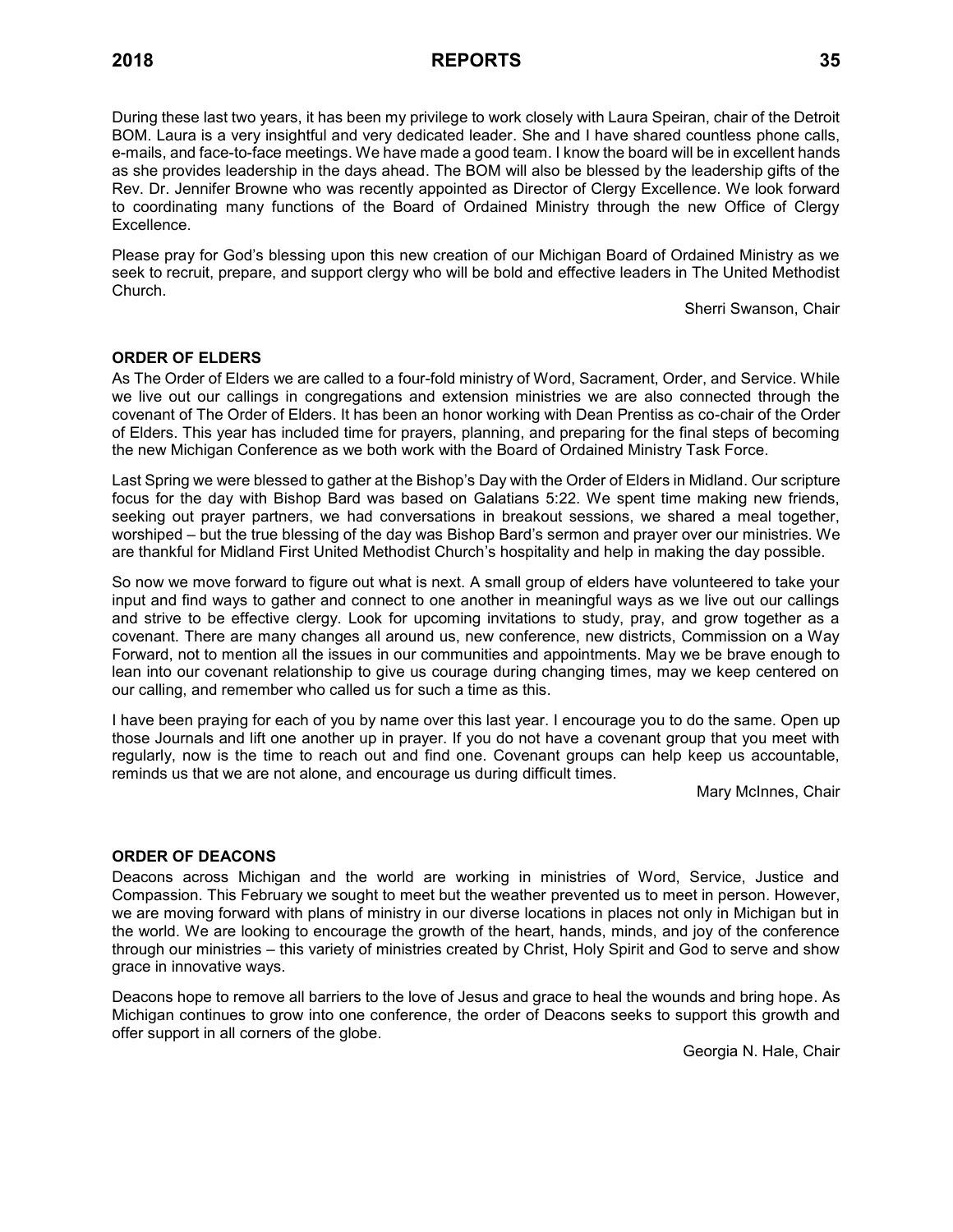During these last two years, it has been my privilege to work closely with Laura Speiran, chair of the Detroit BOM. Laura is a very insightful and very dedicated leader. She and I have shared countless phone calls, e-mails, and face-to-face meetings. We have made a good team. I know the board will be in excellent hands as she provides leadership in the days ahead. The BOM will also be blessed by the leadership gifts of the Rev. Dr. Jennifer Browne who was recently appointed as Director of Clergy Excellence. We look forward to coordinating many functions of the Board of Ordained Ministry through the new Office of Clergy Excellence.

Please pray for God's blessing upon this new creation of our Michigan Board of Ordained Ministry as we seek to recruit, prepare, and support clergy who will be bold and effective leaders in The United Methodist Church.

Sherri Swanson, Chair

**ORDER OF ELDERS**

As The Order of Elders we are called to a four-fold ministry of Word, Sacrament, Order, and Service. While we live out our callings in congregations and extension ministries we are also connected through the covenant of The Order of Elders. It has been an honor working with Dean Prentiss as co-chair of the Order of Elders. This year has included time for prayers, planning, and preparing for the final steps of becoming the new Michigan Conference as we both work with the Board of Ordained Ministry Task Force.

Last Spring we were blessed to gather at the Bishop's Day with the Order of Elders in Midland. Our scripture focus for the day with Bishop Bard was based on Galatians 5:22. We spent time making new friends, seeking out prayer partners, we had conversations in breakout sessions, we shared a meal together, worshiped – but the true blessing of the day was Bishop Bard's sermon and prayer over our ministries. We are thankful for Midland First United Methodist Church's hospitality and help in making the day possible.

So now we move forward to figure out what is next. A small group of elders have volunteered to take your input and find ways to gather and connect to one another in meaningful ways as we live out our callings and strive to be effective clergy. Look for upcoming invitations to study, pray, and grow together as a covenant. There are many changes all around us, new conference, new districts, Commission on a Way Forward, not to mention all the issues in our communities and appointments. May we be brave enough to lean into our covenant relationship to give us courage during changing times, may we keep centered on our calling, and remember who called us for such a time as this.

I have been praying for each of you by name over this last year. I encourage you to do the same. Open up those Journals and lift one another up in prayer. If you do not have a covenant group that you meet with regularly, now is the time to reach out and find one. Covenant groups can help keep us accountable, reminds us that we are not alone, and encourage us during difficult times.

Mary McInnes, Chair

**ORDER OF DEACONS**

Deacons across Michigan and the world are working in ministries of Word, Service, Justice and Compassion. This February we sought to meet but the weather prevented us to meet in person. However, we are moving forward with plans of ministry in our diverse locations in places not only in Michigan but in the world. We are looking to encourage the growth of the heart, hands, minds, and joy of the conference through our ministries – this variety of ministries created by Christ, Holy Spirit and God to serve and show grace in innovative ways.

Deacons hope to remove all barriers to the love of Jesus and grace to heal the wounds and bring hope. As Michigan continues to grow into one conference, the order of Deacons seeks to support this growth and offer support in all corners of the globe.

Georgia N. Hale, Chair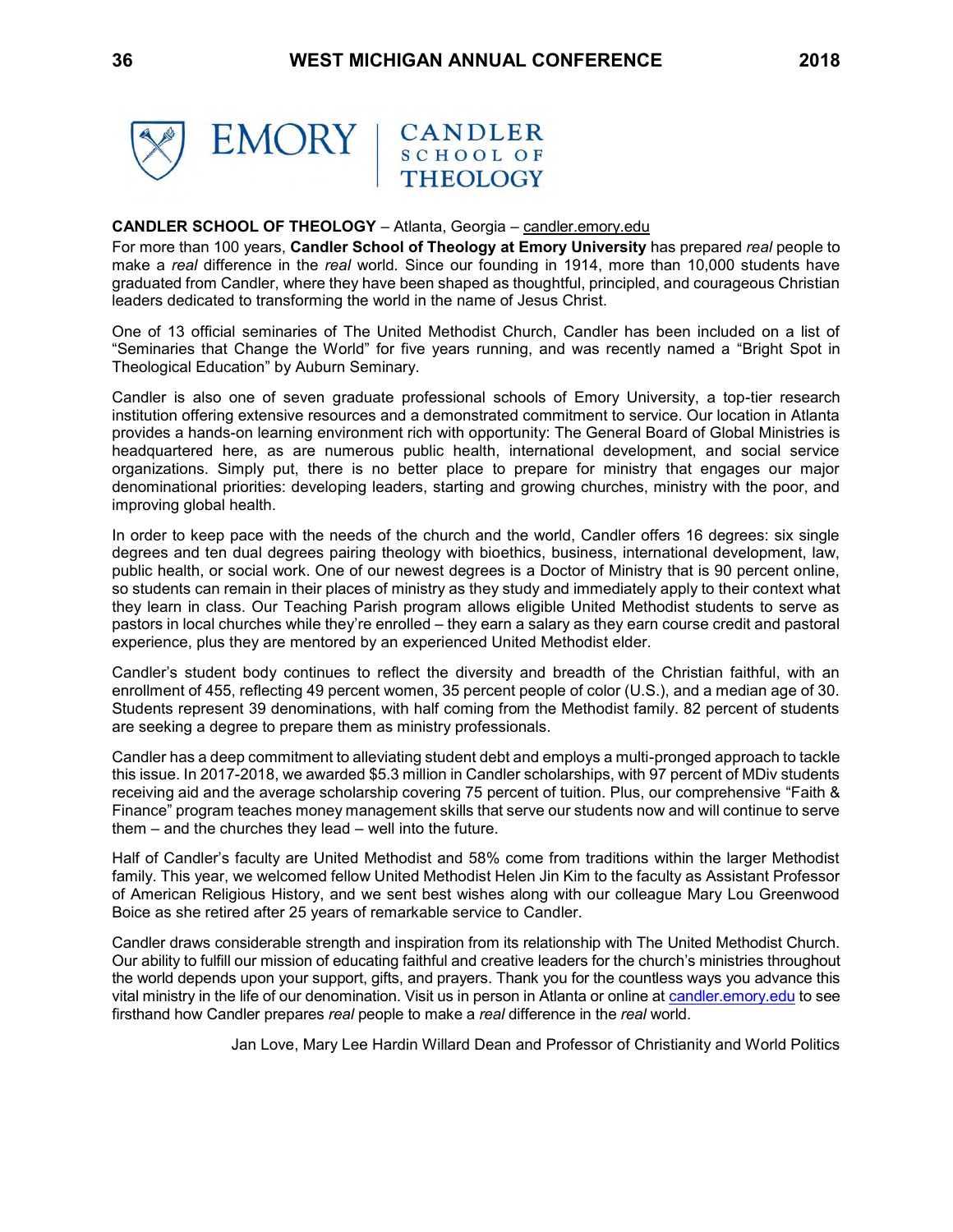**CANDLER SCHOOL OF THEOLOGY** – Atlanta, Georgia – candler.emory.edu

For more than 100 years, **Candler School of Theology at Emory University** has prepared *real* people to make a *real* difference in the *real* world. Since our founding in 1914, more than 10,000 students have graduated from Candler, where they have been shaped as thoughtful, principled, and courageous Christian leaders dedicated to transforming the world in the name of Jesus Christ.

One of 13 official seminaries of The United Methodist Church, Candler has been included on a list of "Seminaries that Change the World" for five years running, and was recently named a "Bright Spot in Theological Education" by Auburn Seminary.

Candler is also one of seven graduate professional schools of Emory University, a top-tier research institution offering extensive resources and a demonstrated commitment to service. Our location in Atlanta provides a hands-on learning environment rich with opportunity: The General Board of Global Ministries is headquartered here, as are numerous public health, international development, and social service organizations. Simply put, there is no better place to prepare for ministry that engages our major denominational priorities: developing leaders, starting and growing churches, ministry with the poor, and improving global health.

In order to keep pace with the needs of the church and the world, Candler offers 16 degrees: six single degrees and ten dual degrees pairing theology with bioethics, business, international development, law, public health, or social work. One of our newest degrees is a Doctor of Ministry that is 90 percent online, so students can remain in their places of ministry as they study and immediately apply to their context what they learn in class. Our Teaching Parish program allows eligible United Methodist students to serve as pastors in local churches while they're enrolled – they earn a salary as they earn course credit and pastoral experience, plus they are mentored by an experienced United Methodist elder.

Candler's student body continues to reflect the diversity and breadth of the Christian faithful, with an enrollment of 455, reflecting 49 percent women, 35 percent people of color (U.S.), and a median age of 30. Students represent 39 denominations, with half coming from the Methodist family. 82 percent of students are seeking a degree to prepare them as ministry professionals.

Candler has a deep commitment to alleviating student debt and employs a multi-pronged approach to tackle this issue. In 2017-2018, we awarded $5.3 million in Candler scholarships, with 97 percent of MDiv students receiving aid and the average scholarship covering 75 percent of tuition. Plus, our comprehensive "Faith & Finance" program teaches money management skills that serve our students now and will continue to serve them – and the churches they lead – well into the future.

Half of Candler's faculty are United Methodist and 58% come from traditions within the larger Methodist family. This year, we welcomed fellow United Methodist Helen Jin Kim to the faculty as Assistant Professor of American Religious History, and we sent best wishes along with our colleague Mary Lou Greenwood Boice as she retired after 25 years of remarkable service to Candler.

Candler draws considerable strength and inspiration from its relationship with The United Methodist Church. Our ability to fulfill our mission of educating faithful and creative leaders for the church's ministries throughout the world depends upon your support, gifts, and prayers. Thank you for the countless ways you advance this vital ministry in the life of our denomination. Visit us in person in Atlanta or online at candler.emory.edu to see firsthand how Candler prepares *real* people to make a *real* difference in the *real* world.

Jan Love, Mary Lee Hardin Willard Dean and Professor of Christianity and World Politics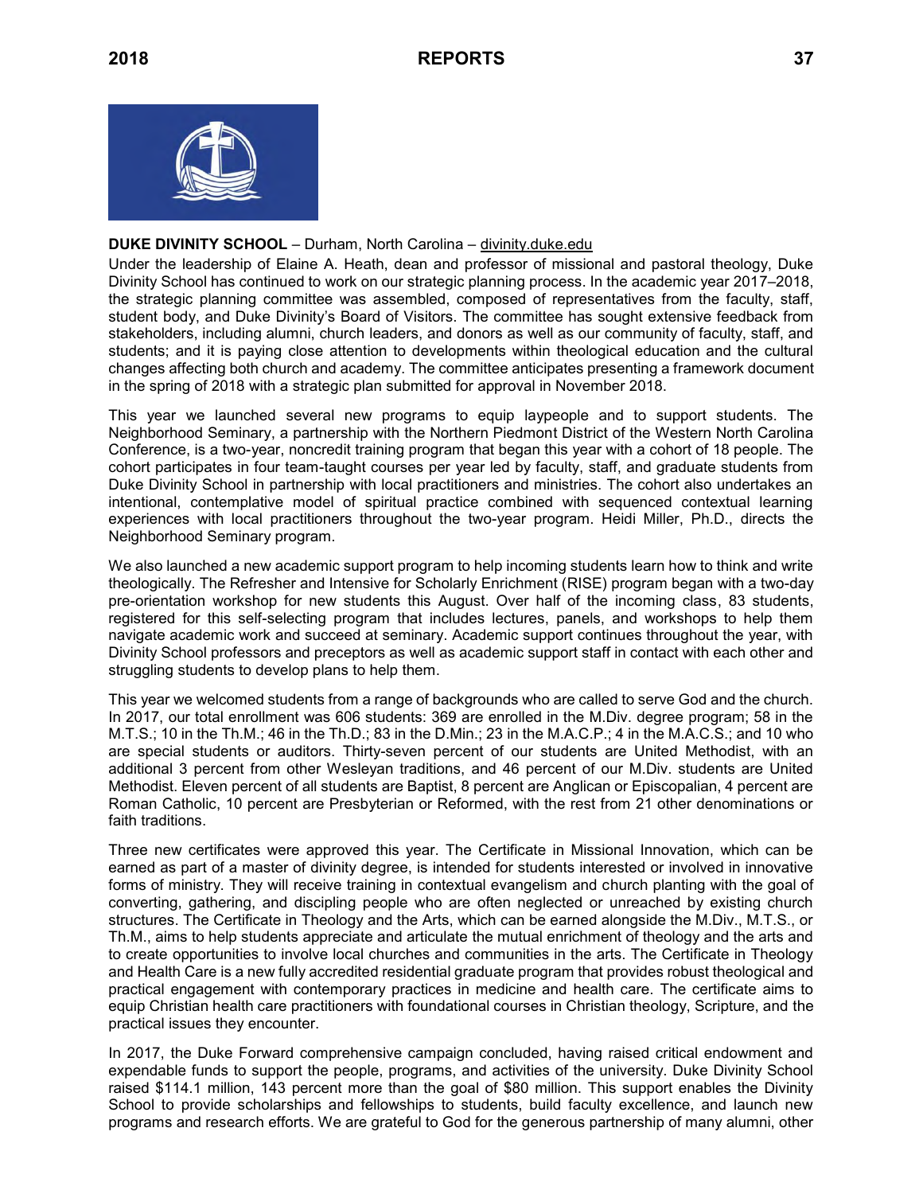**DUKE DIVINITY SCHOOL** – Durham, North Carolina – divinity.duke.edu

Under the leadership of Elaine A. Heath, dean and professor of missional and pastoral theology, Duke Divinity School has continued to work on our strategic planning process. In the academic year 2017–2018, the strategic planning committee was assembled, composed of representatives from the faculty, staff, student body, and Duke Divinity's Board of Visitors. The committee has sought extensive feedback from stakeholders, including alumni, church leaders, and donors as well as our community of faculty, staff, and students; and it is paying close attention to developments within theological education and the cultural changes affecting both church and academy. The committee anticipates presenting a framework document in the spring of 2018 with a strategic plan submitted for approval in November 2018.

This year we launched several new programs to equip laypeople and to support students. The Neighborhood Seminary, a partnership with the Northern Piedmont District of the Western North Carolina Conference, is a two-year, noncredit training program that began this year with a cohort of 18 people. The cohort participates in four team-taught courses per year led by faculty, staff, and graduate students from Duke Divinity School in partnership with local practitioners and ministries. The cohort also undertakes an intentional, contemplative model of spiritual practice combined with sequenced contextual learning experiences with local practitioners throughout the two-year program. Heidi Miller, Ph.D., directs the Neighborhood Seminary program.

We also launched a new academic support program to help incoming students learn how to think and write theologically. The Refresher and Intensive for Scholarly Enrichment (RISE) program began with a two-day pre-orientation workshop for new students this August. Over half of the incoming class, 83 students, registered for this self-selecting program that includes lectures, panels, and workshops to help them navigate academic work and succeed at seminary. Academic support continues throughout the year, with Divinity School professors and preceptors as well as academic support staff in contact with each other and struggling students to develop plans to help them.

This year we welcomed students from a range of backgrounds who are called to serve God and the church. In 2017, our total enrollment was 606 students: 369 are enrolled in the M.Div. degree program; 58 in the M.T.S.; 10 in the Th.M.; 46 in the Th.D.; 83 in the D.Min.; 23 in the M.A.C.P.; 4 in the M.A.C.S.; and 10 who are special students or auditors. Thirty-seven percent of our students are United Methodist, with an additional 3 percent from other Wesleyan traditions, and 46 percent of our M.Div. students are United Methodist. Eleven percent of all students are Baptist, 8 percent are Anglican or Episcopalian, 4 percent are Roman Catholic, 10 percent are Presbyterian or Reformed, with the rest from 21 other denominations or faith traditions.

Three new certificates were approved this year. The Certificate in Missional Innovation, which can be earned as part of a master of divinity degree, is intended for students interested or involved in innovative forms of ministry. They will receive training in contextual evangelism and church planting with the goal of converting, gathering, and discipling people who are often neglected or unreached by existing church structures. The Certificate in Theology and the Arts, which can be earned alongside the M.Div., M.T.S., or Th.M., aims to help students appreciate and articulate the mutual enrichment of theology and the arts and to create opportunities to involve local churches and communities in the arts. The Certificate in Theology and Health Care is a new fully accredited residential graduate program that provides robust theological and practical engagement with contemporary practices in medicine and health care. The certificate aims to equip Christian health care practitioners with foundational courses in Christian theology, Scripture, and the practical issues they encounter.

In 2017, the Duke Forward comprehensive campaign concluded, having raised critical endowment and expendable funds to support the people, programs, and activities of the university. Duke Divinity School raised $114.1 million, 143 percent more than the goal of $80 million. This support enables the Divinity School to provide scholarships and fellowships to students, build faculty excellence, and launch new programs and research efforts. We are grateful to God for the generous partnership of many alumni, other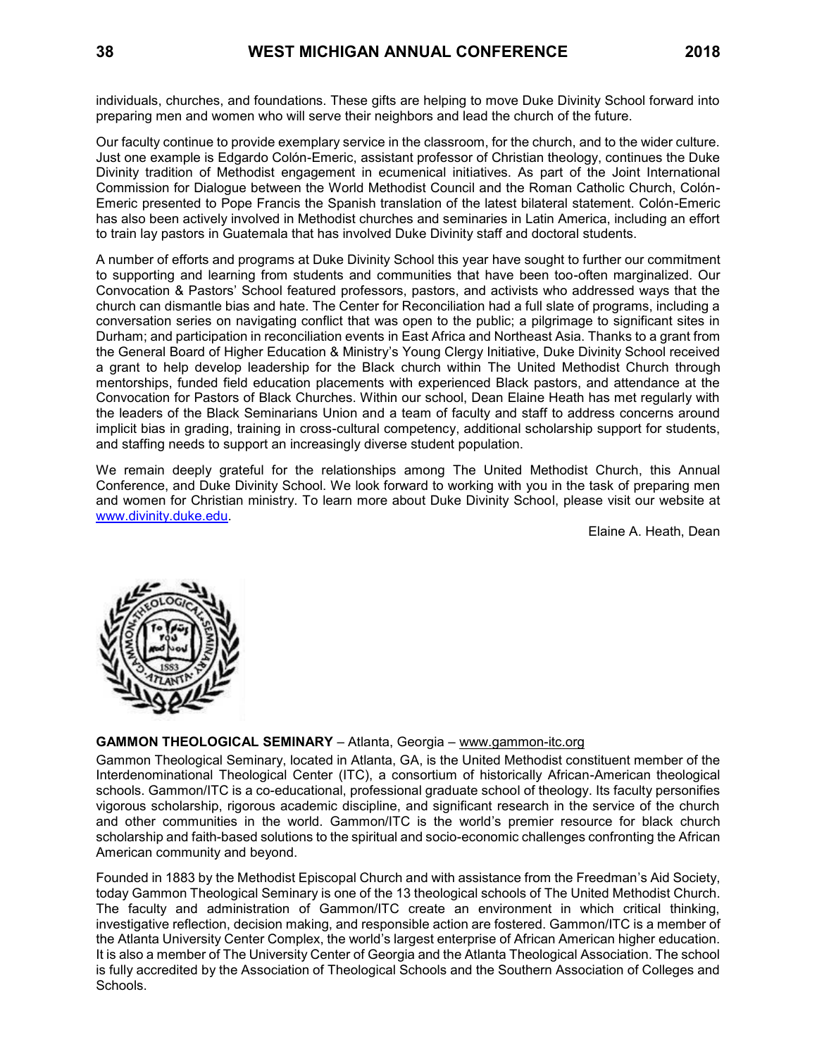individuals, churches, and foundations. These gifts are helping to move Duke Divinity School forward into preparing men and women who will serve their neighbors and lead the church of the future.

Our faculty continue to provide exemplary service in the classroom, for the church, and to the wider culture. Just one example is Edgardo Colón-Emeric, assistant professor of Christian theology, continues the Duke Divinity tradition of Methodist engagement in ecumenical initiatives. As part of the Joint International Commission for Dialogue between the World Methodist Council and the Roman Catholic Church, Colón-Emeric presented to Pope Francis the Spanish translation of the latest bilateral statement. Colón-Emeric has also been actively involved in Methodist churches and seminaries in Latin America, including an effort to train lay pastors in Guatemala that has involved Duke Divinity staff and doctoral students.

A number of efforts and programs at Duke Divinity School this year have sought to further our commitment to supporting and learning from students and communities that have been too-often marginalized. Our Convocation & Pastors' School featured professors, pastors, and activists who addressed ways that the church can dismantle bias and hate. The Center for Reconciliation had a full slate of programs, including a conversation series on navigating conflict that was open to the public; a pilgrimage to significant sites in Durham; and participation in reconciliation events in East Africa and Northeast Asia. Thanks to a grant from the General Board of Higher Education & Ministry's Young Clergy Initiative, Duke Divinity School received a grant to help develop leadership for the Black church within The United Methodist Church through mentorships, funded field education placements with experienced Black pastors, and attendance at the Convocation for Pastors of Black Churches. Within our school, Dean Elaine Heath has met regularly with the leaders of the Black Seminarians Union and a team of faculty and staff to address concerns around implicit bias in grading, training in cross-cultural competency, additional scholarship support for students, and staffing needs to support an increasingly diverse student population.

We remain deeply grateful for the relationships among The United Methodist Church, this Annual Conference, and Duke Divinity School. We look forward to working with you in the task of preparing men and women for Christian ministry. To learn more about Duke Divinity School, please visit our website at www.divinity.duke.edu.

Elaine A. Heath, Dean

**GAMMON THEOLOGICAL SEMINARY** – Atlanta, Georgia – www.gammon-itc.org

Gammon Theological Seminary, located in Atlanta, GA, is the United Methodist constituent member of the Interdenominational Theological Center (ITC), a consortium of historically African-American theological schools. Gammon/ITC is a co-educational, professional graduate school of theology. Its faculty personifies vigorous scholarship, rigorous academic discipline, and significant research in the service of the church and other communities in the world. Gammon/ITC is the world's premier resource for black church scholarship and faith-based solutions to the spiritual and socio-economic challenges confronting the African American community and beyond.

Founded in 1883 by the Methodist Episcopal Church and with assistance from the Freedman's Aid Society, today Gammon Theological Seminary is one of the 13 theological schools of The United Methodist Church. The faculty and administration of Gammon/ITC create an environment in which critical thinking, investigative reflection, decision making, and responsible action are fostered. Gammon/ITC is a member of the Atlanta University Center Complex, the world's largest enterprise of African American higher education. It is also a member of The University Center of Georgia and the Atlanta Theological Association. The school is fully accredited by the Association of Theological Schools and the Southern Association of Colleges and Schools.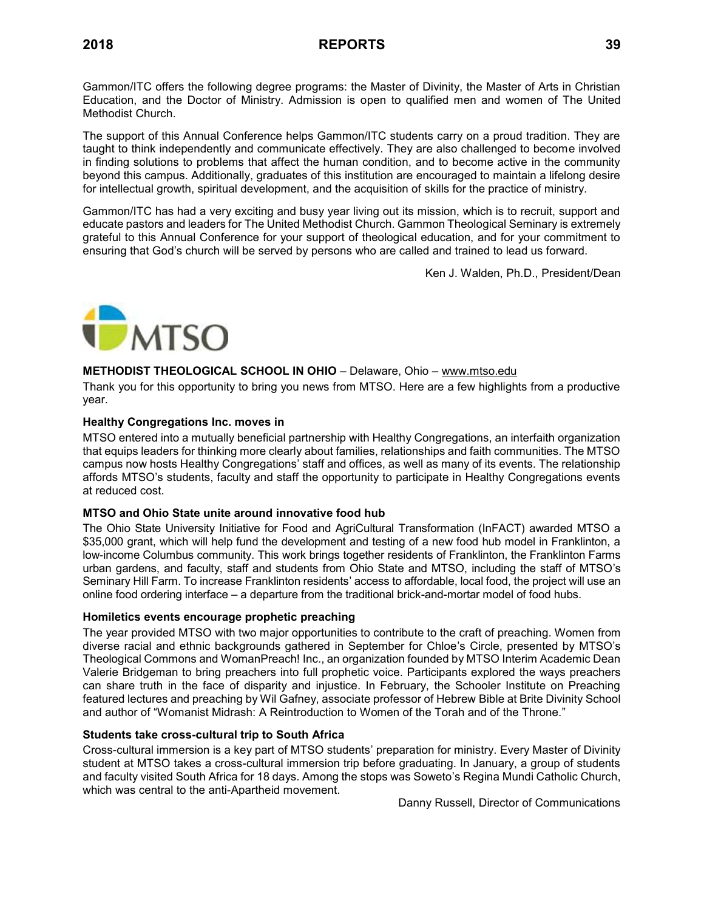Gammon/ITC offers the following degree programs: the Master of Divinity, the Master of Arts in Christian Education, and the Doctor of Ministry. Admission is open to qualified men and women of The United Methodist Church.

The support of this Annual Conference helps Gammon/ITC students carry on a proud tradition. They are taught to think independently and communicate effectively. They are also challenged to become involved in finding solutions to problems that affect the human condition, and to become active in the community beyond this campus. Additionally, graduates of this institution are encouraged to maintain a lifelong desire for intellectual growth, spiritual development, and the acquisition of skills for the practice of ministry.

Gammon/ITC has had a very exciting and busy year living out its mission, which is to recruit, support and educate pastors and leaders for The United Methodist Church. Gammon Theological Seminary is extremely grateful to this Annual Conference for your support of theological education, and for your commitment to ensuring that God's church will be served by persons who are called and trained to lead us forward.

Ken J. Walden, Ph.D., President/Dean

MTSO

**METHODIST THEOLOGICAL SCHOOL IN OHIO** – Delaware, Ohio – www.mtso.edu

Thank you for this opportunity to bring you news from MTSO. Here are a few highlights from a productive year.

**Healthy Congregations Inc. moves in**

MTSO entered into a mutually beneficial partnership with Healthy Congregations, an interfaith organization that equips leaders for thinking more clearly about families, relationships and faith communities. The MTSO campus now hosts Healthy Congregations' staff and offices, as well as many of its events. The relationship affords MTSO's students, faculty and staff the opportunity to participate in Healthy Congregations events at reduced cost.

**MTSO and Ohio State unite around innovative food hub**

The Ohio State University Initiative for Food and AgriCultural Transformation (InFACT) awarded MTSO a $35,000 grant, which will help fund the development and testing of a new food hub model in Franklinton, a low-income Columbus community. This work brings together residents of Franklinton, the Franklinton Farms urban gardens, and faculty, staff and students from Ohio State and MTSO, including the staff of MTSO's Seminary Hill Farm. To increase Franklinton residents' access to affordable, local food, the project will use an online food ordering interface – a departure from the traditional brick-and-mortar model of food hubs.

**Homiletics events encourage prophetic preaching**

The year provided MTSO with two major opportunities to contribute to the craft of preaching. Women from diverse racial and ethnic backgrounds gathered in September for Chloe's Circle, presented by MTSO's Theological Commons and WomanPreach! Inc., an organization founded by MTSO Interim Academic Dean Valerie Bridgeman to bring preachers into full prophetic voice. Participants explored the ways preachers can share truth in the face of disparity and injustice. In February, the Schooler Institute on Preaching featured lectures and preaching by Wil Gafney, associate professor of Hebrew Bible at Brite Divinity School and author of "Womanist Midrash: A Reintroduction to Women of the Torah and of the Throne."

**Students take cross-cultural trip to South Africa**

Cross-cultural immersion is a key part of MTSO students' preparation for ministry. Every Master of Divinity student at MTSO takes a cross-cultural immersion trip before graduating. In January, a group of students and faculty visited South Africa for 18 days. Among the stops was Soweto's Regina Mundi Catholic Church, which was central to the anti-Apartheid movement.

Danny Russell, Director of Communications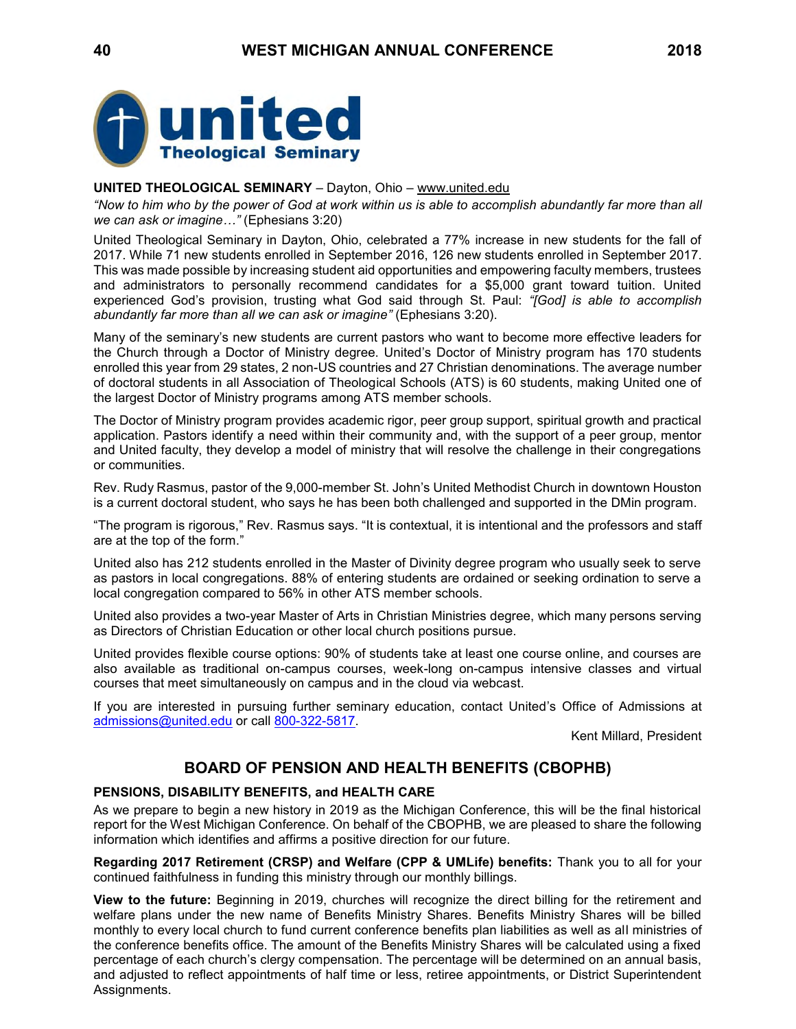**UNITED THEOLOGICAL SEMINARY** – Dayton, Ohio – www.united.edu

*"Now to him who by the power of God at work within us is able to accomplish abundantly far more than all we can ask or imagine…"* (Ephesians 3:20)

United Theological Seminary in Dayton, Ohio, celebrated a 77% increase in new students for the fall of 2017. While 71 new students enrolled in September 2016, 126 new students enrolled in September 2017. This was made possible by increasing student aid opportunities and empowering faculty members, trustees and administrators to personally recommend candidates for a $5,000 grant toward tuition. United experienced God's provision, trusting what God said through St. Paul: *"[God] is able to accomplish abundantly far more than all we can ask or imagine"* (Ephesians 3:20).

Many of the seminary's new students are current pastors who want to become more effective leaders for the Church through a Doctor of Ministry degree. United's Doctor of Ministry program has 170 students enrolled this year from 29 states, 2 non-US countries and 27 Christian denominations. The average number of doctoral students in all Association of Theological Schools (ATS) is 60 students, making United one of the largest Doctor of Ministry programs among ATS member schools.

The Doctor of Ministry program provides academic rigor, peer group support, spiritual growth and practical application. Pastors identify a need within their community and, with the support of a peer group, mentor and United faculty, they develop a model of ministry that will resolve the challenge in their congregations or communities.

Rev. Rudy Rasmus, pastor of the 9,000-member St. John's United Methodist Church in downtown Houston is a current doctoral student, who says he has been both challenged and supported in the DMin program.

"The program is rigorous," Rev. Rasmus says. "It is contextual, it is intentional and the professors and staff are at the top of the form."

United also has 212 students enrolled in the Master of Divinity degree program who usually seek to serve as pastors in local congregations. 88% of entering students are ordained or seeking ordination to serve a local congregation compared to 56% in other ATS member schools.

United also provides a two-year Master of Arts in Christian Ministries degree, which many persons serving as Directors of Christian Education or other local church positions pursue.

United provides flexible course options: 90% of students take at least one course online, and courses are also available as traditional on-campus courses, week-long on-campus intensive classes and virtual courses that meet simultaneously on campus and in the cloud via webcast.

If you are interested in pursuing further seminary education, contact United's Office of Admissions at admissions@united.edu or call 800-322-5817.

Kent Millard, President

## BOARD OF PENSION AND HEALTH BENEFITS (CBOPHB)

### PENSIONS, DISABILITY BENEFITS, and HEALTH CARE

As we prepare to begin a new history in 2019 as the Michigan Conference, this will be the final historical report for the West Michigan Conference. On behalf of the CBOPHB, we are pleased to share the following information which identifies and affirms a positive direction for our future.

**Regarding 2017 Retirement (CRSP) and Welfare (CPP & UMLife) benefits:** Thank you to all for your continued faithfulness in funding this ministry through our monthly billings.

**View to the future:** Beginning in 2019, churches will recognize the direct billing for the retirement and welfare plans under the new name of Benefits Ministry Shares. Benefits Ministry Shares will be billed monthly to every local church to fund current conference benefits plan liabilities as well as all ministries of the conference benefits office. The amount of the Benefits Ministry Shares will be calculated using a fixed percentage of each church's clergy compensation. The percentage will be determined on an annual basis, and adjusted to reflect appointments of half time or less, retiree appointments, or District Superintendent Assignments.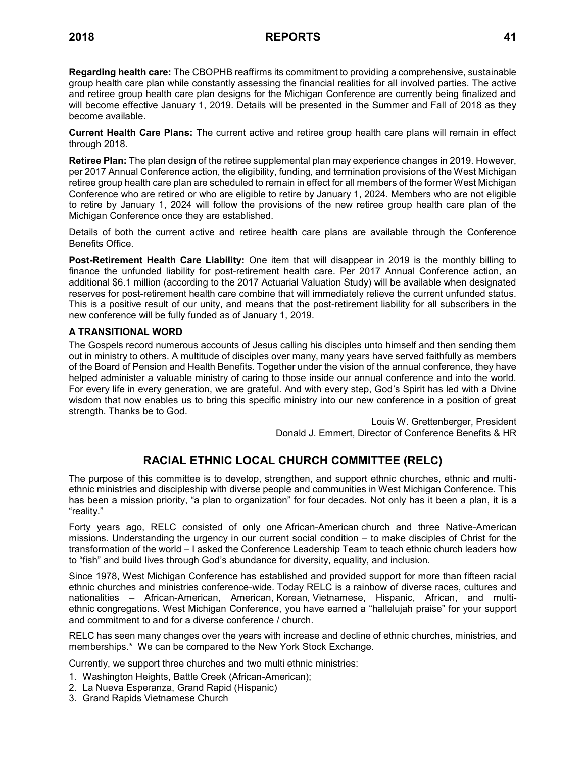**Regarding health care:** The CBOPHB reaffirms its commitment to providing a comprehensive, sustainable group health care plan while constantly assessing the financial realities for all involved parties. The active and retiree group health care plan designs for the Michigan Conference are currently being finalized and will become effective January 1, 2019. Details will be presented in the Summer and Fall of 2018 as they become available.

**Current Health Care Plans:** The current active and retiree group health care plans will remain in effect through 2018.

**Retiree Plan:** The plan design of the retiree supplemental plan may experience changes in 2019. However, per 2017 Annual Conference action, the eligibility, funding, and termination provisions of the West Michigan retiree group health care plan are scheduled to remain in effect for all members of the former West Michigan Conference who are retired or who are eligible to retire by January 1, 2024. Members who are not eligible to retire by January 1, 2024 will follow the provisions of the new retiree group health care plan of the Michigan Conference once they are established.

Details of both the current active and retiree health care plans are available through the Conference Benefits Office.

**Post-Retirement Health Care Liability:** One item that will disappear in 2019 is the monthly billing to finance the unfunded liability for post-retirement health care. Per 2017 Annual Conference action, an additional $6.1 million (according to the 2017 Actuarial Valuation Study) will be available when designated reserves for post-retirement health care combine that will immediately relieve the current unfunded status. This is a positive result of our unity, and means that the post-retirement liability for all subscribers in the new conference will be fully funded as of January 1, 2019.

**A TRANSITIONAL WORD**

The Gospels record numerous accounts of Jesus calling his disciples unto himself and then sending them out in ministry to others. A multitude of disciples over many, many years have served faithfully as members of the Board of Pension and Health Benefits. Together under the vision of the annual conference, they have helped administer a valuable ministry of caring to those inside our annual conference and into the world. For every life in every generation, we are grateful. And with every step, God's Spirit has led with a Divine wisdom that now enables us to bring this specific ministry into our new conference in a position of great strength. Thanks be to God.

Louis W. Grettenberger, President
Donald J. Emmert, Director of Conference Benefits & HR

## RACIAL ETHNIC LOCAL CHURCH COMMITTEE (RELC)

The purpose of this committee is to develop, strengthen, and support ethnic churches, ethnic and multi-ethnic ministries and discipleship with diverse people and communities in West Michigan Conference. This has been a mission priority, "a plan to organization" for four decades. Not only has it been a plan, it is a "reality."

Forty years ago, RELC consisted of only one African-American church and three Native-American missions. Understanding the urgency in our current social condition – to make disciples of Christ for the transformation of the world – I asked the Conference Leadership Team to teach ethnic church leaders how to "fish" and build lives through God's abundance for diversity, equality, and inclusion.

Since 1978, West Michigan Conference has established and provided support for more than fifteen racial ethnic churches and ministries conference-wide. Today RELC is a rainbow of diverse races, cultures and nationalities – African-American, American, Korean, Vietnamese, Hispanic, African, and multi-ethnic congregations. West Michigan Conference, you have earned a "hallelujah praise" for your support and commitment to and for a diverse conference / church.

RELC has seen many changes over the years with increase and decline of ethnic churches, ministries, and memberships.* We can be compared to the New York Stock Exchange.

Currently, we support three churches and two multi ethnic ministries:

1. Washington Heights, Battle Creek (African-American);
2. La Nueva Esperanza, Grand Rapid (Hispanic)
3. Grand Rapids Vietnamese Church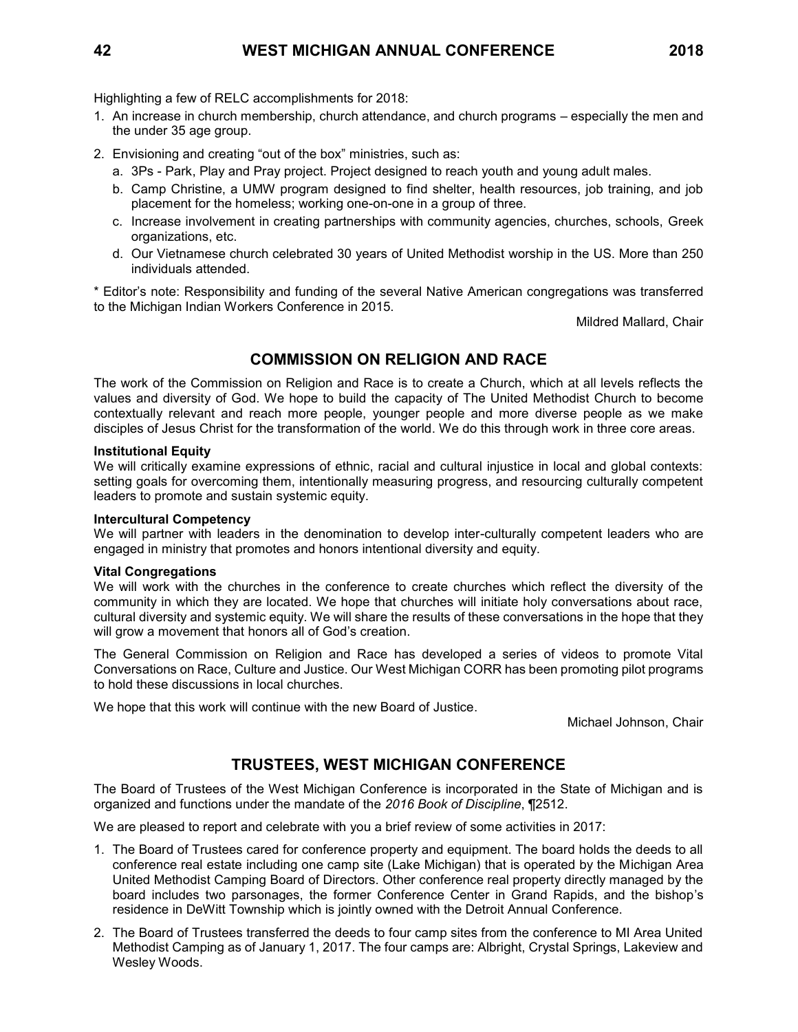Highlighting a few of RELC accomplishments for 2018:

1. An increase in church membership, church attendance, and church programs – especially the men and the under 35 age group.
2. Envisioning and creating "out of the box" ministries, such as:
   a. 3Ps - Park, Play and Pray project. Project designed to reach youth and young adult males.
   b. Camp Christine, a UMW program designed to find shelter, health resources, job training, and job placement for the homeless; working one-on-one in a group of three.
   c. Increase involvement in creating partnerships with community agencies, churches, schools, Greek organizations, etc.
   d. Our Vietnamese church celebrated 30 years of United Methodist worship in the US. More than 250 individuals attended.

* Editor's note: Responsibility and funding of the several Native American congregations was transferred to the Michigan Indian Workers Conference in 2015.

Mildred Mallard, Chair

## COMMISSION ON RELIGION AND RACE

The work of the Commission on Religion and Race is to create a Church, which at all levels reflects the values and diversity of God. We hope to build the capacity of The United Methodist Church to become contextually relevant and reach more people, younger people and more diverse people as we make disciples of Jesus Christ for the transformation of the world. We do this through work in three core areas.

**Institutional Equity**
We will critically examine expressions of ethnic, racial and cultural injustice in local and global contexts: setting goals for overcoming them, intentionally measuring progress, and resourcing culturally competent leaders to promote and sustain systemic equity.

**Intercultural Competency**
We will partner with leaders in the denomination to develop inter-culturally competent leaders who are engaged in ministry that promotes and honors intentional diversity and equity.

**Vital Congregations**
We will work with the churches in the conference to create churches which reflect the diversity of the community in which they are located. We hope that churches will initiate holy conversations about race, cultural diversity and systemic equity. We will share the results of these conversations in the hope that they will grow a movement that honors all of God's creation.

The General Commission on Religion and Race has developed a series of videos to promote Vital Conversations on Race, Culture and Justice. Our West Michigan CORR has been promoting pilot programs to hold these discussions in local churches.

We hope that this work will continue with the new Board of Justice.

Michael Johnson, Chair

## TRUSTEES, WEST MICHIGAN CONFERENCE

The Board of Trustees of the West Michigan Conference is incorporated in the State of Michigan and is organized and functions under the mandate of the *2016 Book of Discipline*, ¶2512.

We are pleased to report and celebrate with you a brief review of some activities in 2017:

1. The Board of Trustees cared for conference property and equipment. The board holds the deeds to all conference real estate including one camp site (Lake Michigan) that is operated by the Michigan Area United Methodist Camping Board of Directors. Other conference real property directly managed by the board includes two parsonages, the former Conference Center in Grand Rapids, and the bishop's residence in DeWitt Township which is jointly owned with the Detroit Annual Conference.
2. The Board of Trustees transferred the deeds to four camp sites from the conference to MI Area United Methodist Camping as of January 1, 2017. The four camps are: Albright, Crystal Springs, Lakeview and Wesley Woods.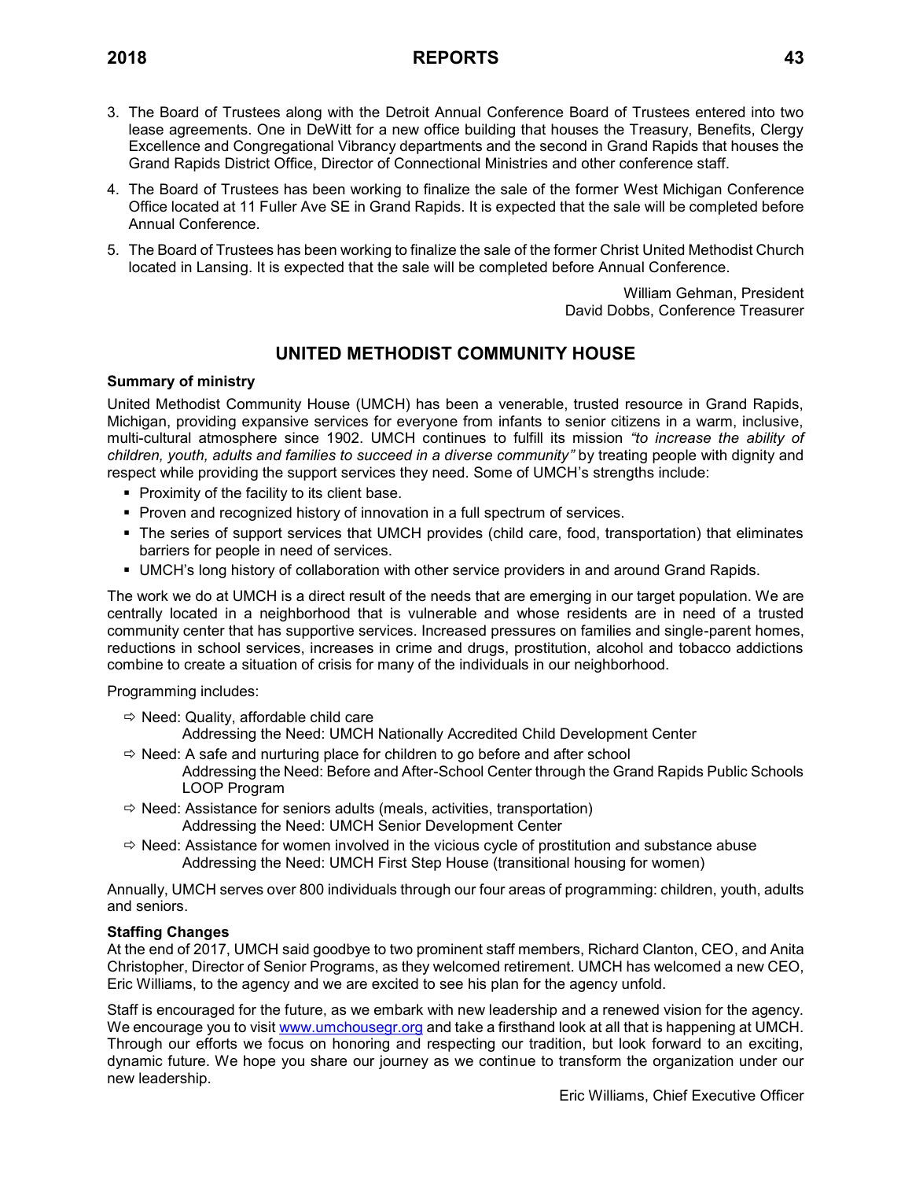3. The Board of Trustees along with the Detroit Annual Conference Board of Trustees entered into two lease agreements. One in DeWitt for a new office building that houses the Treasury, Benefits, Clergy Excellence and Congregational Vibrancy departments and the second in Grand Rapids that houses the Grand Rapids District Office, Director of Connectional Ministries and other conference staff.
4. The Board of Trustees has been working to finalize the sale of the former West Michigan Conference Office located at 11 Fuller Ave SE in Grand Rapids. It is expected that the sale will be completed before Annual Conference.
5. The Board of Trustees has been working to finalize the sale of the former Christ United Methodist Church located in Lansing. It is expected that the sale will be completed before Annual Conference.

William Gehman, President
David Dobbs, Conference Treasurer

## UNITED METHODIST COMMUNITY HOUSE

**Summary of ministry**

United Methodist Community House (UMCH) has been a venerable, trusted resource in Grand Rapids, Michigan, providing expansive services for everyone from infants to senior citizens in a warm, inclusive, multi-cultural atmosphere since 1902. UMCH continues to fulfill its mission *"to increase the ability of children, youth, adults and families to succeed in a diverse community"* by treating people with dignity and respect while providing the support services they need. Some of UMCH's strengths include:

- Proximity of the facility to its client base.
- Proven and recognized history of innovation in a full spectrum of services.
- The series of support services that UMCH provides (child care, food, transportation) that eliminates barriers for people in need of services.
- UMCH's long history of collaboration with other service providers in and around Grand Rapids.

The work we do at UMCH is a direct result of the needs that are emerging in our target population. We are centrally located in a neighborhood that is vulnerable and whose residents are in need of a trusted community center that has supportive services. Increased pressures on families and single-parent homes, reductions in school services, increases in crime and drugs, prostitution, alcohol and tobacco addictions combine to create a situation of crisis for many of the individuals in our neighborhood.

Programming includes:

- ⇨ Need: Quality, affordable child care
  Addressing the Need: UMCH Nationally Accredited Child Development Center
- ⇨ Need: A safe and nurturing place for children to go before and after school
  Addressing the Need: Before and After-School Center through the Grand Rapids Public Schools LOOP Program
- ⇨ Need: Assistance for seniors adults (meals, activities, transportation)
  Addressing the Need: UMCH Senior Development Center
- ⇨ Need: Assistance for women involved in the vicious cycle of prostitution and substance abuse
  Addressing the Need: UMCH First Step House (transitional housing for women)

Annually, UMCH serves over 800 individuals through our four areas of programming: children, youth, adults and seniors.

**Staffing Changes**

At the end of 2017, UMCH said goodbye to two prominent staff members, Richard Clanton, CEO, and Anita Christopher, Director of Senior Programs, as they welcomed retirement. UMCH has welcomed a new CEO, Eric Williams, to the agency and we are excited to see his plan for the agency unfold.

Staff is encouraged for the future, as we embark with new leadership and a renewed vision for the agency. We encourage you to visit www.umchousegr.org and take a firsthand look at all that is happening at UMCH. Through our efforts we focus on honoring and respecting our tradition, but look forward to an exciting, dynamic future. We hope you share our journey as we continue to transform the organization under our new leadership.

Eric Williams, Chief Executive Officer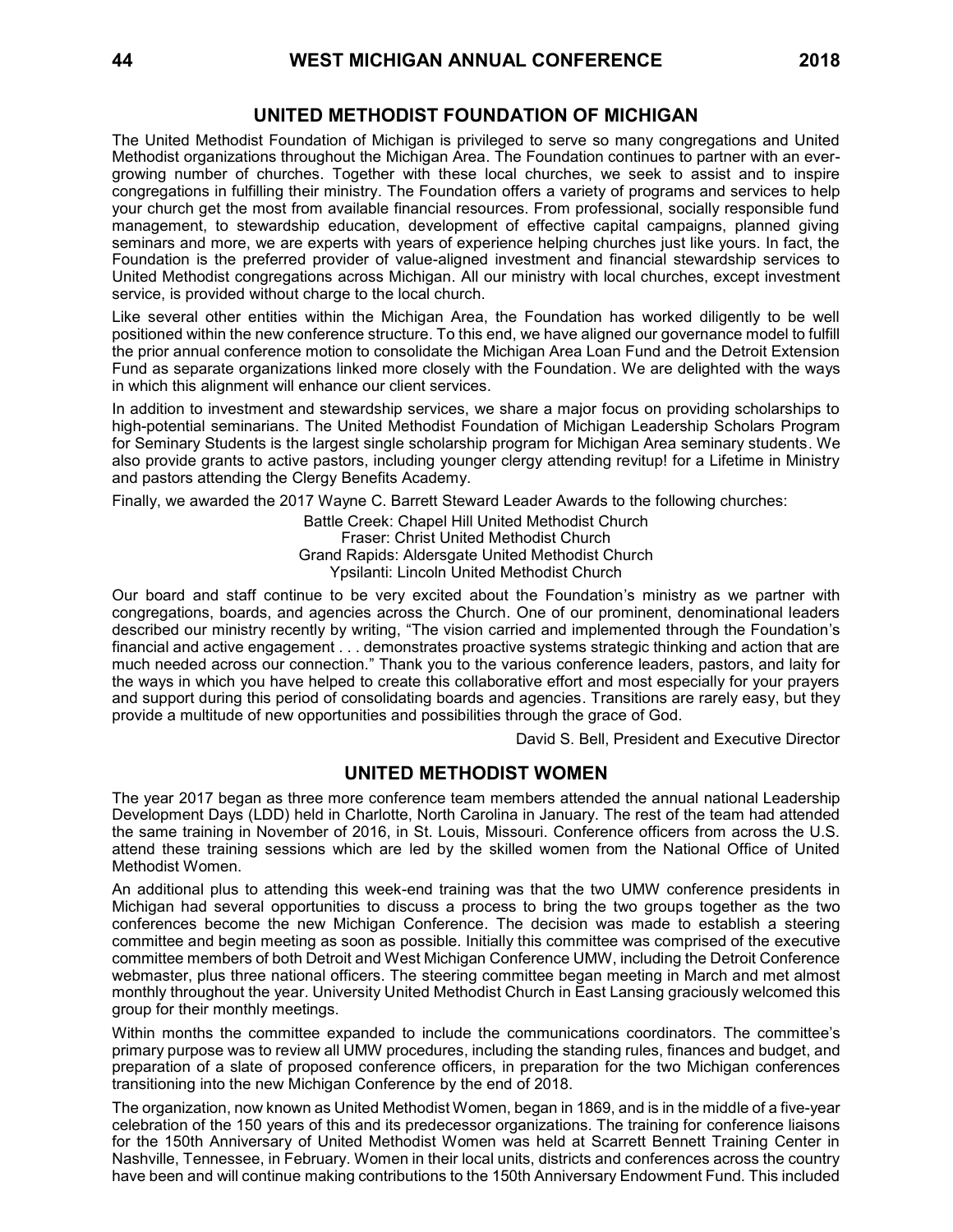## UNITED METHODIST FOUNDATION OF MICHIGAN

The United Methodist Foundation of Michigan is privileged to serve so many congregations and United Methodist organizations throughout the Michigan Area. The Foundation continues to partner with an ever-growing number of churches. Together with these local churches, we seek to assist and to inspire congregations in fulfilling their ministry. The Foundation offers a variety of programs and services to help your church get the most from available financial resources. From professional, socially responsible fund management, to stewardship education, development of effective capital campaigns, planned giving seminars and more, we are experts with years of experience helping churches just like yours. In fact, the Foundation is the preferred provider of value-aligned investment and financial stewardship services to United Methodist congregations across Michigan. All our ministry with local churches, except investment service, is provided without charge to the local church.

Like several other entities within the Michigan Area, the Foundation has worked diligently to be well positioned within the new conference structure. To this end, we have aligned our governance model to fulfill the prior annual conference motion to consolidate the Michigan Area Loan Fund and the Detroit Extension Fund as separate organizations linked more closely with the Foundation. We are delighted with the ways in which this alignment will enhance our client services.

In addition to investment and stewardship services, we share a major focus on providing scholarships to high-potential seminarians. The United Methodist Foundation of Michigan Leadership Scholars Program for Seminary Students is the largest single scholarship program for Michigan Area seminary students. We also provide grants to active pastors, including younger clergy attending revitup! for a Lifetime in Ministry and pastors attending the Clergy Benefits Academy.

Finally, we awarded the 2017 Wayne C. Barrett Steward Leader Awards to the following churches:

Battle Creek: Chapel Hill United Methodist Church
Fraser: Christ United Methodist Church
Grand Rapids: Aldersgate United Methodist Church
Ypsilanti: Lincoln United Methodist Church

Our board and staff continue to be very excited about the Foundation's ministry as we partner with congregations, boards, and agencies across the Church. One of our prominent, denominational leaders described our ministry recently by writing, "The vision carried and implemented through the Foundation's financial and active engagement . . . demonstrates proactive systems strategic thinking and action that are much needed across our connection." Thank you to the various conference leaders, pastors, and laity for the ways in which you have helped to create this collaborative effort and most especially for your prayers and support during this period of consolidating boards and agencies. Transitions are rarely easy, but they provide a multitude of new opportunities and possibilities through the grace of God.

David S. Bell, President and Executive Director

## UNITED METHODIST WOMEN

The year 2017 began as three more conference team members attended the annual national Leadership Development Days (LDD) held in Charlotte, North Carolina in January. The rest of the team had attended the same training in November of 2016, in St. Louis, Missouri. Conference officers from across the U.S. attend these training sessions which are led by the skilled women from the National Office of United Methodist Women.

An additional plus to attending this week-end training was that the two UMW conference presidents in Michigan had several opportunities to discuss a process to bring the two groups together as the two conferences become the new Michigan Conference. The decision was made to establish a steering committee and begin meeting as soon as possible. Initially this committee was comprised of the executive committee members of both Detroit and West Michigan Conference UMW, including the Detroit Conference webmaster, plus three national officers. The steering committee began meeting in March and met almost monthly throughout the year. University United Methodist Church in East Lansing graciously welcomed this group for their monthly meetings.

Within months the committee expanded to include the communications coordinators. The committee's primary purpose was to review all UMW procedures, including the standing rules, finances and budget, and preparation of a slate of proposed conference officers, in preparation for the two Michigan conferences transitioning into the new Michigan Conference by the end of 2018.

The organization, now known as United Methodist Women, began in 1869, and is in the middle of a five-year celebration of the 150 years of this and its predecessor organizations. The training for conference liaisons for the 150th Anniversary of United Methodist Women was held at Scarrett Bennett Training Center in Nashville, Tennessee, in February. Women in their local units, districts and conferences across the country have been and will continue making contributions to the 150th Anniversary Endowment Fund. This included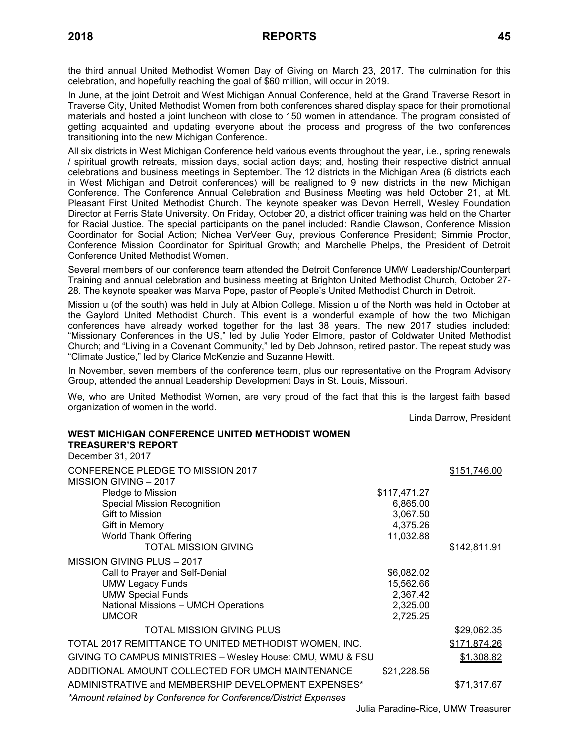the third annual United Methodist Women Day of Giving on March 23, 2017. The culmination for this celebration, and hopefully reaching the goal of $60 million, will occur in 2019.

In June, at the joint Detroit and West Michigan Annual Conference, held at the Grand Traverse Resort in Traverse City, United Methodist Women from both conferences shared display space for their promotional materials and hosted a joint luncheon with close to 150 women in attendance. The program consisted of getting acquainted and updating everyone about the process and progress of the two conferences transitioning into the new Michigan Conference.

All six districts in West Michigan Conference held various events throughout the year, i.e., spring renewals / spiritual growth retreats, mission days, social action days; and, hosting their respective district annual celebrations and business meetings in September. The 12 districts in the Michigan Area (6 districts each in West Michigan and Detroit conferences) will be realigned to 9 new districts in the new Michigan Conference. The Conference Annual Celebration and Business Meeting was held October 21, at Mt. Pleasant First United Methodist Church. The keynote speaker was Devon Herrell, Wesley Foundation Director at Ferris State University. On Friday, October 20, a district officer training was held on the Charter for Racial Justice. The special participants on the panel included: Randie Clawson, Conference Mission Coordinator for Social Action; Nichea VerVeer Guy, previous Conference President; Simmie Proctor, Conference Mission Coordinator for Spiritual Growth; and Marchelle Phelps, the President of Detroit Conference United Methodist Women.

Several members of our conference team attended the Detroit Conference UMW Leadership/Counterpart Training and annual celebration and business meeting at Brighton United Methodist Church, October 27-28. The keynote speaker was Marva Pope, pastor of People's United Methodist Church in Detroit.

Mission u (of the south) was held in July at Albion College. Mission u of the North was held in October at the Gaylord United Methodist Church. This event is a wonderful example of how the two Michigan conferences have already worked together for the last 38 years. The new 2017 studies included: "Missionary Conferences in the US," led by Julie Yoder Elmore, pastor of Coldwater United Methodist Church; and "Living in a Covenant Community," led by Deb Johnson, retired pastor. The repeat study was "Climate Justice," led by Clarice McKenzie and Suzanne Hewitt.

In November, seven members of the conference team, plus our representative on the Program Advisory Group, attended the annual Leadership Development Days in St. Louis, Missouri.

We, who are United Methodist Women, are very proud of the fact that this is the largest faith based organization of women in the world.

Linda Darrow, President

**WEST MICHIGAN CONFERENCE UNITED METHODIST WOMEN**
**TREASURER'S REPORT**
December 31, 2017

| | | |
|---|---|---|
| CONFERENCE PLEDGE TO MISSION 2017 | | $151,746.00 |
| MISSION GIVING – 2017 | | |
| Pledge to Mission | $117,471.27 | |
| Special Mission Recognition | 6,865.00 | |
| Gift to Mission | 3,067.50 | |
| Gift in Memory | 4,375.26 | |
| World Thank Offering | 11,032.88 | |
| TOTAL MISSION GIVING | | $142,811.91 |
| MISSION GIVING PLUS – 2017 | | |
| Call to Prayer and Self-Denial | $6,082.02 | |
| UMW Legacy Funds | 15,562.66 | |
| UMW Special Funds | 2,367.42 | |
| National Missions – UMCH Operations | 2,325.00 | |
| UMCOR | 2,725.25 | |
| TOTAL MISSION GIVING PLUS | | $29,062.35 |
| TOTAL 2017 REMITTANCE TO UNITED METHODIST WOMEN, INC. | | $171,874.26 |
| GIVING TO CAMPUS MINISTRIES – Wesley House: CMU, WMU & FSU | | $1,308.82 |
| ADDITIONAL AMOUNT COLLECTED FOR UMCH MAINTENANCE | $21,228.56 | |
| ADMINISTRATIVE and MEMBERSHIP DEVELOPMENT EXPENSES* | | $71,317.67 |

*Amount retained by Conference for Conference/District Expenses*

Julia Paradine-Rice, UMW Treasurer